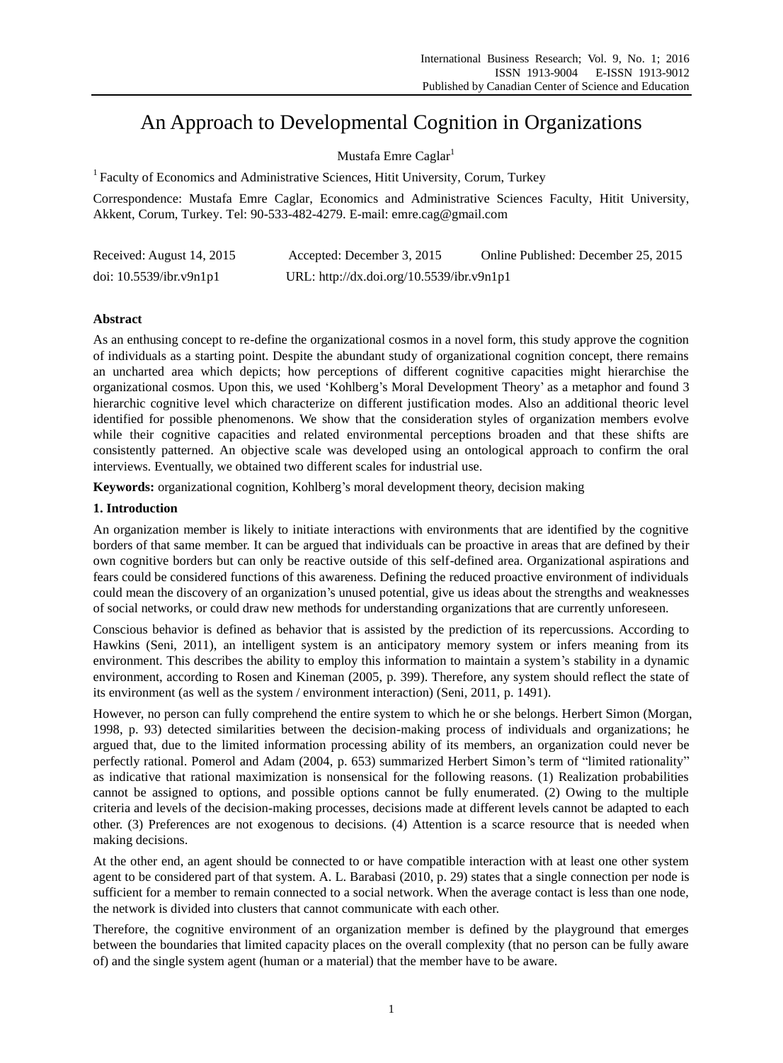# An Approach to Developmental Cognition in Organizations

Mustafa Emre Caglar[1]

[1] Faculty of Economics and Administrative Sciences, Hitit University, Corum, Turkey

Correspondence: Mustafa Emre Caglar, Economics and Administrative Sciences Faculty, Hitit University, Akkent, Corum, Turkey. Tel: 90-533-482-4279. E-mail: emre.cag@gmail.com

Received: August 14, 2015 Accepted: December 3, 2015 Online Published: December 25, 2015

doi: 10.5539/ibr.v9n1p1 URL: http://dx.doi.org/10.5539/ibr.v9n1p1

## Abstract

As an enthusing concept to re-define the organizational cosmos in a novel form, this study approve the cognition of individuals as a starting point. Despite the abundant study of organizational cognition concept, there remains an uncharted area which depicts; how perceptions of different cognitive capacities might hierarchise the organizational cosmos. Upon this, we used 'Kohlberg's Moral Development Theory' as a metaphor and found 3 hierarchic cognitive level which characterize on different justification modes. Also an additional theoric level identified for possible phenomenons. We show that the consideration styles of organization members evolve while their cognitive capacities and related environmental perceptions broaden and that these shifts are consistently patterned. An objective scale was developed using an ontological approach to confirm the oral interviews. Eventually, we obtained two different scales for industrial use.

**Keywords:** organizational cognition, Kohlberg's moral development theory, decision making

## 1. Introduction

An organization member is likely to initiate interactions with environments that are identified by the cognitive borders of that same member. It can be argued that individuals can be proactive in areas that are defined by their own cognitive borders but can only be reactive outside of this self-defined area. Organizational aspirations and fears could be considered functions of this awareness. Defining the reduced proactive environment of individuals could mean the discovery of an organization's unused potential, give us ideas about the strengths and weaknesses of social networks, or could draw new methods for understanding organizations that are currently unforeseen.

Conscious behavior is defined as behavior that is assisted by the prediction of its repercussions. According to Hawkins (Seni, 2011), an intelligent system is an anticipatory memory system or infers meaning from its environment. This describes the ability to employ this information to maintain a system's stability in a dynamic environment, according to Rosen and Kineman (2005, p. 399). Therefore, any system should reflect the state of its environment (as well as the system / environment interaction) (Seni, 2011, p. 1491).

However, no person can fully comprehend the entire system to which he or she belongs. Herbert Simon (Morgan, 1998, p. 93) detected similarities between the decision-making process of individuals and organizations; he argued that, due to the limited information processing ability of its members, an organization could never be perfectly rational. Pomerol and Adam (2004, p. 653) summarized Herbert Simon's term of "limited rationality" as indicative that rational maximization is nonsensical for the following reasons. (1) Realization probabilities cannot be assigned to options, and possible options cannot be fully enumerated. (2) Owing to the multiple criteria and levels of the decision-making processes, decisions made at different levels cannot be adapted to each other. (3) Preferences are not exogenous to decisions. (4) Attention is a scarce resource that is needed when making decisions.

At the other end, an agent should be connected to or have compatible interaction with at least one other system agent to be considered part of that system. A. L. Barabasi (2010, p. 29) states that a single connection per node is sufficient for a member to remain connected to a social network. When the average contact is less than one node, the network is divided into clusters that cannot communicate with each other.

Therefore, the cognitive environment of an organization member is defined by the playground that emerges between the boundaries that limited capacity places on the overall complexity (that no person can be fully aware of) and the single system agent (human or a material) that the member have to be aware.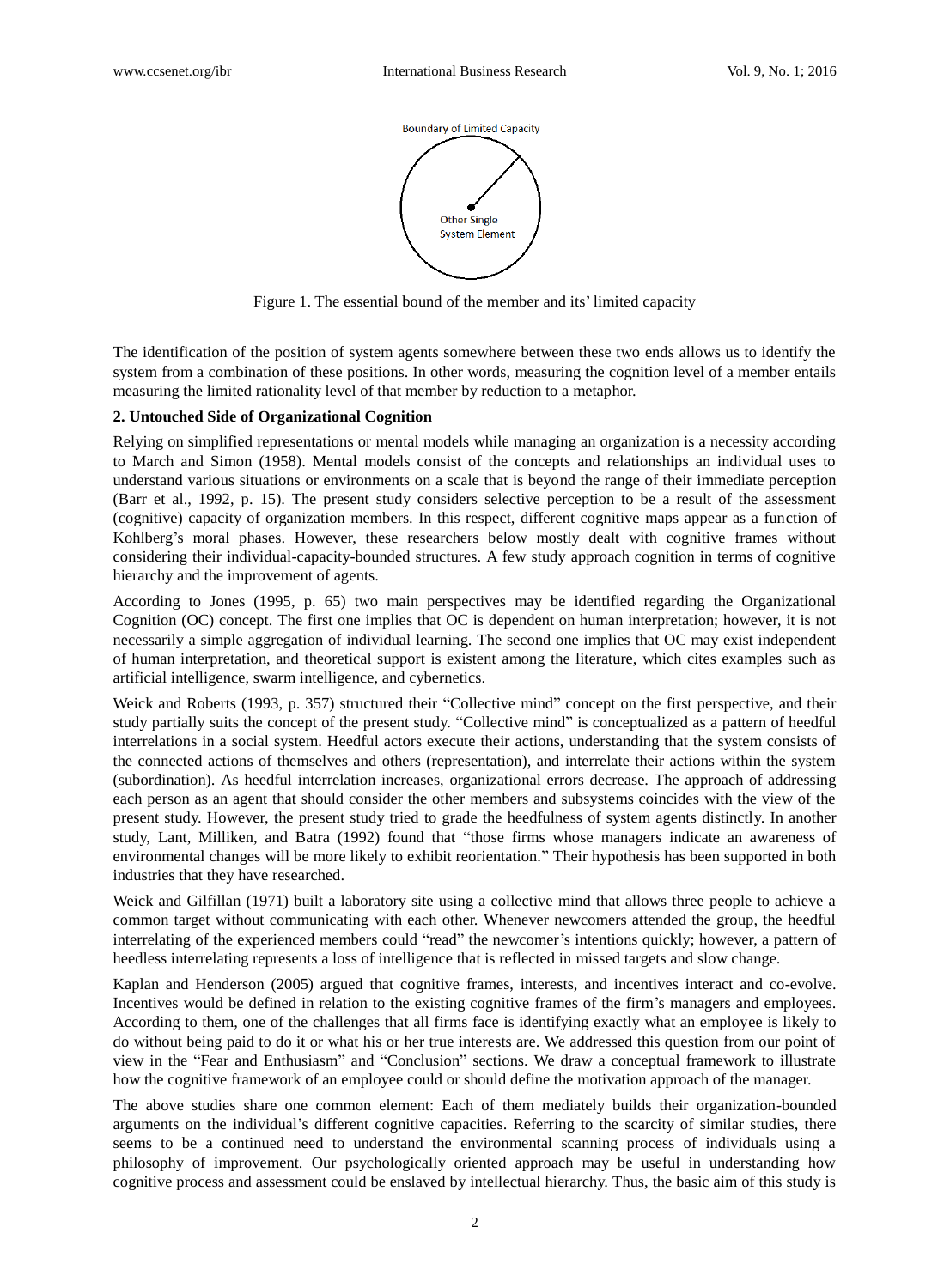Figure 1. The essential bound of the member and its' limited capacity

The identification of the position of system agents somewhere between these two ends allows us to identify the system from a combination of these positions. In other words, measuring the cognition level of a member entails measuring the limited rationality level of that member by reduction to a metaphor.

**2. Untouched Side of Organizational Cognition**

Relying on simplified representations or mental models while managing an organization is a necessity according to March and Simon (1958). Mental models consist of the concepts and relationships an individual uses to understand various situations or environments on a scale that is beyond the range of their immediate perception (Barr et al., 1992, p. 15). The present study considers selective perception to be a result of the assessment (cognitive) capacity of organization members. In this respect, different cognitive maps appear as a function of Kohlberg's moral phases. However, these researchers below mostly dealt with cognitive frames without considering their individual-capacity-bounded structures. A few study approach cognition in terms of cognitive hierarchy and the improvement of agents.

According to Jones (1995, p. 65) two main perspectives may be identified regarding the Organizational Cognition (OC) concept. The first one implies that OC is dependent on human interpretation; however, it is not necessarily a simple aggregation of individual learning. The second one implies that OC may exist independent of human interpretation, and theoretical support is existent among the literature, which cites examples such as artificial intelligence, swarm intelligence, and cybernetics.

Weick and Roberts (1993, p. 357) structured their "Collective mind" concept on the first perspective, and their study partially suits the concept of the present study. "Collective mind" is conceptualized as a pattern of heedful interrelations in a social system. Heedful actors execute their actions, understanding that the system consists of the connected actions of themselves and others (representation), and interrelate their actions within the system (subordination). As heedful interrelation increases, organizational errors decrease. The approach of addressing each person as an agent that should consider the other members and subsystems coincides with the view of the present study. However, the present study tried to grade the heedfulness of system agents distinctly. In another study, Lant, Milliken, and Batra (1992) found that "those firms whose managers indicate an awareness of environmental changes will be more likely to exhibit reorientation." Their hypothesis has been supported in both industries that they have researched.

Weick and Gilfillan (1971) built a laboratory site using a collective mind that allows three people to achieve a common target without communicating with each other. Whenever newcomers attended the group, the heedful interrelating of the experienced members could "read" the newcomer's intentions quickly; however, a pattern of heedless interrelating represents a loss of intelligence that is reflected in missed targets and slow change.

Kaplan and Henderson (2005) argued that cognitive frames, interests, and incentives interact and co-evolve. Incentives would be defined in relation to the existing cognitive frames of the firm's managers and employees. According to them, one of the challenges that all firms face is identifying exactly what an employee is likely to do without being paid to do it or what his or her true interests are. We addressed this question from our point of view in the "Fear and Enthusiasm" and "Conclusion" sections. We draw a conceptual framework to illustrate how the cognitive framework of an employee could or should define the motivation approach of the manager.

The above studies share one common element: Each of them mediately builds their organization-bounded arguments on the individual's different cognitive capacities. Referring to the scarcity of similar studies, there seems to be a continued need to understand the environmental scanning process of individuals using a philosophy of improvement. Our psychologically oriented approach may be useful in understanding how cognitive process and assessment could be enslaved by intellectual hierarchy. Thus, the basic aim of this study is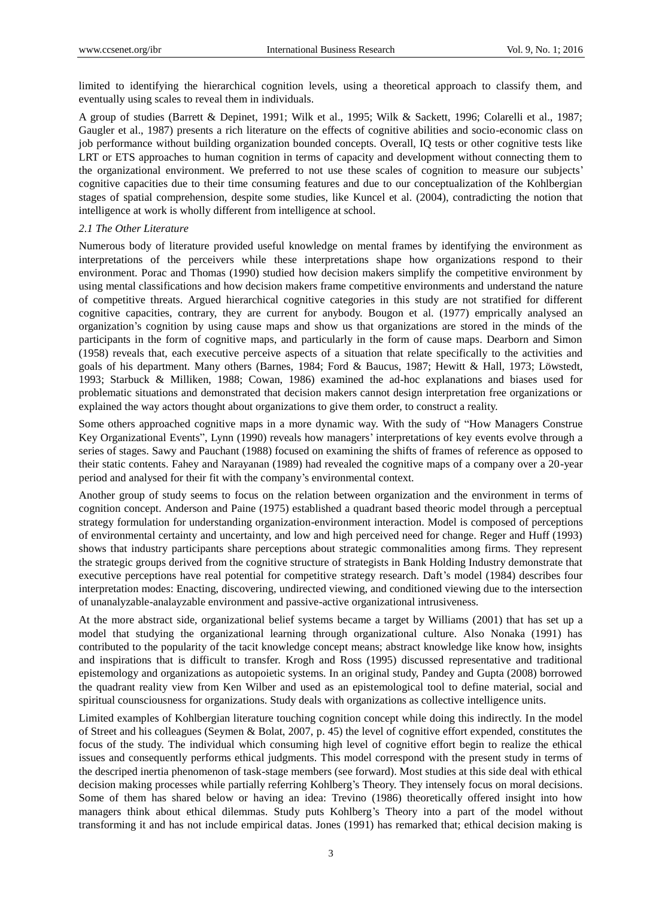limited to identifying the hierarchical cognition levels, using a theoretical approach to classify them, and eventually using scales to reveal them in individuals.

A group of studies (Barrett & Depinet, 1991; Wilk et al., 1995; Wilk & Sackett, 1996; Colarelli et al., 1987; Gaugler et al., 1987) presents a rich literature on the effects of cognitive abilities and socio-economic class on job performance without building organization bounded concepts. Overall, IQ tests or other cognitive tests like LRT or ETS approaches to human cognition in terms of capacity and development without connecting them to the organizational environment. We preferred to not use these scales of cognition to measure our subjects' cognitive capacities due to their time consuming features and due to our conceptualization of the Kohlbergian stages of spatial comprehension, despite some studies, like Kuncel et al. (2004), contradicting the notion that intelligence at work is wholly different from intelligence at school.

### *2.1 The Other Literature*

Numerous body of literature provided useful knowledge on mental frames by identifying the environment as interpretations of the perceivers while these interpretations shape how organizations respond to their environment. Porac and Thomas (1990) studied how decision makers simplify the competitive environment by using mental classifications and how decision makers frame competitive environments and understand the nature of competitive threats. Argued hierarchical cognitive categories in this study are not stratified for different cognitive capacities, contrary, they are current for anybody. Bougon et al. (1977) emprically analysed an organization's cognition by using cause maps and show us that organizations are stored in the minds of the participants in the form of cognitive maps, and particularly in the form of cause maps. Dearborn and Simon (1958) reveals that, each executive perceive aspects of a situation that relate specifically to the activities and goals of his department. Many others (Barnes, 1984; Ford & Baucus, 1987; Hewitt & Hall, 1973; Löwstedt, 1993; Starbuck & Milliken, 1988; Cowan, 1986) examined the ad-hoc explanations and biases used for problematic situations and demonstrated that decision makers cannot design interpretation free organizations or explained the way actors thought about organizations to give them order, to construct a reality.

Some others approached cognitive maps in a more dynamic way. With the sudy of "How Managers Construe Key Organizational Events", Lynn (1990) reveals how managers' interpretations of key events evolve through a series of stages. Sawy and Pauchant (1988) focused on examining the shifts of frames of reference as opposed to their static contents. Fahey and Narayanan (1989) had revealed the cognitive maps of a company over a 20-year period and analysed for their fit with the company's environmental context.

Another group of study seems to focus on the relation between organization and the environment in terms of cognition concept. Anderson and Paine (1975) established a quadrant based theoric model through a perceptual strategy formulation for understanding organization-environment interaction. Model is composed of perceptions of environmental certainty and uncertainty, and low and high perceived need for change. Reger and Huff (1993) shows that industry participants share perceptions about strategic commonalities among firms. They represent the strategic groups derived from the cognitive structure of strategists in Bank Holding Industry demonstrate that executive perceptions have real potential for competitive strategy research. Daft's model (1984) describes four interpretation modes: Enacting, discovering, undirected viewing, and conditioned viewing due to the intersection of unanalyzable-analayzable environment and passive-active organizational intrusiveness.

At the more abstract side, organizational belief systems became a target by Williams (2001) that has set up a model that studying the organizational learning through organizational culture. Also Nonaka (1991) has contributed to the popularity of the tacit knowledge concept means; abstract knowledge like know how, insights and inspirations that is difficult to transfer. Krogh and Ross (1995) discussed representative and traditional epistemology and organizations as autopoietic systems. In an original study, Pandey and Gupta (2008) borrowed the quadrant reality view from Ken Wilber and used as an epistemological tool to define material, social and spiritual counsciousness for organizations. Study deals with organizations as collective intelligence units.

Limited examples of Kohlbergian literature touching cognition concept while doing this indirectly. In the model of Street and his colleagues (Seymen & Bolat, 2007, p. 45) the level of cognitive effort expended, constitutes the focus of the study. The individual which consuming high level of cognitive effort begin to realize the ethical issues and consequently performs ethical judgments. This model correspond with the present study in terms of the descriped inertia phenomenon of task-stage members (see forward). Most studies at this side deal with ethical decision making processes while partially referring Kohlberg's Theory. They intensely focus on moral decisions. Some of them has shared below or having an idea: Trevino (1986) theoretically offered insight into how managers think about ethical dilemmas. Study puts Kohlberg's Theory into a part of the model without transforming it and has not include empirical datas. Jones (1991) has remarked that; ethical decision making is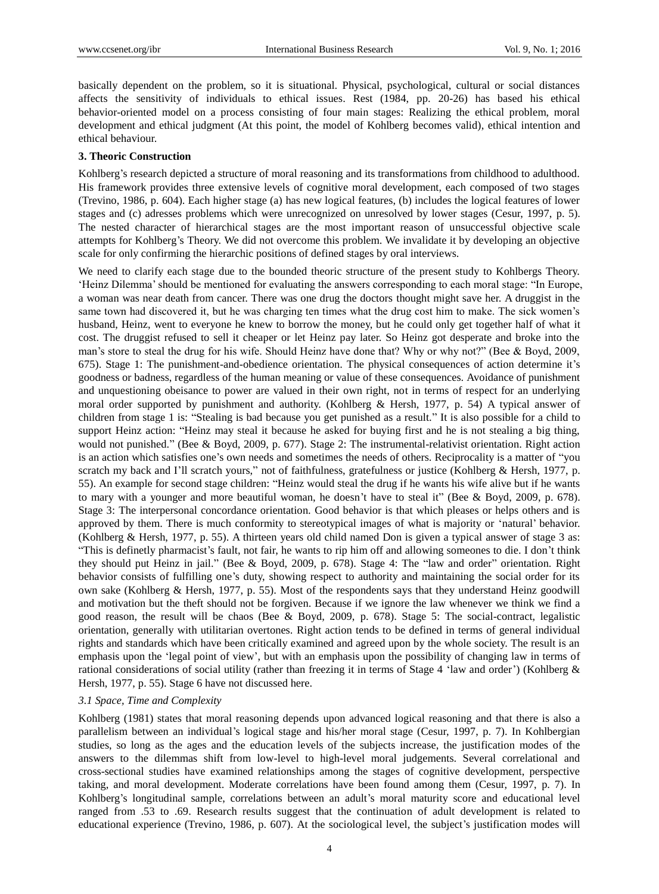basically dependent on the problem, so it is situational. Physical, psychological, cultural or social distances affects the sensitivity of individuals to ethical issues. Rest (1984, pp. 20-26) has based his ethical behavior-oriented model on a process consisting of four main stages: Realizing the ethical problem, moral development and ethical judgment (At this point, the model of Kohlberg becomes valid), ethical intention and ethical behaviour.

## 3. Theoric Construction

Kohlberg's research depicted a structure of moral reasoning and its transformations from childhood to adulthood. His framework provides three extensive levels of cognitive moral development, each composed of two stages (Trevino, 1986, p. 604). Each higher stage (a) has new logical features, (b) includes the logical features of lower stages and (c) adresses problems which were unrecognized on unresolved by lower stages (Cesur, 1997, p. 5). The nested character of hierarchical stages are the most important reason of unsuccessful objective scale attempts for Kohlberg's Theory. We did not overcome this problem. We invalidate it by developing an objective scale for only confirming the hierarchic positions of defined stages by oral interviews.

We need to clarify each stage due to the bounded theoric structure of the present study to Kohlbergs Theory. 'Heinz Dilemma' should be mentioned for evaluating the answers corresponding to each moral stage: "In Europe, a woman was near death from cancer. There was one drug the doctors thought might save her. A druggist in the same town had discovered it, but he was charging ten times what the drug cost him to make. The sick women's husband, Heinz, went to everyone he knew to borrow the money, but he could only get together half of what it cost. The druggist refused to sell it cheaper or let Heinz pay later. So Heinz got desperate and broke into the man's store to steal the drug for his wife. Should Heinz have done that? Why or why not?" (Bee & Boyd, 2009, 675). Stage 1: The punishment-and-obedience orientation. The physical consequences of action determine it's goodness or badness, regardless of the human meaning or value of these consequences. Avoidance of punishment and unquestioning obeisance to power are valued in their own right, not in terms of respect for an underlying moral order supported by punishment and authority. (Kohlberg & Hersh, 1977, p. 54) A typical answer of children from stage 1 is: "Stealing is bad because you get punished as a result." It is also possible for a child to support Heinz action: "Heinz may steal it because he asked for buying first and he is not stealing a big thing, would not punished." (Bee & Boyd, 2009, p. 677). Stage 2: The instrumental-relativist orientation. Right action is an action which satisfies one's own needs and sometimes the needs of others. Reciprocality is a matter of "you scratch my back and I'll scratch yours," not of faithfulness, gratefulness or justice (Kohlberg & Hersh, 1977, p. 55). An example for second stage children: "Heinz would steal the drug if he wants his wife alive but if he wants to mary with a younger and more beautiful woman, he doesn't have to steal it" (Bee & Boyd, 2009, p. 678). Stage 3: The interpersonal concordance orientation. Good behavior is that which pleases or helps others and is approved by them. There is much conformity to stereotypical images of what is majority or 'natural' behavior. (Kohlberg & Hersh, 1977, p. 55). A thirteen years old child named Don is given a typical answer of stage 3 as: "This is definetly pharmacist's fault, not fair, he wants to rip him off and allowing someones to die. I don't think they should put Heinz in jail." (Bee & Boyd, 2009, p. 678). Stage 4: The "law and order" orientation. Right behavior consists of fulfilling one's duty, showing respect to authority and maintaining the social order for its own sake (Kohlberg & Hersh, 1977, p. 55). Most of the respondents says that they understand Heinz goodwill and motivation but the theft should not be forgiven. Because if we ignore the law whenever we think we find a good reason, the result will be chaos (Bee & Boyd, 2009, p. 678). Stage 5: The social-contract, legalistic orientation, generally with utilitarian overtones. Right action tends to be defined in terms of general individual rights and standards which have been critically examined and agreed upon by the whole society. The result is an emphasis upon the 'legal point of view', but with an emphasis upon the possibility of changing law in terms of rational considerations of social utility (rather than freezing it in terms of Stage 4 'law and order') (Kohlberg & Hersh, 1977, p. 55). Stage 6 have not discussed here.

### *3.1 Space, Time and Complexity*

Kohlberg (1981) states that moral reasoning depends upon advanced logical reasoning and that there is also a parallelism between an individual's logical stage and his/her moral stage (Cesur, 1997, p. 7). In Kohlbergian studies, so long as the ages and the education levels of the subjects increase, the justification modes of the answers to the dilemmas shift from low-level to high-level moral judgements. Several correlational and cross-sectional studies have examined relationships among the stages of cognitive development, perspective taking, and moral development. Moderate correlations have been found among them (Cesur, 1997, p. 7). In Kohlberg's longitudinal sample, correlations between an adult's moral maturity score and educational level ranged from .53 to .69. Research results suggest that the continuation of adult development is related to educational experience (Trevino, 1986, p. 607). At the sociological level, the subject's justification modes will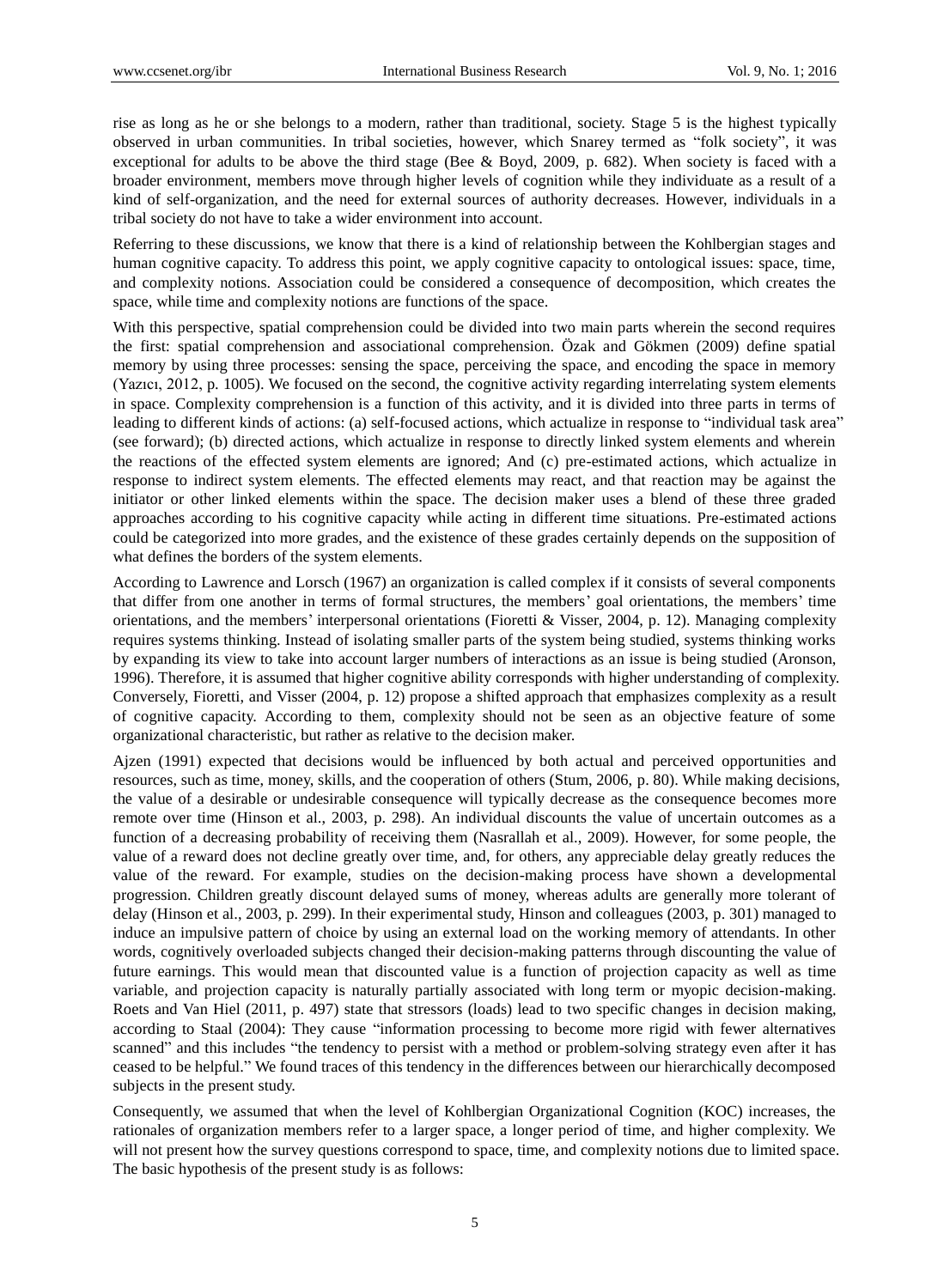rise as long as he or she belongs to a modern, rather than traditional, society. Stage 5 is the highest typically observed in urban communities. In tribal societies, however, which Snarey termed as "folk society", it was exceptional for adults to be above the third stage (Bee & Boyd, 2009, p. 682). When society is faced with a broader environment, members move through higher levels of cognition while they individuate as a result of a kind of self-organization, and the need for external sources of authority decreases. However, individuals in a tribal society do not have to take a wider environment into account.

Referring to these discussions, we know that there is a kind of relationship between the Kohlbergian stages and human cognitive capacity. To address this point, we apply cognitive capacity to ontological issues: space, time, and complexity notions. Association could be considered a consequence of decomposition, which creates the space, while time and complexity notions are functions of the space.

With this perspective, spatial comprehension could be divided into two main parts wherein the second requires the first: spatial comprehension and associational comprehension. Özak and Gökmen (2009) define spatial memory by using three processes: sensing the space, perceiving the space, and encoding the space in memory (Yazıcı, 2012, p. 1005). We focused on the second, the cognitive activity regarding interrelating system elements in space. Complexity comprehension is a function of this activity, and it is divided into three parts in terms of leading to different kinds of actions: (a) self-focused actions, which actualize in response to "individual task area" (see forward); (b) directed actions, which actualize in response to directly linked system elements and wherein the reactions of the effected system elements are ignored; And (c) pre-estimated actions, which actualize in response to indirect system elements. The effected elements may react, and that reaction may be against the initiator or other linked elements within the space. The decision maker uses a blend of these three graded approaches according to his cognitive capacity while acting in different time situations. Pre-estimated actions could be categorized into more grades, and the existence of these grades certainly depends on the supposition of what defines the borders of the system elements.

According to Lawrence and Lorsch (1967) an organization is called complex if it consists of several components that differ from one another in terms of formal structures, the members' goal orientations, the members' time orientations, and the members' interpersonal orientations (Fioretti & Visser, 2004, p. 12). Managing complexity requires systems thinking. Instead of isolating smaller parts of the system being studied, systems thinking works by expanding its view to take into account larger numbers of interactions as an issue is being studied (Aronson, 1996). Therefore, it is assumed that higher cognitive ability corresponds with higher understanding of complexity. Conversely, Fioretti, and Visser (2004, p. 12) propose a shifted approach that emphasizes complexity as a result of cognitive capacity. According to them, complexity should not be seen as an objective feature of some organizational characteristic, but rather as relative to the decision maker.

Ajzen (1991) expected that decisions would be influenced by both actual and perceived opportunities and resources, such as time, money, skills, and the cooperation of others (Stum, 2006, p. 80). While making decisions, the value of a desirable or undesirable consequence will typically decrease as the consequence becomes more remote over time (Hinson et al., 2003, p. 298). An individual discounts the value of uncertain outcomes as a function of a decreasing probability of receiving them (Nasrallah et al., 2009). However, for some people, the value of a reward does not decline greatly over time, and, for others, any appreciable delay greatly reduces the value of the reward. For example, studies on the decision-making process have shown a developmental progression. Children greatly discount delayed sums of money, whereas adults are generally more tolerant of delay (Hinson et al., 2003, p. 299). In their experimental study, Hinson and colleagues (2003, p. 301) managed to induce an impulsive pattern of choice by using an external load on the working memory of attendants. In other words, cognitively overloaded subjects changed their decision-making patterns through discounting the value of future earnings. This would mean that discounted value is a function of projection capacity as well as time variable, and projection capacity is naturally partially associated with long term or myopic decision-making. Roets and Van Hiel (2011, p. 497) state that stressors (loads) lead to two specific changes in decision making, according to Staal (2004): They cause "information processing to become more rigid with fewer alternatives scanned" and this includes "the tendency to persist with a method or problem-solving strategy even after it has ceased to be helpful." We found traces of this tendency in the differences between our hierarchically decomposed subjects in the present study.

Consequently, we assumed that when the level of Kohlbergian Organizational Cognition (KOC) increases, the rationales of organization members refer to a larger space, a longer period of time, and higher complexity. We will not present how the survey questions correspond to space, time, and complexity notions due to limited space. The basic hypothesis of the present study is as follows: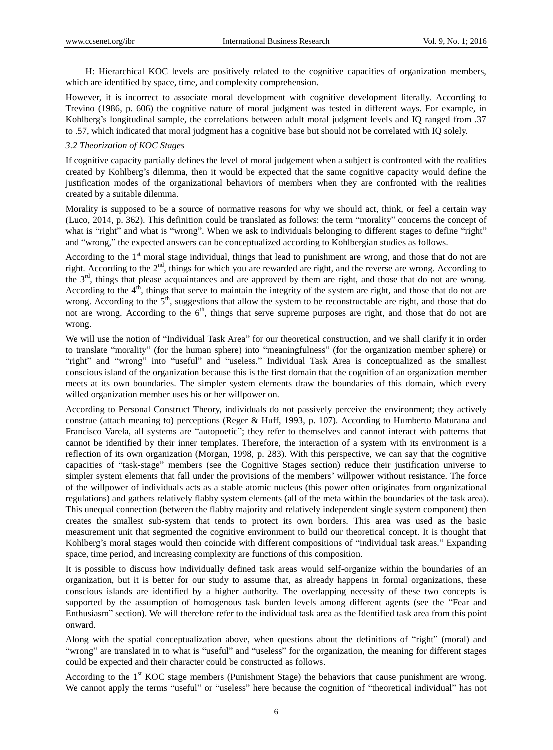H: Hierarchical KOC levels are positively related to the cognitive capacities of organization members, which are identified by space, time, and complexity comprehension.

However, it is incorrect to associate moral development with cognitive development literally. According to Trevino (1986, p. 606) the cognitive nature of moral judgment was tested in different ways. For example, in Kohlberg's longitudinal sample, the correlations between adult moral judgment levels and IQ ranged from .37 to .57, which indicated that moral judgment has a cognitive base but should not be correlated with IQ solely.

### *3.2 Theorization of KOC Stages*

If cognitive capacity partially defines the level of moral judgement when a subject is confronted with the realities created by Kohlberg's dilemma, then it would be expected that the same cognitive capacity would define the justification modes of the organizational behaviors of members when they are confronted with the realities created by a suitable dilemma.

Morality is supposed to be a source of normative reasons for why we should act, think, or feel a certain way (Luco, 2014, p. 362). This definition could be translated as follows: the term "morality" concerns the concept of what is "right" and what is "wrong". When we ask to individuals belonging to different stages to define "right" and "wrong," the expected answers can be conceptualized according to Kohlbergian studies as follows.

According to the 1st moral stage individual, things that lead to punishment are wrong, and those that do not are right. According to the 2nd, things for which you are rewarded are right, and the reverse are wrong. According to the 3rd, things that please acquaintances and are approved by them are right, and those that do not are wrong. According to the 4th, things that serve to maintain the integrity of the system are right, and those that do not are wrong. According to the 5th, suggestions that allow the system to be reconstructable are right, and those that do not are wrong. According to the 6th, things that serve supreme purposes are right, and those that do not are wrong.

We will use the notion of "Individual Task Area" for our theoretical construction, and we shall clarify it in order to translate "morality" (for the human sphere) into "meaningfulness" (for the organization member sphere) or "right" and "wrong" into "useful" and "useless." Individual Task Area is conceptualized as the smallest conscious island of the organization because this is the first domain that the cognition of an organization member meets at its own boundaries. The simpler system elements draw the boundaries of this domain, which every willed organization member uses his or her willpower on.

According to Personal Construct Theory, individuals do not passively perceive the environment; they actively construe (attach meaning to) perceptions (Reger & Huff, 1993, p. 107). According to Humberto Maturana and Francisco Varela, all systems are "autopoetic"; they refer to themselves and cannot interact with patterns that cannot be identified by their inner templates. Therefore, the interaction of a system with its environment is a reflection of its own organization (Morgan, 1998, p. 283). With this perspective, we can say that the cognitive capacities of "task-stage" members (see the Cognitive Stages section) reduce their justification universe to simpler system elements that fall under the provisions of the members' willpower without resistance. The force of the willpower of individuals acts as a stable atomic nucleus (this power often originates from organizational regulations) and gathers relatively flabby system elements (all of the meta within the boundaries of the task area). This unequal connection (between the flabby majority and relatively independent single system component) then creates the smallest sub-system that tends to protect its own borders. This area was used as the basic measurement unit that segmented the cognitive environment to build our theoretical concept. It is thought that Kohlberg's moral stages would then coincide with different compositions of "individual task areas." Expanding space, time period, and increasing complexity are functions of this composition.

It is possible to discuss how individually defined task areas would self-organize within the boundaries of an organization, but it is better for our study to assume that, as already happens in formal organizations, these conscious islands are identified by a higher authority. The overlapping necessity of these two concepts is supported by the assumption of homogenous task burden levels among different agents (see the "Fear and Enthusiasm" section). We will therefore refer to the individual task area as the Identified task area from this point onward.

Along with the spatial conceptualization above, when questions about the definitions of "right" (moral) and "wrong" are translated in to what is "useful" and "useless" for the organization, the meaning for different stages could be expected and their character could be constructed as follows.

According to the 1st KOC stage members (Punishment Stage) the behaviors that cause punishment are wrong. We cannot apply the terms "useful" or "useless" here because the cognition of "theoretical individual" has not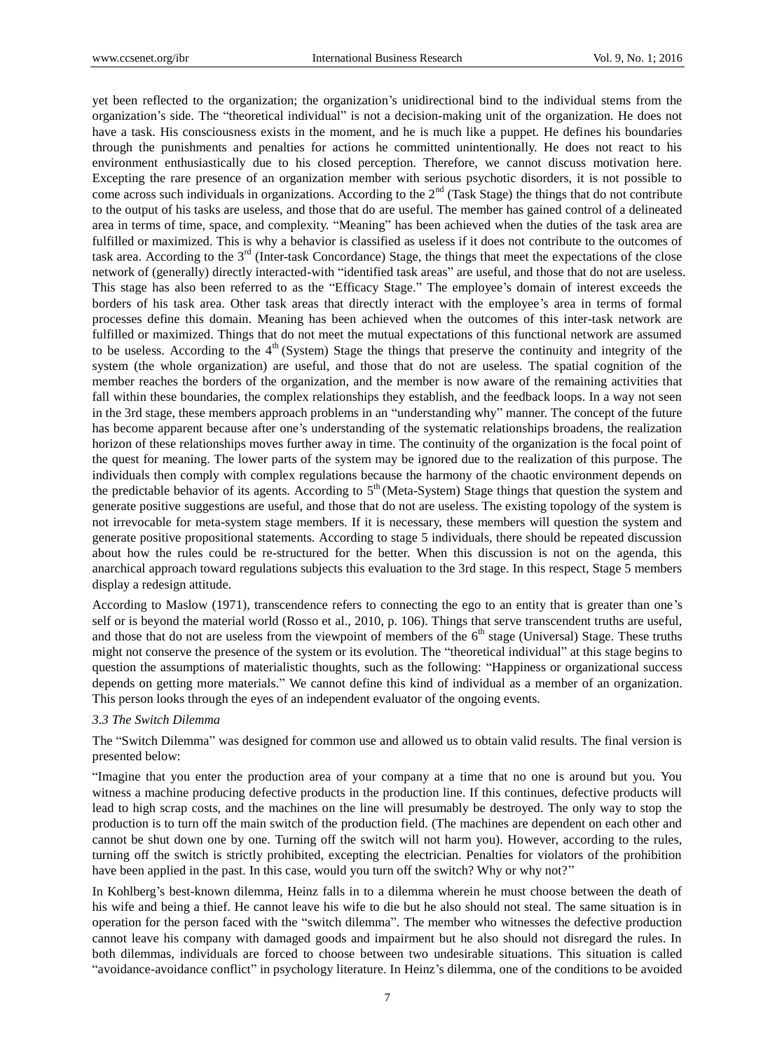yet been reflected to the organization; the organization's unidirectional bind to the individual stems from the organization's side. The "theoretical individual" is not a decision-making unit of the organization. He does not have a task. His consciousness exists in the moment, and he is much like a puppet. He defines his boundaries through the punishments and penalties for actions he committed unintentionally. He does not react to his environment enthusiastically due to his closed perception. Therefore, we cannot discuss motivation here. Excepting the rare presence of an organization member with serious psychotic disorders, it is not possible to come across such individuals in organizations. According to the 2nd (Task Stage) the things that do not contribute to the output of his tasks are useless, and those that do are useful. The member has gained control of a delineated area in terms of time, space, and complexity. "Meaning" has been achieved when the duties of the task area are fulfilled or maximized. This is why a behavior is classified as useless if it does not contribute to the outcomes of task area. According to the 3rd (Inter-task Concordance) Stage, the things that meet the expectations of the close network of (generally) directly interacted-with "identified task areas" are useful, and those that do not are useless. This stage has also been referred to as the "Efficacy Stage." The employee's domain of interest exceeds the borders of his task area. Other task areas that directly interact with the employee's area in terms of formal processes define this domain. Meaning has been achieved when the outcomes of this inter-task network are fulfilled or maximized. Things that do not meet the mutual expectations of this functional network are assumed to be useless. According to the 4th (System) Stage the things that preserve the continuity and integrity of the system (the whole organization) are useful, and those that do not are useless. The spatial cognition of the member reaches the borders of the organization, and the member is now aware of the remaining activities that fall within these boundaries, the complex relationships they establish, and the feedback loops. In a way not seen in the 3rd stage, these members approach problems in an "understanding why" manner. The concept of the future has become apparent because after one's understanding of the systematic relationships broadens, the realization horizon of these relationships moves further away in time. The continuity of the organization is the focal point of the quest for meaning. The lower parts of the system may be ignored due to the realization of this purpose. The individuals then comply with complex regulations because the harmony of the chaotic environment depends on the predictable behavior of its agents. According to 5th (Meta-System) Stage things that question the system and generate positive suggestions are useful, and those that do not are useless. The existing topology of the system is not irrevocable for meta-system stage members. If it is necessary, these members will question the system and generate positive propositional statements. According to stage 5 individuals, there should be repeated discussion about how the rules could be re-structured for the better. When this discussion is not on the agenda, this anarchical approach toward regulations subjects this evaluation to the 3rd stage. In this respect, Stage 5 members display a redesign attitude.

According to Maslow (1971), transcendence refers to connecting the ego to an entity that is greater than one's self or is beyond the material world (Rosso et al., 2010, p. 106). Things that serve transcendent truths are useful, and those that do not are useless from the viewpoint of members of the 6th stage (Universal) Stage. These truths might not conserve the presence of the system or its evolution. The "theoretical individual" at this stage begins to question the assumptions of materialistic thoughts, such as the following: "Happiness or organizational success depends on getting more materials." We cannot define this kind of individual as a member of an organization. This person looks through the eyes of an independent evaluator of the ongoing events.

### *3.3 The Switch Dilemma*

The "Switch Dilemma" was designed for common use and allowed us to obtain valid results. The final version is presented below:

"Imagine that you enter the production area of your company at a time that no one is around but you. You witness a machine producing defective products in the production line. If this continues, defective products will lead to high scrap costs, and the machines on the line will presumably be destroyed. The only way to stop the production is to turn off the main switch of the production field. (The machines are dependent on each other and cannot be shut down one by one. Turning off the switch will not harm you). However, according to the rules, turning off the switch is strictly prohibited, excepting the electrician. Penalties for violators of the prohibition have been applied in the past. In this case, would you turn off the switch? Why or why not?"

In Kohlberg's best-known dilemma, Heinz falls in to a dilemma wherein he must choose between the death of his wife and being a thief. He cannot leave his wife to die but he also should not steal. The same situation is in operation for the person faced with the "switch dilemma". The member who witnesses the defective production cannot leave his company with damaged goods and impairment but he also should not disregard the rules. In both dilemmas, individuals are forced to choose between two undesirable situations. This situation is called "avoidance-avoidance conflict" in psychology literature. In Heinz's dilemma, one of the conditions to be avoided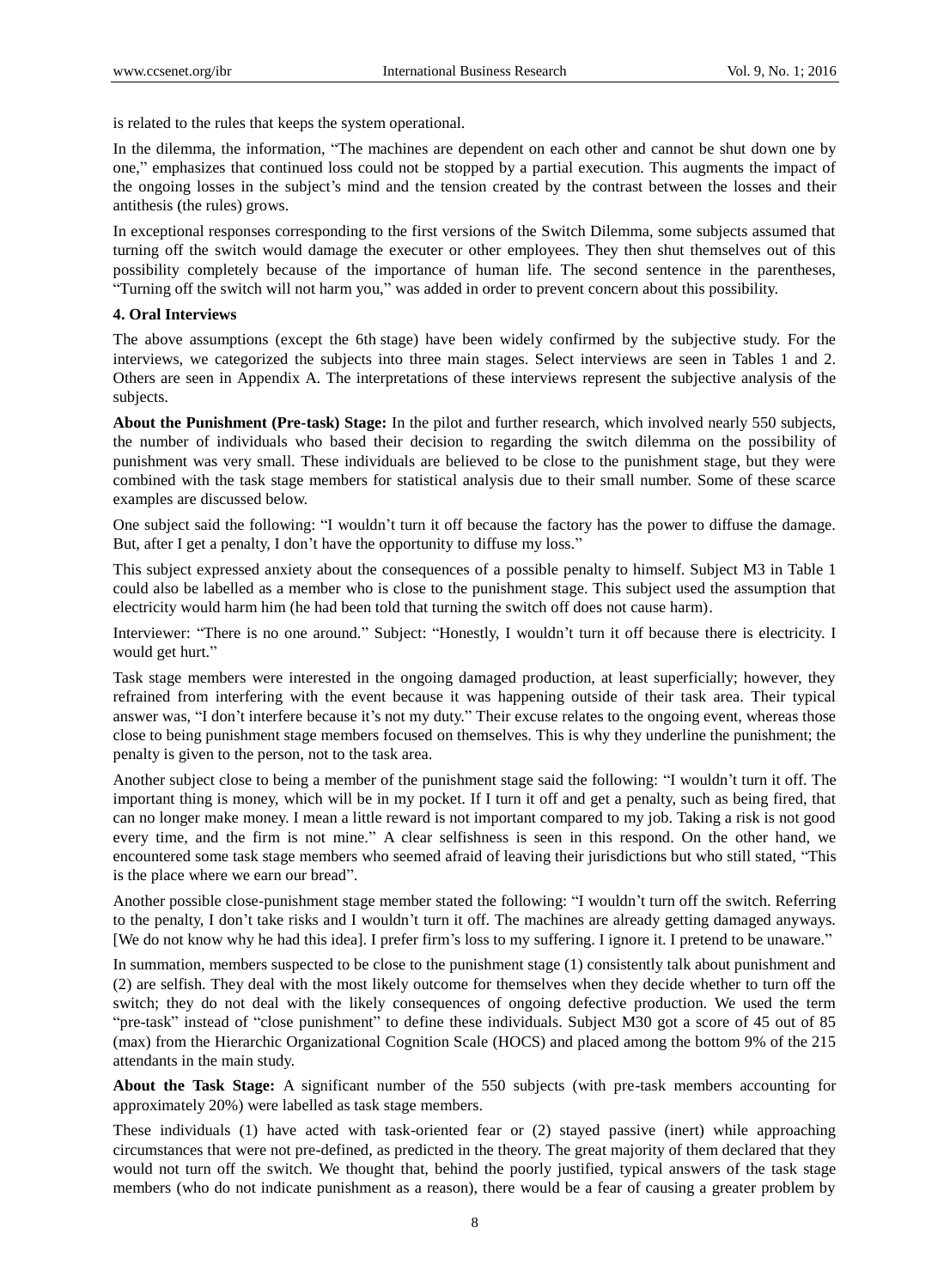is related to the rules that keeps the system operational.

In the dilemma, the information, "The machines are dependent on each other and cannot be shut down one by one," emphasizes that continued loss could not be stopped by a partial execution. This augments the impact of the ongoing losses in the subject's mind and the tension created by the contrast between the losses and their antithesis (the rules) grows.

In exceptional responses corresponding to the first versions of the Switch Dilemma, some subjects assumed that turning off the switch would damage the executer or other employees. They then shut themselves out of this possibility completely because of the importance of human life. The second sentence in the parentheses, "Turning off the switch will not harm you," was added in order to prevent concern about this possibility.

## 4. Oral Interviews

The above assumptions (except the 6th stage) have been widely confirmed by the subjective study. For the interviews, we categorized the subjects into three main stages. Select interviews are seen in Tables 1 and 2. Others are seen in Appendix A. The interpretations of these interviews represent the subjective analysis of the subjects.

**About the Punishment (Pre-task) Stage:** In the pilot and further research, which involved nearly 550 subjects, the number of individuals who based their decision to regarding the switch dilemma on the possibility of punishment was very small. These individuals are believed to be close to the punishment stage, but they were combined with the task stage members for statistical analysis due to their small number. Some of these scarce examples are discussed below.

One subject said the following: "I wouldn't turn it off because the factory has the power to diffuse the damage. But, after I get a penalty, I don't have the opportunity to diffuse my loss."

This subject expressed anxiety about the consequences of a possible penalty to himself. Subject M3 in Table 1 could also be labelled as a member who is close to the punishment stage. This subject used the assumption that electricity would harm him (he had been told that turning the switch off does not cause harm).

Interviewer: "There is no one around." Subject: "Honestly, I wouldn't turn it off because there is electricity. I would get hurt."

Task stage members were interested in the ongoing damaged production, at least superficially; however, they refrained from interfering with the event because it was happening outside of their task area. Their typical answer was, "I don't interfere because it's not my duty." Their excuse relates to the ongoing event, whereas those close to being punishment stage members focused on themselves. This is why they underline the punishment; the penalty is given to the person, not to the task area.

Another subject close to being a member of the punishment stage said the following: "I wouldn't turn it off. The important thing is money, which will be in my pocket. If I turn it off and get a penalty, such as being fired, that can no longer make money. I mean a little reward is not important compared to my job. Taking a risk is not good every time, and the firm is not mine." A clear selfishness is seen in this respond. On the other hand, we encountered some task stage members who seemed afraid of leaving their jurisdictions but who still stated, "This is the place where we earn our bread".

Another possible close-punishment stage member stated the following: "I wouldn't turn off the switch. Referring to the penalty, I don't take risks and I wouldn't turn it off. The machines are already getting damaged anyways. [We do not know why he had this idea]. I prefer firm's loss to my suffering. I ignore it. I pretend to be unaware."

In summation, members suspected to be close to the punishment stage (1) consistently talk about punishment and (2) are selfish. They deal with the most likely outcome for themselves when they decide whether to turn off the switch; they do not deal with the likely consequences of ongoing defective production. We used the term "pre-task" instead of "close punishment" to define these individuals. Subject M30 got a score of 45 out of 85 (max) from the Hierarchic Organizational Cognition Scale (HOCS) and placed among the bottom 9% of the 215 attendants in the main study.

**About the Task Stage:** A significant number of the 550 subjects (with pre-task members accounting for approximately 20%) were labelled as task stage members.

These individuals (1) have acted with task-oriented fear or (2) stayed passive (inert) while approaching circumstances that were not pre-defined, as predicted in the theory. The great majority of them declared that they would not turn off the switch. We thought that, behind the poorly justified, typical answers of the task stage members (who do not indicate punishment as a reason), there would be a fear of causing a greater problem by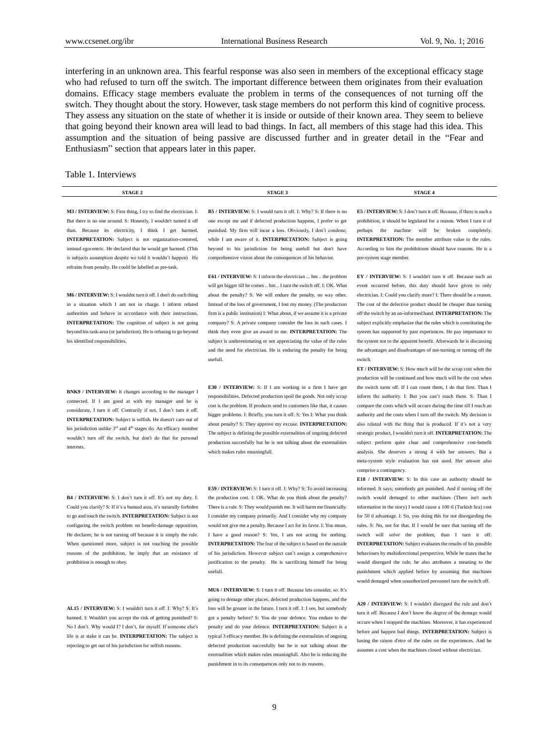interfering in an unknown area. This fearful response was also seen in members of the exceptional efficacy stage who had refused to turn off the switch. The important difference between them originates from their evaluation domains. Efficacy stage members evaluate the problem in terms of the consequences of not turning off the switch. They thought about the story. However, task stage members do not perform this kind of cognitive process. They assess any situation on the state of whether it is inside or outside of their known area. They seem to believe that going beyond their known area will lead to bad things. In fact, all members of this stage had this idea. This assumption and the situation of being passive are discussed further and in greater detail in the "Fear and Enthusiasm" section that appears later in this paper.

Table 1. Interviews

| STAGE 2 | STAGE 3 | STAGE 4 |
|---|---|---|
| **M3 / INTERVIEW:** S: First thing, I try to find the electrician. I: But there is no one around. S: Honestly, I wouldn't turned it off than. Because its electricity, I think I get harmed. **INTERPRETATION:** Subject is not organization-centered, instead egocentric. He declared that he would get harmed. (This is subjects assumption despite we told it wouldn't happen) He refrains from penalty. He could be labelled as pre-task. | **B5 / INTERVIEW:** S: I would turn it off. I: Why? S: If there is no one except me and if defected production happens, I prefer to get punished. My firm will incur a loss. Obviously, I don't condone; while I am aware of it. **INTERPRETATION:** Subject is going beyond to his jurisdiction for being usefull but don't have comprehensive vision about the consequences of his behavior. | **E5 / INTERVIEW:** S: I don't turn it off. Because, if there is such a prohibition, it should be legislated for a reason. When I turn it of perhaps the machine will be broken completely. **INTERPRETATION:** The member attribute value to the rules. According to him the prohibitions should have reasons. He is a pre-system stage member. |
| **M6 / INTERVIEW:** S: I wouldnt turn it off. I don't do such thing in a situation which I am not in charge. I inform related authorities and behave in accordance with their instructions. **INTERPRETATION:** The cognition of subject is not going beyond his task-area (or jurisdiction). He is refusing to go beyond his identified responsibilities. | **E61 / INTERVIEW:** S: I inform the electrician ... hm .. the problem will get bigger till he comes .. hm .. I turn the switch off. I: OK. What about the penalty? S: We will endure the penalty, no way other. Instead of the loss of government, I lost my money. (The production firm is a public institution) I: What about, if we assume it is a private company? S: A private company consider the loss in such cases. I think they even give an award to me. **INTERPRETATION:** The subject is underestimating or not appreciating the value of the rules and the need for electrician. He is enduring the penalty for being usefull. | **EY / INTERVIEW:** S: I wouldn't turn it off. Because such an event occurred before, this duty should have given to only electrician. I: Could you clarify more? I: There should be a reason. The cost of the defective product should be cheaper than turning off the switch by an un-informed hand. **INTERPRETATION:** The subject explicitly emphasize that the rules which is constituting the system has supported by past experiences. He pay importance to the system not to the apparent benefit. Afterwards he is discussing the advantages and disadvantages of not-turning or turning off the switch. |
| **BNK9 / INTERVIEW:** It changes according to the manager I connected. If I am good at with my manager and he is considerate, I turn it off. Contrarily if not, I don't turn it off. **INTERPRETATION:** Subject is selfish. He doesn't care out of his jurisdiction unlike 3rd and 4th stages do. An efficacy member wouldn't turn off the switch, but don't do that for personal interests. | **E30 / INTERVIEW:** S: If I am working in a firm I have got responsibilities. Defected production spoil the goods. Not only scrap cost is the problem. If products send to customers like that, it causes bigger problems. I: Briefly, you turn it off. S: Yes I: What you think about penalty? S: They approve my excuse. **INTERPRETATION:** The subject is defining the possible externalities of ongoing defected production succesfully but he is not talking about the externalities which makes rules meaningfull. | **ET / INTERVIEW:** S: How much will be the scrap cost when the production will be continued and how much will be the cost when the switch turns off. If I can count them, I do that first. Than I inform the authority. I: But you can't reach them. S: Than I compare the costs which will occure during the time till I reach an authority and the costs when I turn off the switch. My decision is also related with the thing that is produced. If it's not a very strategic product, I wouldn't turn it off. **INTERPRETATION:** The subject perform quite clear and comprehensive cost-benefit analysis. She deserves a strong 4 with her answers. But a meta-system style evaluation has not used. Her answer also comprise a contingency. |
| **B4 / INTERVIEW:** S: I don't turn it off. It's not my duty. I: Could you clarify? S: If it's a banned area, it's naturally forbiden to go and touch the switch. **INTERPRETATION:** Subject is not configuring the switch problem on benefit-damage opposition. He declares; he is not turning off because it is simply the rule. When questioned more, subject is not touching the possible reasons of the prohibition, he imply that an existance of prohibition is enough to obey. | **E59 / INTERVIEW:** S: I turn it off. I: Why? S: To avoid increasing the production cost. I: OK. What do you think about the penalty? There is a rule. S: They would punish me. It will harm me financially. I consider my company primarily. And I consider why my company would not give me a penalty. Because I act for its favor. I: You mean, I have a good reason? S: Yes, I am not acting for nothing. **INTERPRETATION:** The fear of the subject is based on the outside of his jurisdiction. However subject can't assign a comprehensive justification to the penalty. He is sacrificing himself for being usefull. | **E18 / INTERVIEW:** S: In this case an authority should be informed. It says; somebody got punished. And if turning off the switch would demaged to other machines (There isn't such information in the story) I would cause a 100 tl (Turkish lira) cost for 50 tl advantage. I: So, you doing this for not disregarding the rules. S: No, not for that. If I would be sure that turning off the switch will solve the problem, than I turn it off. **INTERPRETATION:** Subject evaluates the results of his possible behaviours by multidirectional perspective. While he states that he would disregard the rule, he also attributes a meaning to the punishment which applied before by assuming that machines would demaged when unauthorized personnel turn the switch off. |
| **AL15 / INTERVIEW:** S: I wouldn't turn it off. I: Why? S: It's banned. I: Wouldn't you accept the risk of getting punished? S: No I don't. Why would I? I don't, for myself. If someone else's life is at stake it can be. **INTERPRETATION:** The subject is rejecting to get out of his jurisdiction for selfish reasons. | **MU6 / INTERVIEW:** S: I turn it off. Because lets consider, so: It's going to demage other places, defected production happens, and the loss will be greater in the future. I turn it off. I: I see, but somebody got a penalty before? S: You do your defence. You endure to the penalty and do your defence. **INTERPRETATION:** Subject is a typical 3 efficacy member. He is defining the externalities of ongoing defected production succesfully but he is not talking about the externalities which makes rules meaningfull. Also he is reducing the punishment in to its consequences only not to its reasons. | **A20 / INTERVIEW:** S: I wouldn't disregard the rule and don't turn it off. Because I don't know the degree of the demage would occure when I stopped the machines. Moreover, it has experienced before and happen bad things. **INTERPRETATION:** Subject is basing the raison d'etre of the rules on the experiences. And he assumes a cost when the machines closed without electrician. |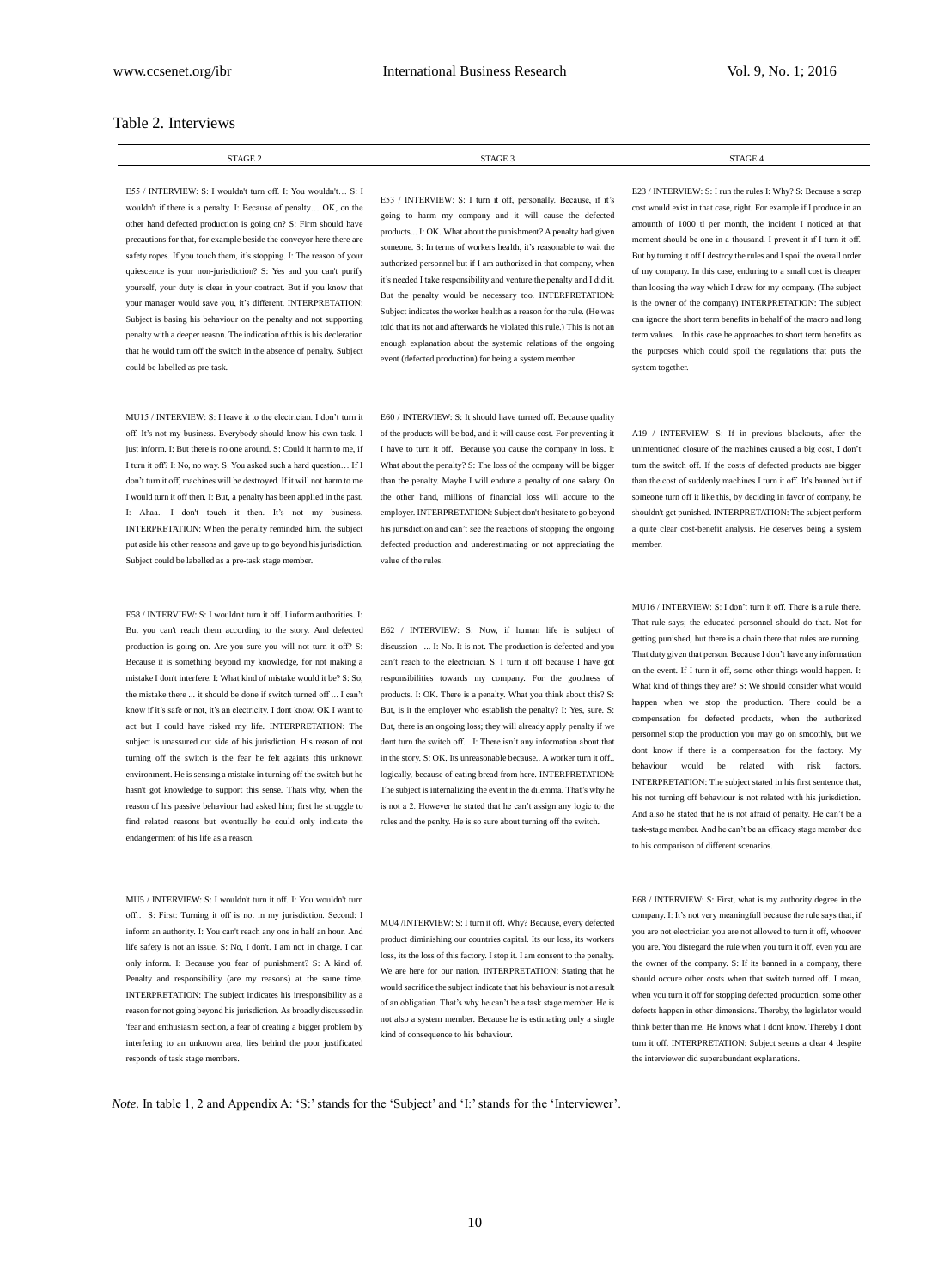Table 2. Interviews

| STAGE 2 | STAGE 3 | STAGE 4 |
|---|---|---|
| E55 / INTERVIEW: S: I wouldn't turn off. I: You wouldn't… S: I wouldn't if there is a penalty. I: Because of penalty… OK, on the other hand defected production is going on? S: Firm should have precautions for that, for example beside the conveyor here there are safety ropes. If you touch them, it's stopping. I: The reason of your quiescence is your non-jurisdiction? S: Yes and you can't purify yourself, your duty is clear in your contract. But if you know that your manager would save you, it's different. INTERPRETATION: Subject is basing his behaviour on the penalty and not supporting penalty with a deeper reason. The indication of this is his decleration that he would turn off the switch in the absence of penalty. Subject could be labelled as pre-task. | E53 / INTERVIEW: S: I turn it off, personally. Because, if it's going to harm my company and it will cause the defected products... I: OK. What about the punishment? A penalty had given someone. S: In terms of workers health, it's reasonable to wait the authorized personnel but if I am authorized in that company, when it's needed I take responsibility and venture the penalty and I did it. But the penalty would be necessary too. INTERPRETATION: Subject indicates the worker health as a reason for the rule. (He was told that its not and afterwards he violated this rule.) This is not an enough explanation about the systemic relations of the ongoing event (defected production) for being a system member. | E23 / INTERVIEW: S: I run the rules I: Why? S: Because a scrap cost would exist in that case, right. For example if I produce in an amounth of 1000 tl per month, the incident I noticed at that moment should be one in a thousand. I prevent it ıf I turn it off. But by turning it off I destroy the rules and I spoil the overall order of my company. In this case, enduring to a small cost is cheaper than loosing the way which I draw for my company. (The subject is the owner of the company) INTERPRETATION: The subject can ignore the short term benefits in behalf of the macro and long term values. In this case he approaches to short term benefits as the purposes which could spoil the regulations that puts the system together. |
| MU15 / INTERVIEW: S: I leave it to the electrician. I don't turn it off. It's not my business. Everybody should know his own task. I just inform. I: But there is no one around. S: Could it harm to me, if I turn it off? I: No, no way. S: You asked such a hard question… If I don't turn it off, machines will be destroyed. If it will not harm to me I would turn it off then. I: But, a penalty has been applied in the past. I: Ahaa.. I don't touch it then. It's not my business. INTERPRETATION: When the penalty reminded him, the subject put aside his other reasons and gave up to go beyond his jurisdiction. Subject could be labelled as a pre-task stage member. | E60 / INTERVIEW: S: It should have turned off. Because quality of the products will be bad, and it will cause cost. For preventing it I have to turn it off. Because you cause the company in loss. I: What about the penalty? S: The loss of the company will be bigger than the penalty. Maybe I will endure a penalty of one salary. On the other hand, millions of financial loss will accure to the employer. INTERPRETATION: Subject don't hesitate to go beyond his jurisdiction and can't see the reactions of stopping the ongoing defected production and underestimating or not appreciating the value of the rules. | A19 / INTERVIEW: S: If in previous blackouts, after the unintentioned closure of the machines caused a big cost, I don't turn the switch off. If the costs of defected products are bigger than the cost of suddenly machines I turn it off. It's banned but if someone turn off it like this, by deciding in favor of company, he shouldn't get punished. INTERPRETATION: The subject perform a quite clear cost-benefit analysis. He deserves being a system member. |
| E58 / INTERVIEW: S: I wouldn't turn it off. I inform authorities. I: But you can't reach them according to the story. And defected production is going on. Are you sure you will not turn it off? S: Because it is something beyond my knowledge, for not making a mistake I don't interfere. I: What kind of mistake would it be? S: So, the mistake there ... it should be done if switch turned off ... I can't know if it's safe or not, it's an electricity. I dont know, OK I want to act but I could have risked my life. INTERPRETATION: The subject is unassured out side of his jurisdiction. His reason of not turning off the switch is the fear he felt againts this unknown environment. He is sensing a mistake in turning off the switch but he hasn't got knowledge to support this sense. Thats why, when the reason of his passive behaviour had asked him; first he struggle to find related reasons but eventually he could only indicate the endangerment of his life as a reason. | E62 / INTERVIEW: S: Now, if human life is subject of discussion ... I: No. It is not. The production is defected and you can't reach to the electrician. S: I turn it off because I have got responsibilities towards my company. For the goodness of products. I: OK. There is a penalty. What you think about this? S: But, is it the employer who establish the penalty? I: Yes, sure. S: But, there is an ongoing loss; they will already apply penalty if we dont turn the switch off. I: There isn't any information about that in the story. S: OK. Its unreasonable because.. A worker turn it off.. logically, because of eating bread from here. INTERPRETATION: The subject is internalizing the event in the dilemma. That's why he is not a 2. However he stated that he can't assign any logic to the rules and the penlty. He is so sure about turning off the switch. | MU16 / INTERVIEW: S: I don't turn it off. There is a rule there. That rule says; the educated personnel should do that. Not for getting punished, but there is a chain there that rules are running. That duty given that person. Because I don't have any information on the event. If I turn it off, some other things would happen. I: What kind of things they are? S: We should consider what would happen when we stop the production. There could be a compensation for defected products, when the authorized personnel stop the production you may go on smoothly, but we dont know if there is a compensation for the factory. My behaviour would be related with risk factors. INTERPRETATION: The subject stated in his first sentence that, his not turning off behaviour is not related with his jurisdiction. And also he stated that he is not afraid of penalty. He can't be a task-stage member. And he can't be an efficacy stage member due to his comparison of different scenarios. |
| MU5 / INTERVIEW: S: I wouldn't turn it off. I: You wouldn't turn off… S: First: Turning it off is not in my jurisdiction. Second: I inform an authority. I: You can't reach any one in half an hour. And life safety is not an issue. S: No, I don't. I am not in charge. I can only inform. I: Because you fear of punishment? S: A kind of. Penalty and responsibility (are my reasons) at the same time. INTERPRETATION: The subject indicates his irresponsibility as a reason for not going beyond his jurisdiction. As broadly discussed in 'fear and enthusiasm' section, a fear of creating a bigger problem by interfering to an unknown area, lies behind the poor justificated responds of task stage members. | MU4 /INTERVIEW: S: I turn it off. Why? Because, every defected product diminishing our countries capital. Its our loss, its workers loss, its the loss of this factory. I stop it. I am consent to the penalty. We are here for our nation. INTERPRETATION: Stating that he would sacrifice the subject indicate that his behaviour is not a result of an obligation. That's why he can't be a task stage member. He is not also a system member. Because he is estimating only a single kind of consequence to his behaviour. | E68 / INTERVIEW: S: First, what is my authority degree in the company. I: It's not very meaningfull because the rule says that, if you are not electrician you are not allowed to turn it off, whoever you are. You disregard the rule when you turn it off, even you are the owner of the company. S: If its banned in a company, there should occure other costs when that switch turned off. I mean, when you turn it off for stopping defected production, some other defects happen in other dimensions. Thereby, the legislator would think better than me. He knows what I dont know. Thereby I dont turn it off. INTERPRETATION: Subject seems a clear 4 despite the interviewer did superabundant explanations. |

*Note.* In table 1, 2 and Appendix A: 'S:' stands for the 'Subject' and 'I:' stands for the 'Interviewer'.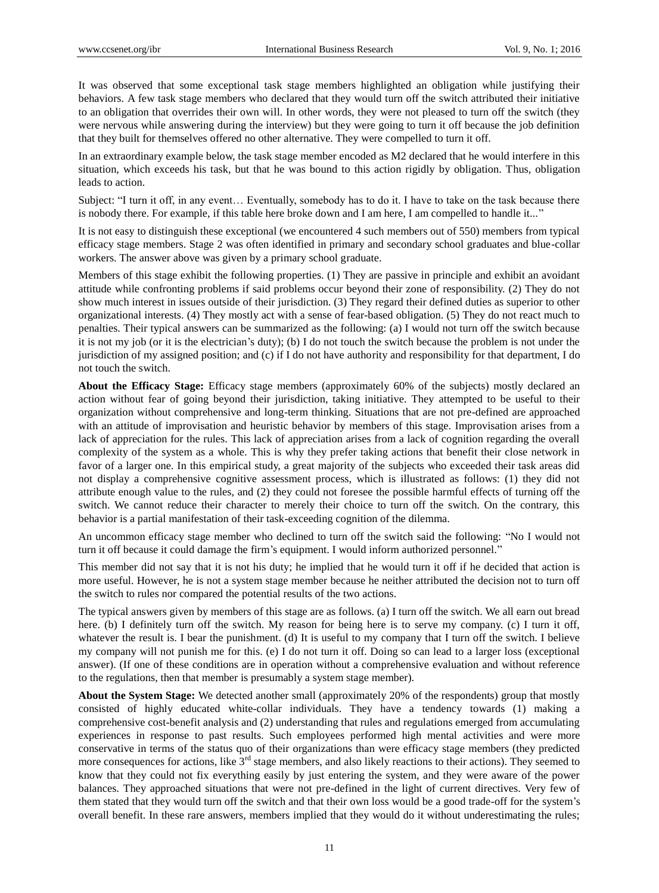It was observed that some exceptional task stage members highlighted an obligation while justifying their behaviors. A few task stage members who declared that they would turn off the switch attributed their initiative to an obligation that overrides their own will. In other words, they were not pleased to turn off the switch (they were nervous while answering during the interview) but they were going to turn it off because the job definition that they built for themselves offered no other alternative. They were compelled to turn it off.

In an extraordinary example below, the task stage member encoded as M2 declared that he would interfere in this situation, which exceeds his task, but that he was bound to this action rigidly by obligation. Thus, obligation leads to action.

Subject: "I turn it off, in any event… Eventually, somebody has to do it. I have to take on the task because there is nobody there. For example, if this table here broke down and I am here, I am compelled to handle it..."

It is not easy to distinguish these exceptional (we encountered 4 such members out of 550) members from typical efficacy stage members. Stage 2 was often identified in primary and secondary school graduates and blue-collar workers. The answer above was given by a primary school graduate.

Members of this stage exhibit the following properties. (1) They are passive in principle and exhibit an avoidant attitude while confronting problems if said problems occur beyond their zone of responsibility. (2) They do not show much interest in issues outside of their jurisdiction. (3) They regard their defined duties as superior to other organizational interests. (4) They mostly act with a sense of fear-based obligation. (5) They do not react much to penalties. Their typical answers can be summarized as the following: (a) I would not turn off the switch because it is not my job (or it is the electrician's duty); (b) I do not touch the switch because the problem is not under the jurisdiction of my assigned position; and (c) if I do not have authority and responsibility for that department, I do not touch the switch.

**About the Efficacy Stage:** Efficacy stage members (approximately 60% of the subjects) mostly declared an action without fear of going beyond their jurisdiction, taking initiative. They attempted to be useful to their organization without comprehensive and long-term thinking. Situations that are not pre-defined are approached with an attitude of improvisation and heuristic behavior by members of this stage. Improvisation arises from a lack of appreciation for the rules. This lack of appreciation arises from a lack of cognition regarding the overall complexity of the system as a whole. This is why they prefer taking actions that benefit their close network in favor of a larger one. In this empirical study, a great majority of the subjects who exceeded their task areas did not display a comprehensive cognitive assessment process, which is illustrated as follows: (1) they did not attribute enough value to the rules, and (2) they could not foresee the possible harmful effects of turning off the switch. We cannot reduce their character to merely their choice to turn off the switch. On the contrary, this behavior is a partial manifestation of their task-exceeding cognition of the dilemma.

An uncommon efficacy stage member who declined to turn off the switch said the following: "No I would not turn it off because it could damage the firm's equipment. I would inform authorized personnel."

This member did not say that it is not his duty; he implied that he would turn it off if he decided that action is more useful. However, he is not a system stage member because he neither attributed the decision not to turn off the switch to rules nor compared the potential results of the two actions.

The typical answers given by members of this stage are as follows. (a) I turn off the switch. We all earn out bread here. (b) I definitely turn off the switch. My reason for being here is to serve my company. (c) I turn it off, whatever the result is. I bear the punishment. (d) It is useful to my company that I turn off the switch. I believe my company will not punish me for this. (e) I do not turn it off. Doing so can lead to a larger loss (exceptional answer). (If one of these conditions are in operation without a comprehensive evaluation and without reference to the regulations, then that member is presumably a system stage member).

**About the System Stage:** We detected another small (approximately 20% of the respondents) group that mostly consisted of highly educated white-collar individuals. They have a tendency towards (1) making a comprehensive cost-benefit analysis and (2) understanding that rules and regulations emerged from accumulating experiences in response to past results. Such employees performed high mental activities and were more conservative in terms of the status quo of their organizations than were efficacy stage members (they predicted more consequences for actions, like 3rd stage members, and also likely reactions to their actions). They seemed to know that they could not fix everything easily by just entering the system, and they were aware of the power balances. They approached situations that were not pre-defined in the light of current directives. Very few of them stated that they would turn off the switch and that their own loss would be a good trade-off for the system's overall benefit. In these rare answers, members implied that they would do it without underestimating the rules;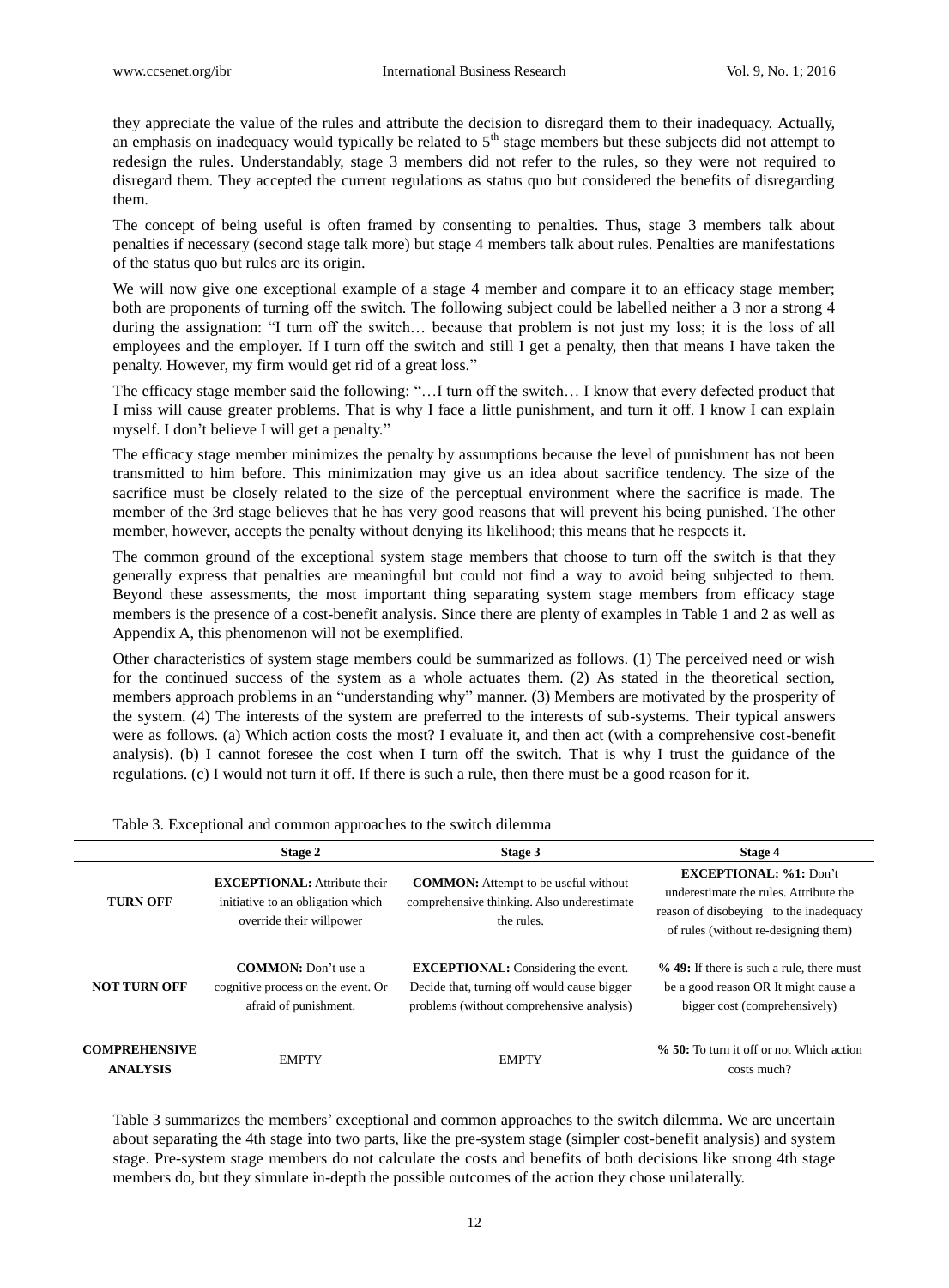they appreciate the value of the rules and attribute the decision to disregard them to their inadequacy. Actually, an emphasis on inadequacy would typically be related to 5th stage members but these subjects did not attempt to redesign the rules. Understandably, stage 3 members did not refer to the rules, so they were not required to disregard them. They accepted the current regulations as status quo but considered the benefits of disregarding them.

The concept of being useful is often framed by consenting to penalties. Thus, stage 3 members talk about penalties if necessary (second stage talk more) but stage 4 members talk about rules. Penalties are manifestations of the status quo but rules are its origin.

We will now give one exceptional example of a stage 4 member and compare it to an efficacy stage member; both are proponents of turning off the switch. The following subject could be labelled neither a 3 nor a strong 4 during the assignation: "I turn off the switch… because that problem is not just my loss; it is the loss of all employees and the employer. If I turn off the switch and still I get a penalty, then that means I have taken the penalty. However, my firm would get rid of a great loss."

The efficacy stage member said the following: "…I turn off the switch… I know that every defected product that I miss will cause greater problems. That is why I face a little punishment, and turn it off. I know I can explain myself. I don't believe I will get a penalty."

The efficacy stage member minimizes the penalty by assumptions because the level of punishment has not been transmitted to him before. This minimization may give us an idea about sacrifice tendency. The size of the sacrifice must be closely related to the size of the perceptual environment where the sacrifice is made. The member of the 3rd stage believes that he has very good reasons that will prevent his being punished. The other member, however, accepts the penalty without denying its likelihood; this means that he respects it.

The common ground of the exceptional system stage members that choose to turn off the switch is that they generally express that penalties are meaningful but could not find a way to avoid being subjected to them. Beyond these assessments, the most important thing separating system stage members from efficacy stage members is the presence of a cost-benefit analysis. Since there are plenty of examples in Table 1 and 2 as well as Appendix A, this phenomenon will not be exemplified.

Other characteristics of system stage members could be summarized as follows. (1) The perceived need or wish for the continued success of the system as a whole actuates them. (2) As stated in the theoretical section, members approach problems in an "understanding why" manner. (3) Members are motivated by the prosperity of the system. (4) The interests of the system are preferred to the interests of sub-systems. Their typical answers were as follows. (a) Which action costs the most? I evaluate it, and then act (with a comprehensive cost-benefit analysis). (b) I cannot foresee the cost when I turn off the switch. That is why I trust the guidance of the regulations. (c) I would not turn it off. If there is such a rule, then there must be a good reason for it.

Table 3. Exceptional and common approaches to the switch dilemma

| | Stage 2 | Stage 3 | Stage 4 |
|---|---|---|---|
| **TURN OFF** | **EXCEPTIONAL:** Attribute their initiative to an obligation which override their willpower | **COMMON:** Attempt to be useful without comprehensive thinking. Also underestimate the rules. | **EXCEPTIONAL: %1:** Don't underestimate the rules. Attribute the reason of disobeying to the inadequacy of rules (without re-designing them) |
| **NOT TURN OFF** | **COMMON:** Don't use a cognitive process on the event. Or afraid of punishment. | **EXCEPTIONAL:** Considering the event. Decide that, turning off would cause bigger problems (without comprehensive analysis) | **% 49:** If there is such a rule, there must be a good reason OR It might cause a bigger cost (comprehensively) |
| **COMPREHENSIVE ANALYSIS** | EMPTY | EMPTY | **% 50:** To turn it off or not Which action costs much? |

Table 3 summarizes the members' exceptional and common approaches to the switch dilemma. We are uncertain about separating the 4th stage into two parts, like the pre-system stage (simpler cost-benefit analysis) and system stage. Pre-system stage members do not calculate the costs and benefits of both decisions like strong 4th stage members do, but they simulate in-depth the possible outcomes of the action they chose unilaterally.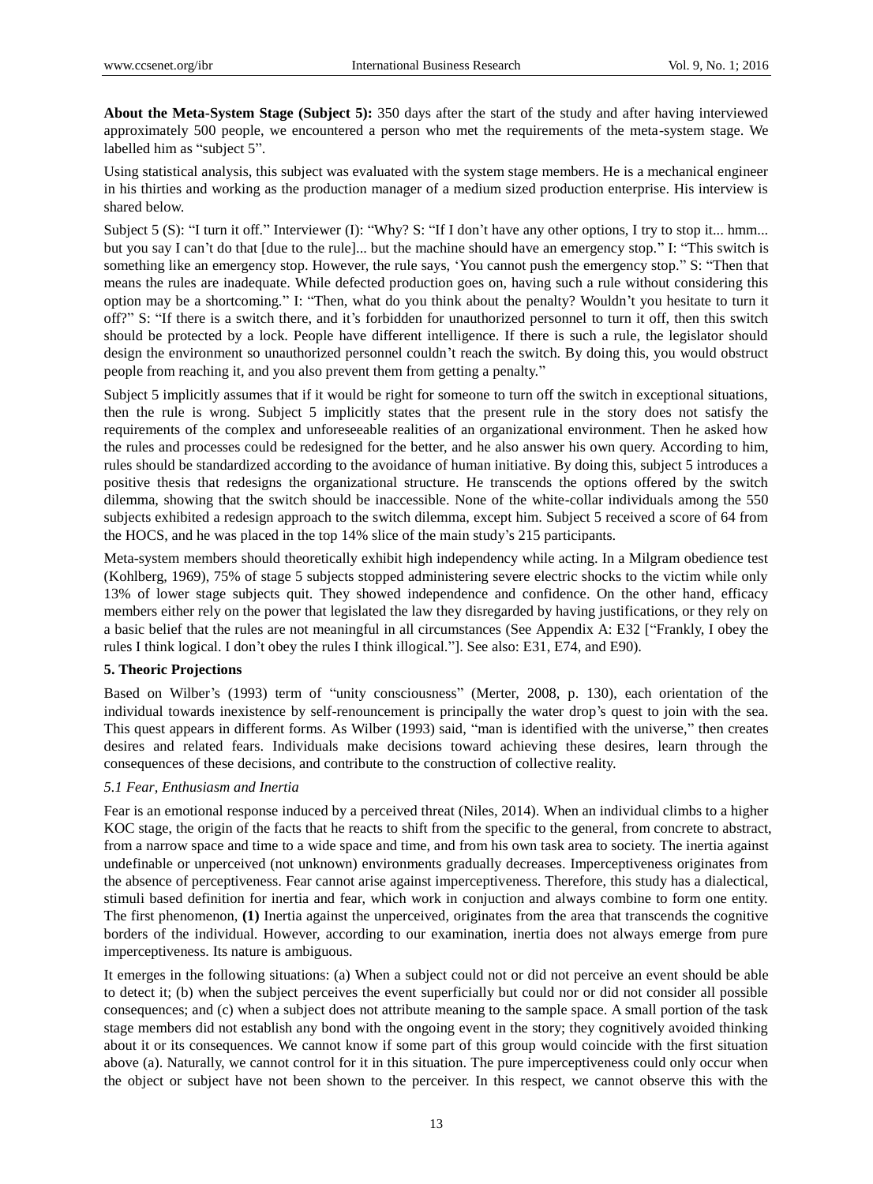**About the Meta-System Stage (Subject 5):** 350 days after the start of the study and after having interviewed approximately 500 people, we encountered a person who met the requirements of the meta-system stage. We labelled him as "subject 5".

Using statistical analysis, this subject was evaluated with the system stage members. He is a mechanical engineer in his thirties and working as the production manager of a medium sized production enterprise. His interview is shared below.

Subject 5 (S): "I turn it off." Interviewer (I): "Why? S: "If I don't have any other options, I try to stop it... hmm... but you say I can't do that [due to the rule]... but the machine should have an emergency stop." I: "This switch is something like an emergency stop. However, the rule says, 'You cannot push the emergency stop." S: "Then that means the rules are inadequate. While defected production goes on, having such a rule without considering this option may be a shortcoming." I: "Then, what do you think about the penalty? Wouldn't you hesitate to turn it off?" S: "If there is a switch there, and it's forbidden for unauthorized personnel to turn it off, then this switch should be protected by a lock. People have different intelligence. If there is such a rule, the legislator should design the environment so unauthorized personnel couldn't reach the switch. By doing this, you would obstruct people from reaching it, and you also prevent them from getting a penalty."

Subject 5 implicitly assumes that if it would be right for someone to turn off the switch in exceptional situations, then the rule is wrong. Subject 5 implicitly states that the present rule in the story does not satisfy the requirements of the complex and unforeseeable realities of an organizational environment. Then he asked how the rules and processes could be redesigned for the better, and he also answer his own query. According to him, rules should be standardized according to the avoidance of human initiative. By doing this, subject 5 introduces a positive thesis that redesigns the organizational structure. He transcends the options offered by the switch dilemma, showing that the switch should be inaccessible. None of the white-collar individuals among the 550 subjects exhibited a redesign approach to the switch dilemma, except him. Subject 5 received a score of 64 from the HOCS, and he was placed in the top 14% slice of the main study's 215 participants.

Meta-system members should theoretically exhibit high independency while acting. In a Milgram obedience test (Kohlberg, 1969), 75% of stage 5 subjects stopped administering severe electric shocks to the victim while only 13% of lower stage subjects quit. They showed independence and confidence. On the other hand, efficacy members either rely on the power that legislated the law they disregarded by having justifications, or they rely on a basic belief that the rules are not meaningful in all circumstances (See Appendix A: E32 ["Frankly, I obey the rules I think logical. I don't obey the rules I think illogical."]. See also: E31, E74, and E90).

## 5. Theoric Projections

Based on Wilber's (1993) term of "unity consciousness" (Merter, 2008, p. 130), each orientation of the individual towards inexistence by self-renouncement is principally the water drop's quest to join with the sea. This quest appears in different forms. As Wilber (1993) said, "man is identified with the universe," then creates desires and related fears. Individuals make decisions toward achieving these desires, learn through the consequences of these decisions, and contribute to the construction of collective reality.

### *5.1 Fear, Enthusiasm and Inertia*

Fear is an emotional response induced by a perceived threat (Niles, 2014). When an individual climbs to a higher KOC stage, the origin of the facts that he reacts to shift from the specific to the general, from concrete to abstract, from a narrow space and time to a wide space and time, and from his own task area to society. The inertia against undefinable or unperceived (not unknown) environments gradually decreases. Imperceptiveness originates from the absence of perceptiveness. Fear cannot arise against imperceptiveness. Therefore, this study has a dialectical, stimuli based definition for inertia and fear, which work in conjuction and always combine to form one entity. The first phenomenon, **(1)** Inertia against the unperceived, originates from the area that transcends the cognitive borders of the individual. However, according to our examination, inertia does not always emerge from pure imperceptiveness. Its nature is ambiguous.

It emerges in the following situations: (a) When a subject could not or did not perceive an event should be able to detect it; (b) when the subject perceives the event superficially but could nor or did not consider all possible consequences; and (c) when a subject does not attribute meaning to the sample space. A small portion of the task stage members did not establish any bond with the ongoing event in the story; they cognitively avoided thinking about it or its consequences. We cannot know if some part of this group would coincide with the first situation above (a). Naturally, we cannot control for it in this situation. The pure imperceptiveness could only occur when the object or subject have not been shown to the perceiver. In this respect, we cannot observe this with the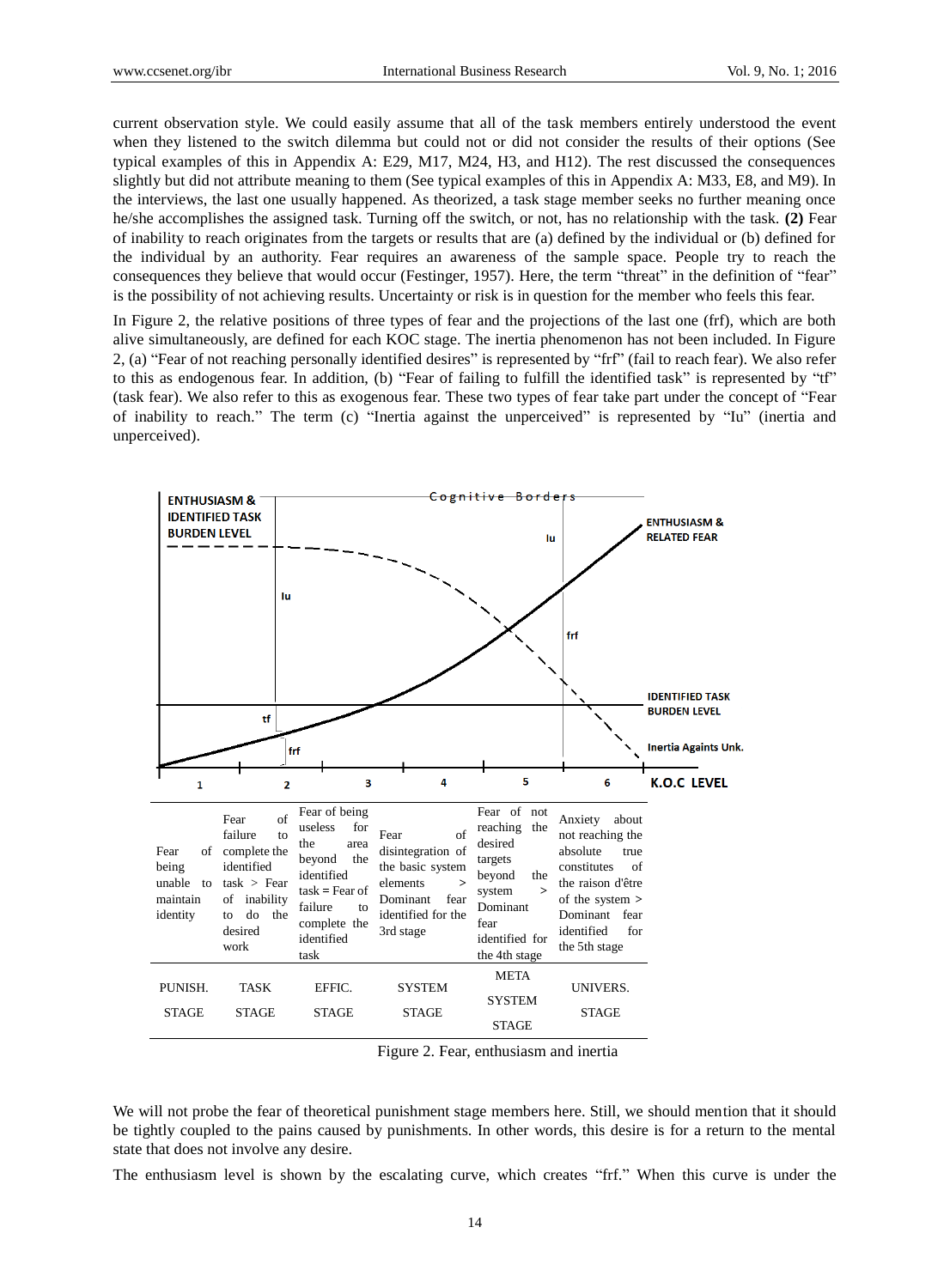current observation style. We could easily assume that all of the task members entirely understood the event when they listened to the switch dilemma but could not or did not consider the results of their options (See typical examples of this in Appendix A: E29, M17, M24, H3, and H12). The rest discussed the consequences slightly but did not attribute meaning to them (See typical examples of this in Appendix A: M33, E8, and M9). In the interviews, the last one usually happened. As theorized, a task stage member seeks no further meaning once he/she accomplishes the assigned task. Turning off the switch, or not, has no relationship with the task. **(2)** Fear of inability to reach originates from the targets or results that are (a) defined by the individual or (b) defined for the individual by an authority. Fear requires an awareness of the sample space. People try to reach the consequences they believe that would occur (Festinger, 1957). Here, the term "threat" in the definition of "fear" is the possibility of not achieving results. Uncertainty or risk is in question for the member who feels this fear.

In Figure 2, the relative positions of three types of fear and the projections of the last one (frf), which are both alive simultaneously, are defined for each KOC stage. The inertia phenomenon has not been included. In Figure 2, (a) "Fear of not reaching personally identified desires" is represented by "frf" (fail to reach fear). We also refer to this as endogenous fear. In addition, (b) "Fear of failing to fulfill the identified task" is represented by "tf" (task fear). We also refer to this as exogenous fear. These two types of fear take part under the concept of "Fear of inability to reach." The term (c) "Inertia against the unperceived" is represented by "Iu" (inertia and unperceived).

| Fear of being unable to maintain identity | Fear of failure to complete the identified task > Fear of inability to do the desired work | Fear of being useless for the area beyond the identified task = Fear of failure to complete the identified task | Fear of disintegration of the basic system elements > Dominant fear identified for the 3rd stage | Fear of not reaching the desired targets beyond the system > Dominant fear identified for the 4th stage | Anxiety about not reaching the absolute true constitutes of the raison d'être of the system > Dominant fear identified for the 5th stage |
|---|---|---|---|---|---|
| PUNISH. STAGE | TASK STAGE | EFFIC. STAGE | SYSTEM STAGE | META SYSTEM STAGE | UNIVERS. STAGE |

Figure 2. Fear, enthusiasm and inertia

We will not probe the fear of theoretical punishment stage members here. Still, we should mention that it should be tightly coupled to the pains caused by punishments. In other words, this desire is for a return to the mental state that does not involve any desire.

The enthusiasm level is shown by the escalating curve, which creates "frf." When this curve is under the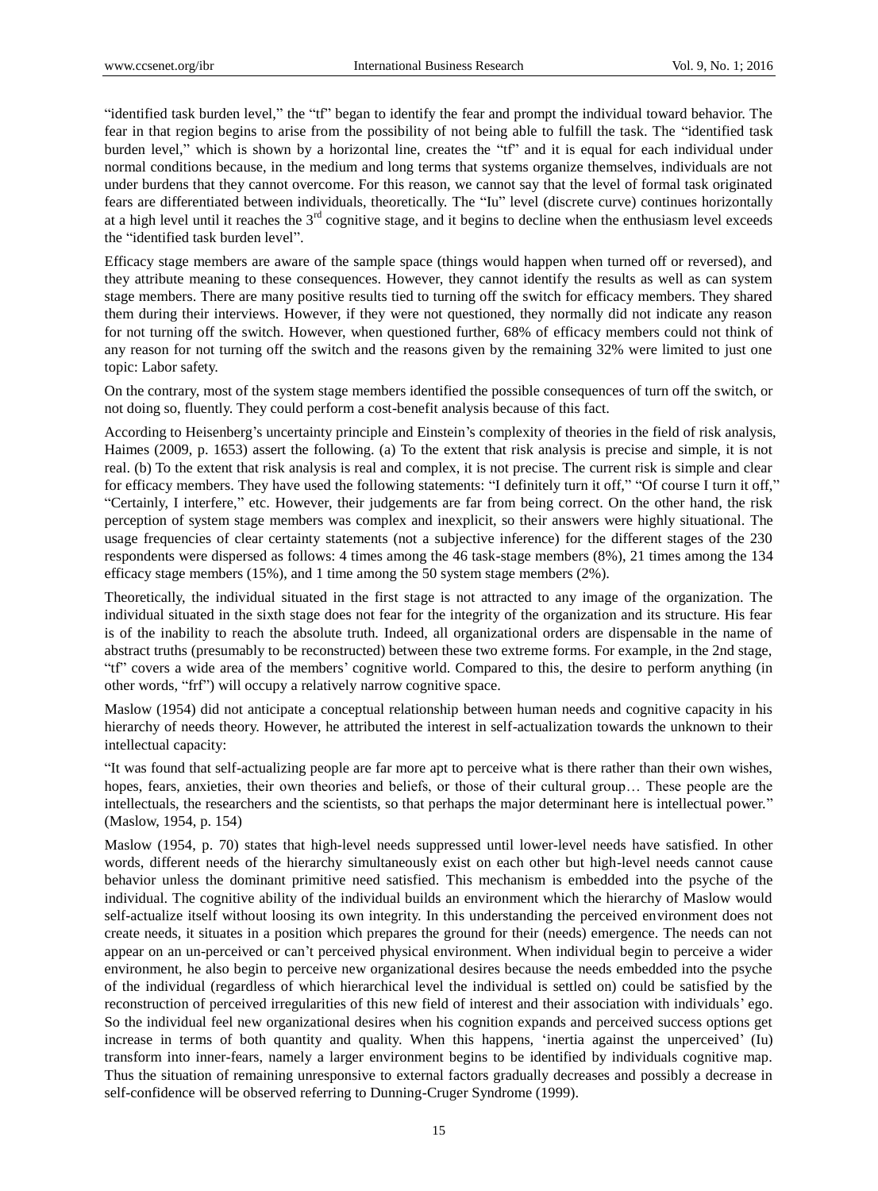"identified task burden level," the "tf" began to identify the fear and prompt the individual toward behavior. The fear in that region begins to arise from the possibility of not being able to fulfill the task. The "identified task burden level," which is shown by a horizontal line, creates the "tf" and it is equal for each individual under normal conditions because, in the medium and long terms that systems organize themselves, individuals are not under burdens that they cannot overcome. For this reason, we cannot say that the level of formal task originated fears are differentiated between individuals, theoretically. The "Iu" level (discrete curve) continues horizontally at a high level until it reaches the 3rd cognitive stage, and it begins to decline when the enthusiasm level exceeds the "identified task burden level".

Efficacy stage members are aware of the sample space (things would happen when turned off or reversed), and they attribute meaning to these consequences. However, they cannot identify the results as well as can system stage members. There are many positive results tied to turning off the switch for efficacy members. They shared them during their interviews. However, if they were not questioned, they normally did not indicate any reason for not turning off the switch. However, when questioned further, 68% of efficacy members could not think of any reason for not turning off the switch and the reasons given by the remaining 32% were limited to just one topic: Labor safety.

On the contrary, most of the system stage members identified the possible consequences of turn off the switch, or not doing so, fluently. They could perform a cost-benefit analysis because of this fact.

According to Heisenberg's uncertainty principle and Einstein's complexity of theories in the field of risk analysis, Haimes (2009, p. 1653) assert the following. (a) To the extent that risk analysis is precise and simple, it is not real. (b) To the extent that risk analysis is real and complex, it is not precise. The current risk is simple and clear for efficacy members. They have used the following statements: "I definitely turn it off," "Of course I turn it off," "Certainly, I interfere," etc. However, their judgements are far from being correct. On the other hand, the risk perception of system stage members was complex and inexplicit, so their answers were highly situational. The usage frequencies of clear certainty statements (not a subjective inference) for the different stages of the 230 respondents were dispersed as follows: 4 times among the 46 task-stage members (8%), 21 times among the 134 efficacy stage members (15%), and 1 time among the 50 system stage members (2%).

Theoretically, the individual situated in the first stage is not attracted to any image of the organization. The individual situated in the sixth stage does not fear for the integrity of the organization and its structure. His fear is of the inability to reach the absolute truth. Indeed, all organizational orders are dispensable in the name of abstract truths (presumably to be reconstructed) between these two extreme forms. For example, in the 2nd stage, "tf" covers a wide area of the members' cognitive world. Compared to this, the desire to perform anything (in other words, "frf") will occupy a relatively narrow cognitive space.

Maslow (1954) did not anticipate a conceptual relationship between human needs and cognitive capacity in his hierarchy of needs theory. However, he attributed the interest in self-actualization towards the unknown to their intellectual capacity:

"It was found that self-actualizing people are far more apt to perceive what is there rather than their own wishes, hopes, fears, anxieties, their own theories and beliefs, or those of their cultural group… These people are the intellectuals, the researchers and the scientists, so that perhaps the major determinant here is intellectual power." (Maslow, 1954, p. 154)

Maslow (1954, p. 70) states that high-level needs suppressed until lower-level needs have satisfied. In other words, different needs of the hierarchy simultaneously exist on each other but high-level needs cannot cause behavior unless the dominant primitive need satisfied. This mechanism is embedded into the psyche of the individual. The cognitive ability of the individual builds an environment which the hierarchy of Maslow would self-actualize itself without loosing its own integrity. In this understanding the perceived environment does not create needs, it situates in a position which prepares the ground for their (needs) emergence. The needs can not appear on an un-perceived or can't perceived physical environment. When individual begin to perceive a wider environment, he also begin to perceive new organizational desires because the needs embedded into the psyche of the individual (regardless of which hierarchical level the individual is settled on) could be satisfied by the reconstruction of perceived irregularities of this new field of interest and their association with individuals' ego. So the individual feel new organizational desires when his cognition expands and perceived success options get increase in terms of both quantity and quality. When this happens, 'inertia against the unperceived' (Iu) transform into inner-fears, namely a larger environment begins to be identified by individuals cognitive map. Thus the situation of remaining unresponsive to external factors gradually decreases and possibly a decrease in self-confidence will be observed referring to Dunning-Cruger Syndrome (1999).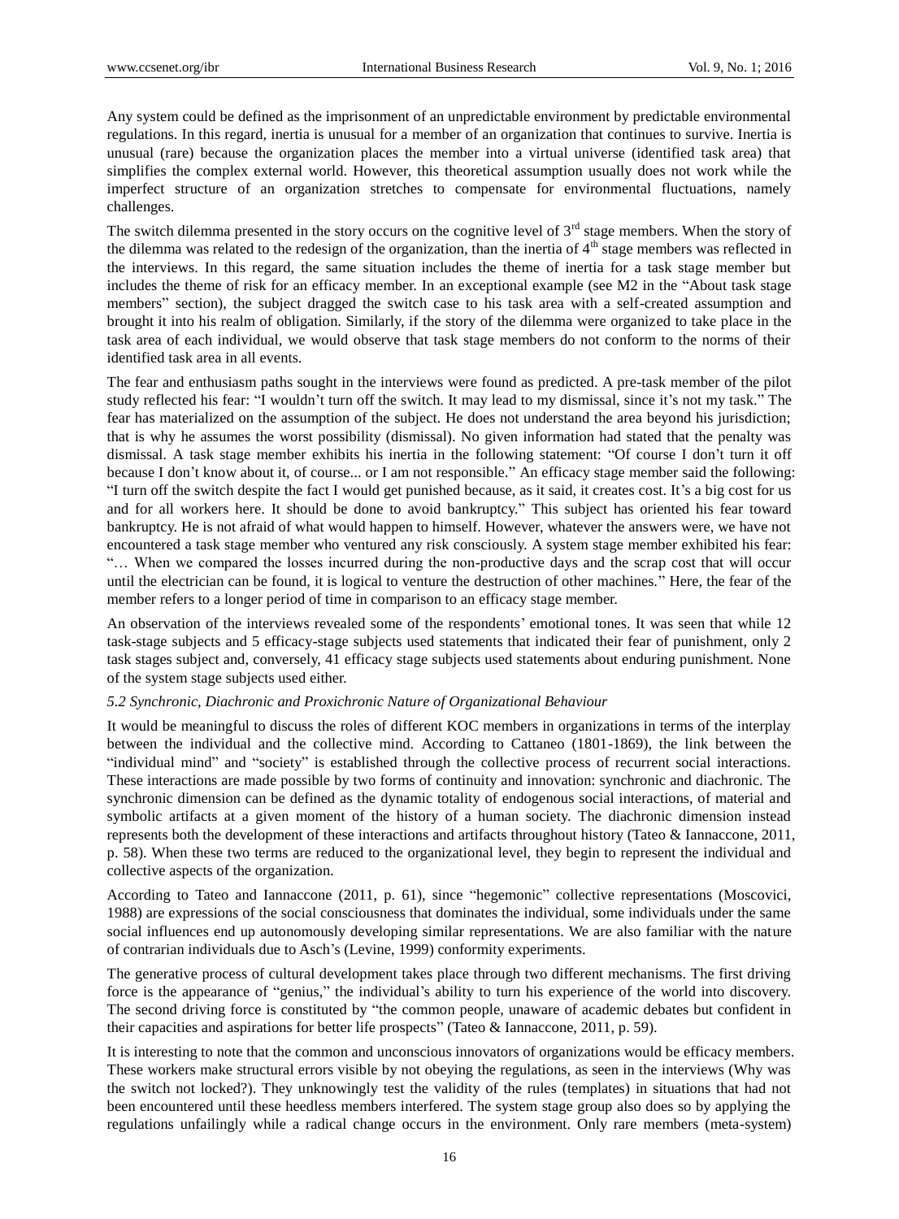Any system could be defined as the imprisonment of an unpredictable environment by predictable environmental regulations. In this regard, inertia is unusual for a member of an organization that continues to survive. Inertia is unusual (rare) because the organization places the member into a virtual universe (identified task area) that simplifies the complex external world. However, this theoretical assumption usually does not work while the imperfect structure of an organization stretches to compensate for environmental fluctuations, namely challenges.

The switch dilemma presented in the story occurs on the cognitive level of 3rd stage members. When the story of the dilemma was related to the redesign of the organization, than the inertia of 4th stage members was reflected in the interviews. In this regard, the same situation includes the theme of inertia for a task stage member but includes the theme of risk for an efficacy member. In an exceptional example (see M2 in the "About task stage members" section), the subject dragged the switch case to his task area with a self-created assumption and brought it into his realm of obligation. Similarly, if the story of the dilemma were organized to take place in the task area of each individual, we would observe that task stage members do not conform to the norms of their identified task area in all events.

The fear and enthusiasm paths sought in the interviews were found as predicted. A pre-task member of the pilot study reflected his fear: "I wouldn't turn off the switch. It may lead to my dismissal, since it's not my task." The fear has materialized on the assumption of the subject. He does not understand the area beyond his jurisdiction; that is why he assumes the worst possibility (dismissal). No given information had stated that the penalty was dismissal. A task stage member exhibits his inertia in the following statement: "Of course I don't turn it off because I don't know about it, of course... or I am not responsible." An efficacy stage member said the following: "I turn off the switch despite the fact I would get punished because, as it said, it creates cost. It's a big cost for us and for all workers here. It should be done to avoid bankruptcy." This subject has oriented his fear toward bankruptcy. He is not afraid of what would happen to himself. However, whatever the answers were, we have not encountered a task stage member who ventured any risk consciously. A system stage member exhibited his fear: "… When we compared the losses incurred during the non-productive days and the scrap cost that will occur until the electrician can be found, it is logical to venture the destruction of other machines." Here, the fear of the member refers to a longer period of time in comparison to an efficacy stage member.

An observation of the interviews revealed some of the respondents' emotional tones. It was seen that while 12 task-stage subjects and 5 efficacy-stage subjects used statements that indicated their fear of punishment, only 2 task stages subject and, conversely, 41 efficacy stage subjects used statements about enduring punishment. None of the system stage subjects used either.

### *5.2 Synchronic, Diachronic and Proxichronic Nature of Organizational Behaviour*

It would be meaningful to discuss the roles of different KOC members in organizations in terms of the interplay between the individual and the collective mind. According to Cattaneo (1801-1869), the link between the "individual mind" and "society" is established through the collective process of recurrent social interactions. These interactions are made possible by two forms of continuity and innovation: synchronic and diachronic. The synchronic dimension can be defined as the dynamic totality of endogenous social interactions, of material and symbolic artifacts at a given moment of the history of a human society. The diachronic dimension instead represents both the development of these interactions and artifacts throughout history (Tateo & Iannaccone, 2011, p. 58). When these two terms are reduced to the organizational level, they begin to represent the individual and collective aspects of the organization.

According to Tateo and Iannaccone (2011, p. 61), since "hegemonic" collective representations (Moscovici, 1988) are expressions of the social consciousness that dominates the individual, some individuals under the same social influences end up autonomously developing similar representations. We are also familiar with the nature of contrarian individuals due to Asch's (Levine, 1999) conformity experiments.

The generative process of cultural development takes place through two different mechanisms. The first driving force is the appearance of "genius," the individual's ability to turn his experience of the world into discovery. The second driving force is constituted by "the common people, unaware of academic debates but confident in their capacities and aspirations for better life prospects" (Tateo & Iannaccone, 2011, p. 59).

It is interesting to note that the common and unconscious innovators of organizations would be efficacy members. These workers make structural errors visible by not obeying the regulations, as seen in the interviews (Why was the switch not locked?). They unknowingly test the validity of the rules (templates) in situations that had not been encountered until these heedless members interfered. The system stage group also does so by applying the regulations unfailingly while a radical change occurs in the environment. Only rare members (meta-system)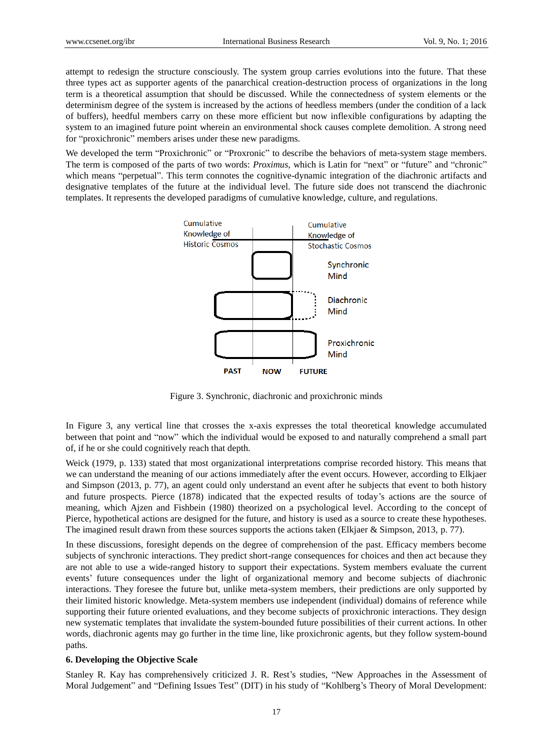attempt to redesign the structure consciously. The system group carries evolutions into the future. That these three types act as supporter agents of the panarchical creation-destruction process of organizations in the long term is a theoretical assumption that should be discussed. While the connectedness of system elements or the determinism degree of the system is increased by the actions of heedless members (under the condition of a lack of buffers), heedful members carry on these more efficient but now inflexible configurations by adapting the system to an imagined future point wherein an environmental shock causes complete demolition. A strong need for "proxichronic" members arises under these new paradigms.

We developed the term "Proxichronic" or "Proxronic" to describe the behaviors of meta-system stage members. The term is composed of the parts of two words: *Proximus*, which is Latin for "next" or "future" and "chronic" which means "perpetual". This term connotes the cognitive-dynamic integration of the diachronic artifacts and designative templates of the future at the individual level. The future side does not transcend the diachronic templates. It represents the developed paradigms of cumulative knowledge, culture, and regulations.

Cumulative Knowledge of Historic Cosmos | Cumulative Knowledge of Stochastic Cosmos

Synchronic Mind

Diachronic Mind

Proxichronic Mind

PAST NOW FUTURE

Figure 3. Synchronic, diachronic and proxichronic minds

In Figure 3, any vertical line that crosses the x-axis expresses the total theoretical knowledge accumulated between that point and "now" which the individual would be exposed to and naturally comprehend a small part of, if he or she could cognitively reach that depth.

Weick (1979, p. 133) stated that most organizational interpretations comprise recorded history. This means that we can understand the meaning of our actions immediately after the event occurs. However, according to Elkjaer and Simpson (2013, p. 77), an agent could only understand an event after he subjects that event to both history and future prospects. Pierce (1878) indicated that the expected results of today's actions are the source of meaning, which Ajzen and Fishbein (1980) theorized on a psychological level. According to the concept of Pierce, hypothetical actions are designed for the future, and history is used as a source to create these hypotheses. The imagined result drawn from these sources supports the actions taken (Elkjaer & Simpson, 2013, p. 77).

In these discussions, foresight depends on the degree of comprehension of the past. Efficacy members become subjects of synchronic interactions. They predict short-range consequences for choices and then act because they are not able to use a wide-ranged history to support their expectations. System members evaluate the current events' future consequences under the light of organizational memory and become subjects of diachronic interactions. They foresee the future but, unlike meta-system members, their predictions are only supported by their limited historic knowledge. Meta-system members use independent (individual) domains of reference while supporting their future oriented evaluations, and they become subjects of proxichronic interactions. They design new systematic templates that invalidate the system-bounded future possibilities of their current actions. In other words, diachronic agents may go further in the time line, like proxichronic agents, but they follow system-bound paths.

## 6. Developing the Objective Scale

Stanley R. Kay has comprehensively criticized J. R. Rest's studies, "New Approaches in the Assessment of Moral Judgement" and "Defining Issues Test" (DIT) in his study of "Kohlberg's Theory of Moral Development: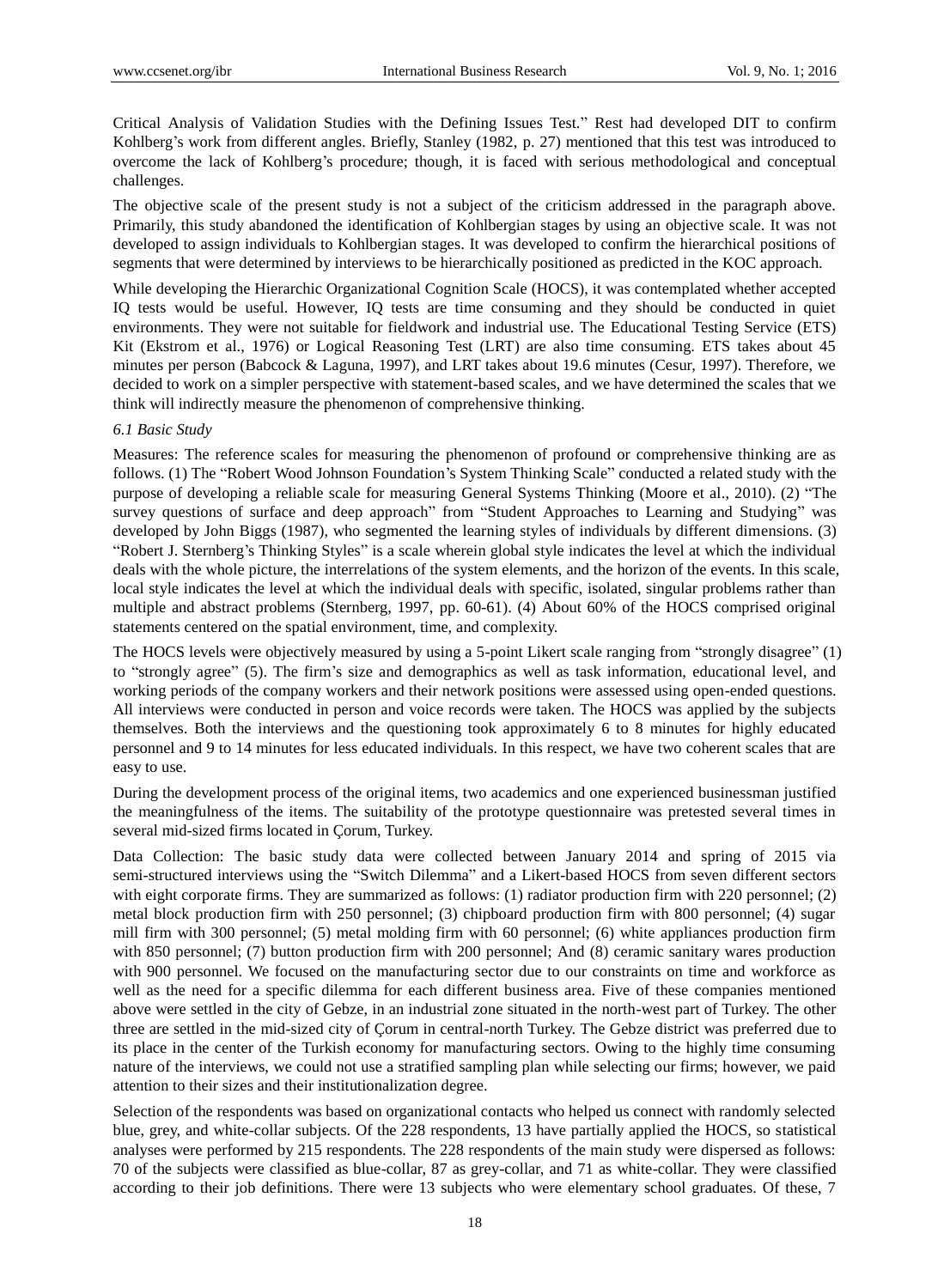Critical Analysis of Validation Studies with the Defining Issues Test." Rest had developed DIT to confirm Kohlberg's work from different angles. Briefly, Stanley (1982, p. 27) mentioned that this test was introduced to overcome the lack of Kohlberg's procedure; though, it is faced with serious methodological and conceptual challenges.

The objective scale of the present study is not a subject of the criticism addressed in the paragraph above. Primarily, this study abandoned the identification of Kohlbergian stages by using an objective scale. It was not developed to assign individuals to Kohlbergian stages. It was developed to confirm the hierarchical positions of segments that were determined by interviews to be hierarchically positioned as predicted in the KOC approach.

While developing the Hierarchic Organizational Cognition Scale (HOCS), it was contemplated whether accepted IQ tests would be useful. However, IQ tests are time consuming and they should be conducted in quiet environments. They were not suitable for fieldwork and industrial use. The Educational Testing Service (ETS) Kit (Ekstrom et al., 1976) or Logical Reasoning Test (LRT) are also time consuming. ETS takes about 45 minutes per person (Babcock & Laguna, 1997), and LRT takes about 19.6 minutes (Cesur, 1997). Therefore, we decided to work on a simpler perspective with statement-based scales, and we have determined the scales that we think will indirectly measure the phenomenon of comprehensive thinking.

### *6.1 Basic Study*

Measures: The reference scales for measuring the phenomenon of profound or comprehensive thinking are as follows. (1) The "Robert Wood Johnson Foundation's System Thinking Scale" conducted a related study with the purpose of developing a reliable scale for measuring General Systems Thinking (Moore et al., 2010). (2) "The survey questions of surface and deep approach" from "Student Approaches to Learning and Studying" was developed by John Biggs (1987), who segmented the learning styles of individuals by different dimensions. (3) "Robert J. Sternberg's Thinking Styles" is a scale wherein global style indicates the level at which the individual deals with the whole picture, the interrelations of the system elements, and the horizon of the events. In this scale, local style indicates the level at which the individual deals with specific, isolated, singular problems rather than multiple and abstract problems (Sternberg, 1997, pp. 60-61). (4) About 60% of the HOCS comprised original statements centered on the spatial environment, time, and complexity.

The HOCS levels were objectively measured by using a 5-point Likert scale ranging from "strongly disagree" (1) to "strongly agree" (5). The firm's size and demographics as well as task information, educational level, and working periods of the company workers and their network positions were assessed using open-ended questions. All interviews were conducted in person and voice records were taken. The HOCS was applied by the subjects themselves. Both the interviews and the questioning took approximately 6 to 8 minutes for highly educated personnel and 9 to 14 minutes for less educated individuals. In this respect, we have two coherent scales that are easy to use.

During the development process of the original items, two academics and one experienced businessman justified the meaningfulness of the items. The suitability of the prototype questionnaire was pretested several times in several mid-sized firms located in Çorum, Turkey.

Data Collection: The basic study data were collected between January 2014 and spring of 2015 via semi-structured interviews using the "Switch Dilemma" and a Likert-based HOCS from seven different sectors with eight corporate firms. They are summarized as follows: (1) radiator production firm with 220 personnel; (2) metal block production firm with 250 personnel; (3) chipboard production firm with 800 personnel; (4) sugar mill firm with 300 personnel; (5) metal molding firm with 60 personnel; (6) white appliances production firm with 850 personnel; (7) button production firm with 200 personnel; And (8) ceramic sanitary wares production with 900 personnel. We focused on the manufacturing sector due to our constraints on time and workforce as well as the need for a specific dilemma for each different business area. Five of these companies mentioned above were settled in the city of Gebze, in an industrial zone situated in the north-west part of Turkey. The other three are settled in the mid-sized city of Çorum in central-north Turkey. The Gebze district was preferred due to its place in the center of the Turkish economy for manufacturing sectors. Owing to the highly time consuming nature of the interviews, we could not use a stratified sampling plan while selecting our firms; however, we paid attention to their sizes and their institutionalization degree.

Selection of the respondents was based on organizational contacts who helped us connect with randomly selected blue, grey, and white-collar subjects. Of the 228 respondents, 13 have partially applied the HOCS, so statistical analyses were performed by 215 respondents. The 228 respondents of the main study were dispersed as follows: 70 of the subjects were classified as blue-collar, 87 as grey-collar, and 71 as white-collar. They were classified according to their job definitions. There were 13 subjects who were elementary school graduates. Of these, 7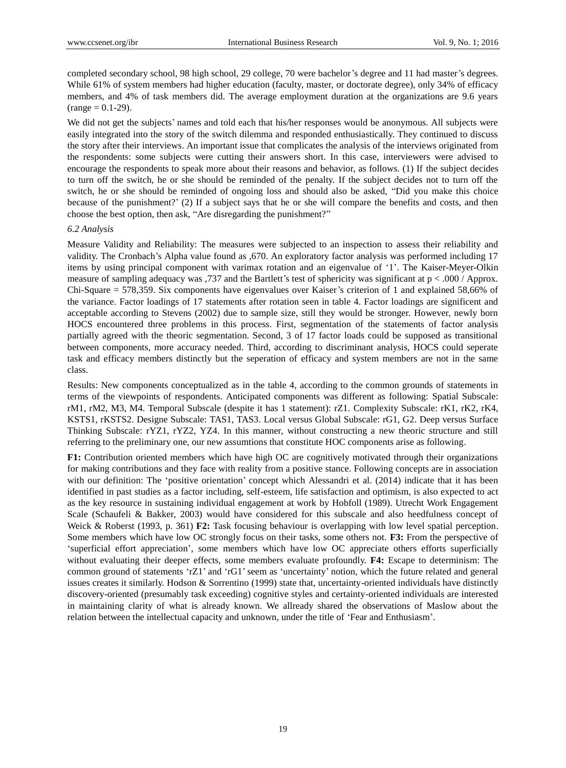completed secondary school, 98 high school, 29 college, 70 were bachelor's degree and 11 had master's degrees. While 61% of system members had higher education (faculty, master, or doctorate degree), only 34% of efficacy members, and 4% of task members did. The average employment duration at the organizations are 9.6 years (range = 0.1-29).

We did not get the subjects' names and told each that his/her responses would be anonymous. All subjects were easily integrated into the story of the switch dilemma and responded enthusiastically. They continued to discuss the story after their interviews. An important issue that complicates the analysis of the interviews originated from the respondents: some subjects were cutting their answers short. In this case, interviewers were advised to encourage the respondents to speak more about their reasons and behavior, as follows. (1) If the subject decides to turn off the switch, he or she should be reminded of the penalty. If the subject decides not to turn off the switch, he or she should be reminded of ongoing loss and should also be asked, "Did you make this choice because of the punishment?' (2) If a subject says that he or she will compare the benefits and costs, and then choose the best option, then ask, "Are disregarding the punishment?"

### *6.2 Analysis*

Measure Validity and Reliability: The measures were subjected to an inspection to assess their reliability and validity. The Cronbach's Alpha value found as ,670. An exploratory factor analysis was performed including 17 items by using principal component with varimax rotation and an eigenvalue of '1'. The Kaiser-Meyer-Olkin measure of sampling adequacy was ,737 and the Bartlett's test of sphericity was significant at $p < .000$ / Approx. Chi-Square = 578,359. Six components have eigenvalues over Kaiser's criterion of 1 and explained 58,66% of the variance. Factor loadings of 17 statements after rotation seen in table 4. Factor loadings are significent and acceptable according to Stevens (2002) due to sample size, still they would be stronger. However, newly born HOCS encountered three problems in this process. First, segmentation of the statements of factor analysis partially agreed with the theoric segmentation. Second, 3 of 17 factor loads could be supposed as transitional between components, more accuracy needed. Third, according to discriminant analysis, HOCS could seperate task and efficacy members distinctly but the seperation of efficacy and system members are not in the same class.

Results: New components conceptualized as in the table 4, according to the common grounds of statements in terms of the viewpoints of respondents. Anticipated components was different as following: Spatial Subscale: rM1, rM2, M3, M4. Temporal Subscale (despite it has 1 statement): rZ1. Complexity Subscale: rK1, rK2, rK4, KSTS1, rKSTS2. Designe Subscale: TAS1, TAS3. Local versus Global Subscale: rG1, G2. Deep versus Surface Thinking Subscale: rYZ1, rYZ2, YZ4. In this manner, without constructing a new theoric structure and still referring to the preliminary one, our new assumtions that constitute HOC components arise as following.

**F1:** Contribution oriented members which have high OC are cognitively motivated through their organizations for making contributions and they face with reality from a positive stance. Following concepts are in association with our definition: The 'positive orientation' concept which Alessandri et al. (2014) indicate that it has been identified in past studies as a factor including, self-esteem, life satisfaction and optimism, is also expected to act as the key resource in sustaining individual engagement at work by Hobfoll (1989). Utrecht Work Engagement Scale (Schaufeli & Bakker, 2003) would have considered for this subscale and also heedfulness concept of Weick & Roberst (1993, p. 361) **F2:** Task focusing behaviour is overlapping with low level spatial perception. Some members which have low OC strongly focus on their tasks, some others not. **F3:** From the perspective of 'superficial effort appreciation', some members which have low OC appreciate others efforts superficially without evaluating their deeper effects, some members evaluate profoundly. **F4:** Escape to determinism: The common ground of statements 'rZ1' and 'rG1' seem as 'uncertainty' notion, which the future related and general issues creates it similarly. Hodson & Sorrentino (1999) state that, uncertainty-oriented individuals have distinctly discovery-oriented (presumably task exceeding) cognitive styles and certainty-oriented individuals are interested in maintaining clarity of what is already known. We allready shared the observations of Maslow about the relation between the intellectual capacity and unknown, under the title of 'Fear and Enthusiasm'.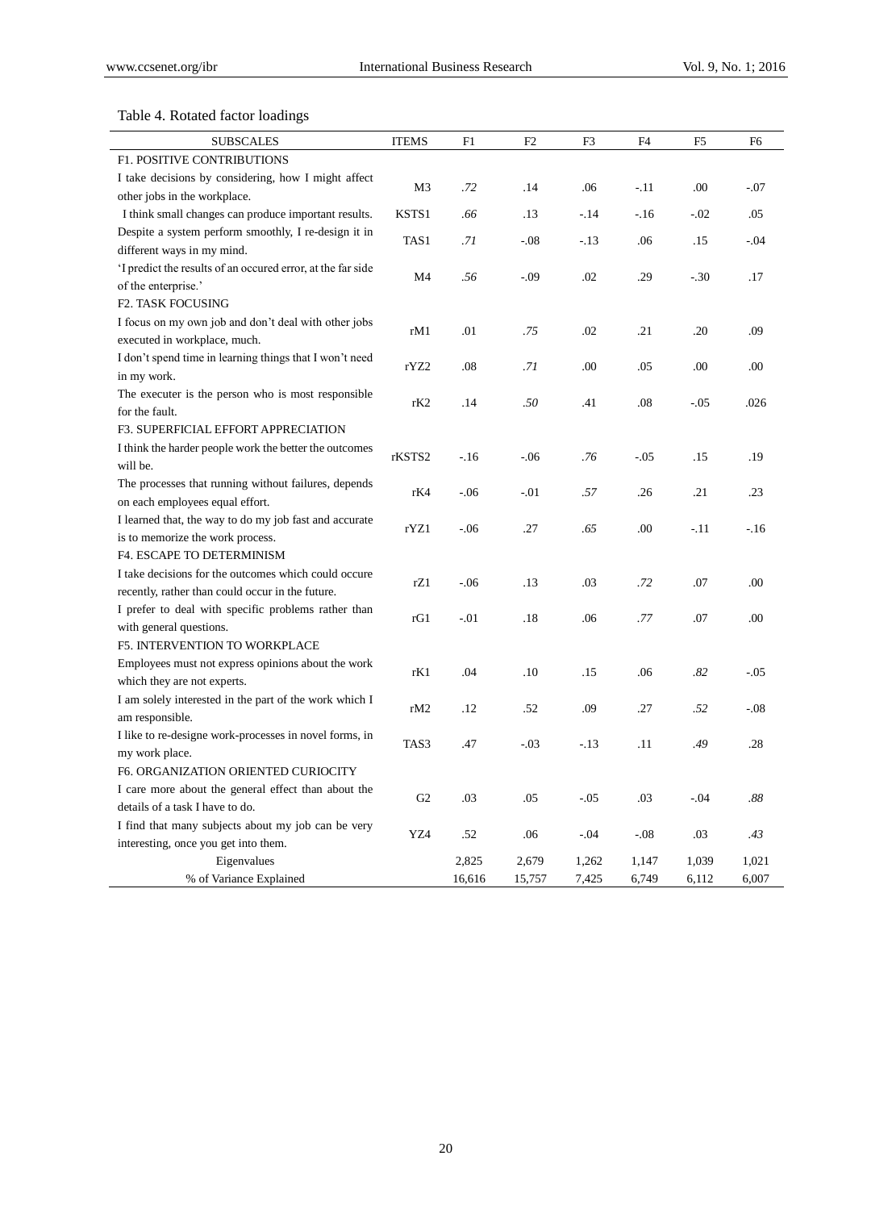Table 4. Rotated factor loadings

| SUBSCALES | ITEMS | F1 | F2 | F3 | F4 | F5 | F6 |
|---|---|---|---|---|---|---|---|
| F1. POSITIVE CONTRIBUTIONS | | | | | | | |
| I take decisions by considering, how I might affect other jobs in the workplace. | M3 | *.72* | .14 | .06 | -.11 | .00 | -.07 |
| I think small changes can produce important results. | KSTS1 | *.66* | .13 | -.14 | -.16 | -.02 | .05 |
| Despite a system perform smoothly, I re-design it in different ways in my mind. | TAS1 | *.71* | -.08 | -.13 | .06 | .15 | -.04 |
| 'I predict the results of an occured error, at the far side of the enterprise.' | M4 | *.56* | -.09 | .02 | .29 | -.30 | .17 |
| F2. TASK FOCUSING | | | | | | | |
| I focus on my own job and don't deal with other jobs executed in workplace, much. | rM1 | .01 | *.75* | .02 | .21 | .20 | .09 |
| I don't spend time in learning things that I won't need in my work. | rYZ2 | .08 | *.71* | .00 | .05 | .00 | .00 |
| The executer is the person who is most responsible for the fault. | rK2 | .14 | *.50* | .41 | .08 | -.05 | .026 |
| F3. SUPERFICIAL EFFORT APPRECIATION | | | | | | | |
| I think the harder people work the better the outcomes will be. | rKSTS2 | -.16 | -.06 | *.76* | -.05 | .15 | .19 |
| The processes that running without failures, depends on each employees equal effort. | rK4 | -.06 | -.01 | *.57* | .26 | .21 | .23 |
| I learned that, the way to do my job fast and accurate is to memorize the work process. | rYZ1 | -.06 | .27 | *.65* | .00 | -.11 | -.16 |
| F4. ESCAPE TO DETERMINISM | | | | | | | |
| I take decisions for the outcomes which could occure recently, rather than could occur in the future. | rZ1 | -.06 | .13 | .03 | *.72* | .07 | .00 |
| I prefer to deal with specific problems rather than with general questions. | rG1 | -.01 | .18 | .06 | *.77* | .07 | .00 |
| F5. INTERVENTION TO WORKPLACE | | | | | | | |
| Employees must not express opinions about the work which they are not experts. | rK1 | .04 | .10 | .15 | .06 | *.82* | -.05 |
| I am solely interested in the part of the work which I am responsible. | rM2 | .12 | .52 | .09 | .27 | *.52* | -.08 |
| I like to re-designe work-processes in novel forms, in my work place. | TAS3 | .47 | -.03 | -.13 | .11 | *.49* | .28 |
| F6. ORGANIZATION ORIENTED CURIOCITY | | | | | | | |
| I care more about the general effect than about the details of a task I have to do. | G2 | .03 | .05 | -.05 | .03 | -.04 | *.88* |
| I find that many subjects about my job can be very interesting, once you get into them. | YZ4 | .52 | .06 | -.04 | -.08 | .03 | *.43* |
| Eigenvalues | | 2,825 | 2,679 | 1,262 | 1,147 | 1,039 | 1,021 |
| % of Variance Explained | | 16,616 | 15,757 | 7,425 | 6,749 | 6,112 | 6,007 |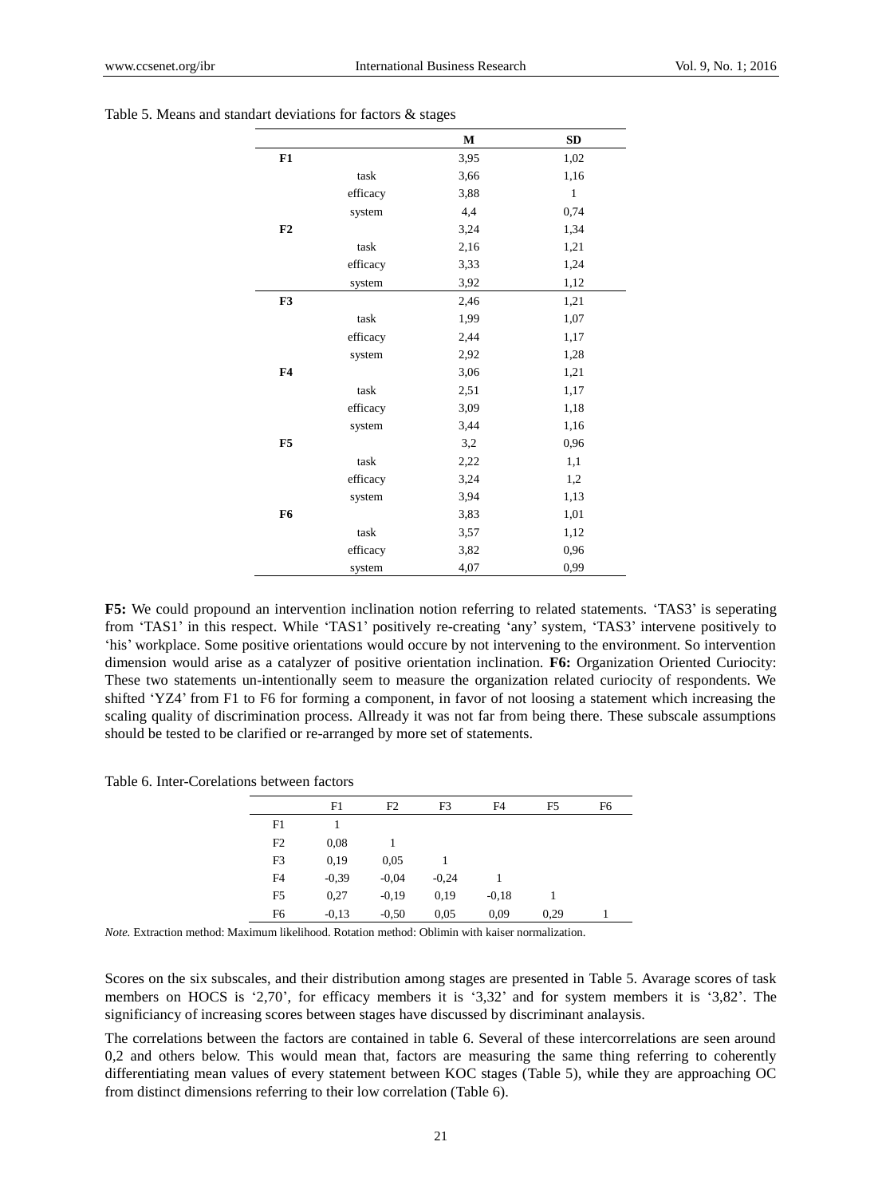Table 5. Means and standart deviations for factors & stages

| | | M | SD |
|---|---|---|---|
| **F1** | | 3,95 | 1,02 |
| | task | 3,66 | 1,16 |
| | efficacy | 3,88 | 1 |
| | system | 4,4 | 0,74 |
| **F2** | | 3,24 | 1,34 |
| | task | 2,16 | 1,21 |
| | efficacy | 3,33 | 1,24 |
| | system | 3,92 | 1,12 |
| **F3** | | 2,46 | 1,21 |
| | task | 1,99 | 1,07 |
| | efficacy | 2,44 | 1,17 |
| | system | 2,92 | 1,28 |
| **F4** | | 3,06 | 1,21 |
| | task | 2,51 | 1,17 |
| | efficacy | 3,09 | 1,18 |
| | system | 3,44 | 1,16 |
| **F5** | | 3,2 | 0,96 |
| | task | 2,22 | 1,1 |
| | efficacy | 3,24 | 1,2 |
| | system | 3,94 | 1,13 |
| **F6** | | 3,83 | 1,01 |
| | task | 3,57 | 1,12 |
| | efficacy | 3,82 | 0,96 |
| | system | 4,07 | 0,99 |

**F5:** We could propound an intervention inclination notion referring to related statements. 'TAS3' is seperating from 'TAS1' in this respect. While 'TAS1' positively re-creating 'any' system, 'TAS3' intervene positively to 'his' workplace. Some positive orientations would occure by not intervening to the environment. So intervention dimension would arise as a catalyzer of positive orientation inclination. **F6:** Organization Oriented Curiocity: These two statements un-intentionally seem to measure the organization related curiocity of respondents. We shifted 'YZ4' from F1 to F6 for forming a component, in favor of not loosing a statement which increasing the scaling quality of discrimination process. Allready it was not far from being there. These subscale assumptions should be tested to be clarified or re-arranged by more set of statements.

Table 6. Inter-Corelations between factors

| | F1 | F2 | F3 | F4 | F5 | F6 |
|---|---|---|---|---|---|---|
| F1 | 1 | | | | | |
| F2 | 0,08 | 1 | | | | |
| F3 | 0,19 | 0,05 | 1 | | | |
| F4 | -0,39 | -0,04 | -0,24 | 1 | | |
| F5 | 0,27 | -0,19 | 0,19 | -0,18 | 1 | |
| F6 | -0,13 | -0,50 | 0,05 | 0,09 | 0,29 | 1 |

*Note.* Extraction method: Maximum likelihood. Rotation method: Oblimin with kaiser normalization.

Scores on the six subscales, and their distribution among stages are presented in Table 5. Avarage scores of task members on HOCS is '2,70', for efficacy members it is '3,32' and for system members it is '3,82'. The significiancy of increasing scores between stages have discussed by discriminant analaysis.

The correlations between the factors are contained in table 6. Several of these intercorrelations are seen around 0,2 and others below. This would mean that, factors are measuring the same thing referring to coherently differentiating mean values of every statement between KOC stages (Table 5), while they are approaching OC from distinct dimensions referring to their low correlation (Table 6).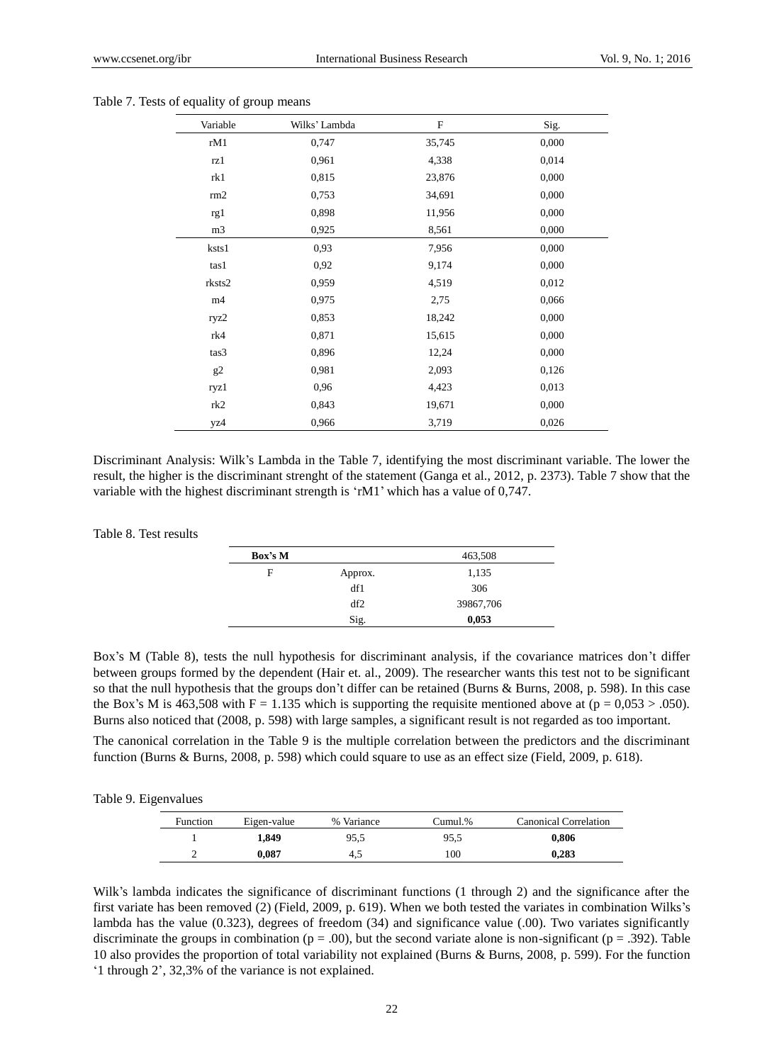Table 7. Tests of equality of group means

| Variable | Wilks' Lambda | F | Sig. |
|---|---|---|---|
| rM1 | 0,747 | 35,745 | 0,000 |
| rz1 | 0,961 | 4,338 | 0,014 |
| rk1 | 0,815 | 23,876 | 0,000 |
| rm2 | 0,753 | 34,691 | 0,000 |
| rg1 | 0,898 | 11,956 | 0,000 |
| m3 | 0,925 | 8,561 | 0,000 |
| ksts1 | 0,93 | 7,956 | 0,000 |
| tas1 | 0,92 | 9,174 | 0,000 |
| rksts2 | 0,959 | 4,519 | 0,012 |
| m4 | 0,975 | 2,75 | 0,066 |
| ryz2 | 0,853 | 18,242 | 0,000 |
| rk4 | 0,871 | 15,615 | 0,000 |
| tas3 | 0,896 | 12,24 | 0,000 |
| g2 | 0,981 | 2,093 | 0,126 |
| ryz1 | 0,96 | 4,423 | 0,013 |
| rk2 | 0,843 | 19,671 | 0,000 |
| yz4 | 0,966 | 3,719 | 0,026 |

Discriminant Analysis: Wilk's Lambda in the Table 7, identifying the most discriminant variable. The lower the result, the higher is the discriminant strenght of the statement (Ganga et al., 2012, p. 2373). Table 7 show that the variable with the highest discriminant strength is 'rM1' which has a value of 0,747.

Table 8. Test results

| **Box's M** | | 463,508 |
|---|---|---|
| F | Approx. | 1,135 |
| | df1 | 306 |
| | df2 | 39867,706 |
| | Sig. | **0,053** |

Box's M (Table 8), tests the null hypothesis for discriminant analysis, if the covariance matrices don't differ between groups formed by the dependent (Hair et. al., 2009). The researcher wants this test not to be significant so that the null hypothesis that the groups don't differ can be retained (Burns & Burns, 2008, p. 598). In this case the Box's M is 463,508 with $F = 1.135$ which is supporting the requisite mentioned above at ($p = 0{,}053 > .050$). Burns also noticed that (2008, p. 598) with large samples, a significant result is not regarded as too important.

The canonical correlation in the Table 9 is the multiple correlation between the predictors and the discriminant function (Burns & Burns, 2008, p. 598) which could square to use as an effect size (Field, 2009, p. 618).

Table 9. Eigenvalues

| Function | Eigen-value | % Variance | Cumul.% | Canonical Correlation |
|---|---|---|---|---|
| 1 | **1,849** | 95,5 | 95,5 | **0,806** |
| 2 | **0,087** | 4,5 | 100 | **0,283** |

Wilk's lambda indicates the significance of discriminant functions (1 through 2) and the significance after the first variate has been removed (2) (Field, 2009, p. 619). When we both tested the variates in combination Wilks's lambda has the value (0.323), degrees of freedom (34) and significance value (.00). Two variates significantly discriminate the groups in combination ($p = .00$), but the second variate alone is non-significant ($p = .392$). Table 10 also provides the proportion of total variability not explained (Burns & Burns, 2008, p. 599). For the function '1 through 2', 32,3% of the variance is not explained.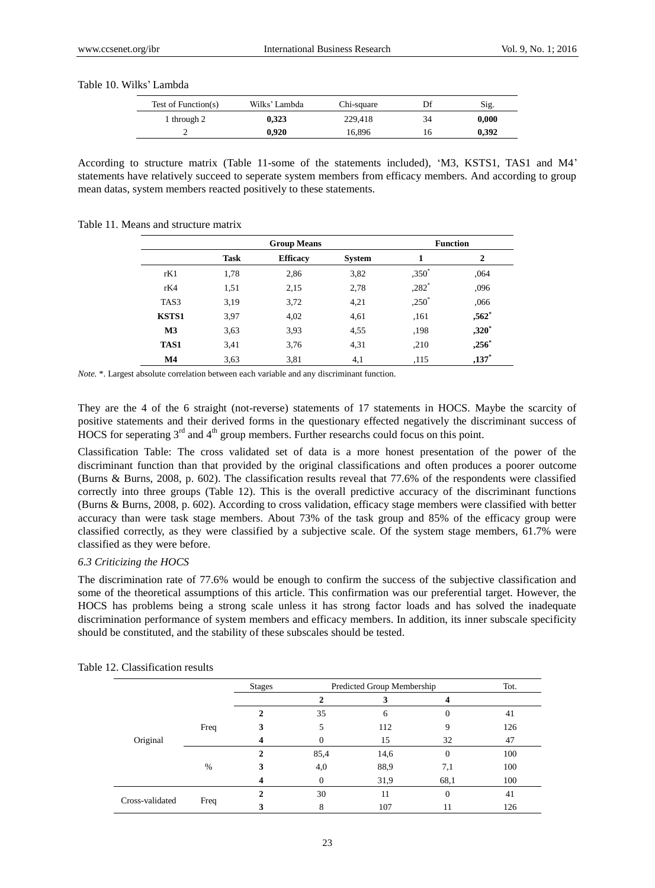Table 10. Wilks' Lambda

| Test of Function(s) | Wilks' Lambda | Chi-square | Df | Sig. |
|---|---|---|---|---|
| 1 through 2 | **0,323** | 229,418 | 34 | **0,000** |
| 2 | **0,920** | 16,896 | 16 | **0,392** |

According to structure matrix (Table 11-some of the statements included), 'M3, KSTS1, TAS1 and M4' statements have relatively succeed to seperate system members from efficacy members. And according to group mean datas, system members reacted positively to these statements.

Table 11. Means and structure matrix

| | Group Means | | | Function | |
|---|---|---|---|---|---|
| | **Task** | **Efficacy** | **System** | **1** | **2** |
| rK1 | 1,78 | 2,86 | 3,82 | ,350* | ,064 |
| rK4 | 1,51 | 2,15 | 2,78 | ,282* | ,096 |
| TAS3 | 3,19 | 3,72 | 4,21 | ,250* | ,066 |
| **KSTS1** | 3,97 | 4,02 | 4,61 | ,161 | **,562*** |
| **M3** | 3,63 | 3,93 | 4,55 | ,198 | **,320*** |
| **TAS1** | 3,41 | 3,76 | 4,31 | ,210 | **,256*** |
| **M4** | 3,63 | 3,81 | 4,1 | ,115 | **,137*** |

*Note.* *. Largest absolute correlation between each variable and any discriminant function.

They are the 4 of the 6 straight (not-reverse) statements of 17 statements in HOCS. Maybe the scarcity of positive statements and their derived forms in the questionary effected negatively the discriminant success of HOCS for seperating 3rd and 4th group members. Further researchs could focus on this point.

Classification Table: The cross validated set of data is a more honest presentation of the power of the discriminant function than that provided by the original classifications and often produces a poorer outcome (Burns & Burns, 2008, p. 602). The classification results reveal that 77.6% of the respondents were classified correctly into three groups (Table 12). This is the overall predictive accuracy of the discriminant functions (Burns & Burns, 2008, p. 602). According to cross validation, efficacy stage members were classified with better accuracy than were task stage members. About 73% of the task group and 85% of the efficacy group were classified correctly, as they were classified by a subjective scale. Of the system stage members, 61.7% were classified as they were before.

*6.3 Criticizing the HOCS*

The discrimination rate of 77.6% would be enough to confirm the success of the subjective classification and some of the theoretical assumptions of this article. This confirmation was our preferential target. However, the HOCS has problems being a strong scale unless it has strong factor loads and has solved the inadequate discrimination performance of system members and efficacy members. In addition, its inner subscale specificity should be constituted, and the stability of these subscales should be tested.

Table 12. Classification results

| | | Stages | Predicted Group Membership | | | Tot. |
|---|---|---|---|---|---|---|
| | | | **2** | **3** | **4** | |
| Original | Freq | **2** | 35 | 6 | 0 | 41 |
| | | **3** | 5 | 112 | 9 | 126 |
| | | **4** | 0 | 15 | 32 | 47 |
| | % | **2** | 85,4 | 14,6 | 0 | 100 |
| | | **3** | 4,0 | 88,9 | 7,1 | 100 |
| | | **4** | 0 | 31,9 | 68,1 | 100 |
| Cross-validated | Freq | **2** | 30 | 11 | 0 | 41 |
| | | **3** | 8 | 107 | 11 | 126 |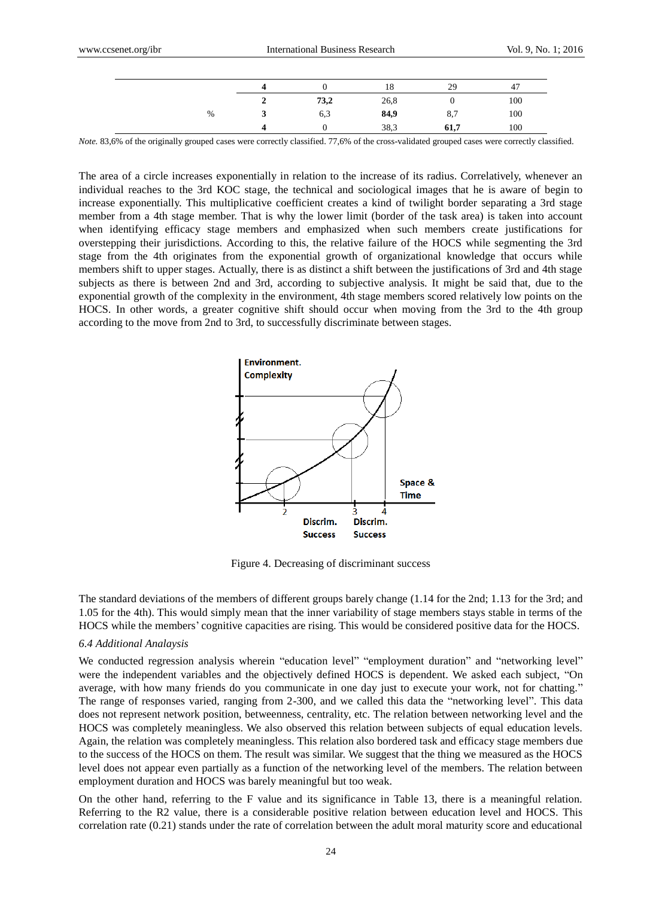| | | | | | |
|---|---|---|---|---|---|
| | 4 | 0 | 18 | 29 | 47 |
| | 2 | **73,2** | 26,8 | 0 | 100 |
| % | 3 | 6,3 | **84,9** | 8,7 | 100 |
| | 4 | 0 | 38,3 | **61,7** | 100 |

*Note.* 83,6% of the originally grouped cases were correctly classified. 77,6% of the cross-validated grouped cases were correctly classified.

The area of a circle increases exponentially in relation to the increase of its radius. Correlatively, whenever an individual reaches to the 3rd KOC stage, the technical and sociological images that he is aware of begin to increase exponentially. This multiplicative coefficient creates a kind of twilight border separating a 3rd stage member from a 4th stage member. That is why the lower limit (border of the task area) is taken into account when identifying efficacy stage members and emphasized when such members create justifications for overstepping their jurisdictions. According to this, the relative failure of the HOCS while segmenting the 3rd stage from the 4th originates from the exponential growth of organizational knowledge that occurs while members shift to upper stages. Actually, there is as distinct a shift between the justifications of 3rd and 4th stage subjects as there is between 2nd and 3rd, according to subjective analysis. It might be said that, due to the exponential growth of the complexity in the environment, 4th stage members scored relatively low points on the HOCS. In other words, a greater cognitive shift should occur when moving from the 3rd to the 4th group according to the move from 2nd to 3rd, to successfully discriminate between stages.

Figure 4. Decreasing of discriminant success

The standard deviations of the members of different groups barely change (1.14 for the 2nd; 1.13 for the 3rd; and 1.05 for the 4th). This would simply mean that the inner variability of stage members stays stable in terms of the HOCS while the members' cognitive capacities are rising. This would be considered positive data for the HOCS.

### *6.4 Additional Analaysis*

We conducted regression analysis wherein "education level" "employment duration" and "networking level" were the independent variables and the objectively defined HOCS is dependent. We asked each subject, "On average, with how many friends do you communicate in one day just to execute your work, not for chatting." The range of responses varied, ranging from 2-300, and we called this data the "networking level". This data does not represent network position, betweenness, centrality, etc. The relation between networking level and the HOCS was completely meaningless. We also observed this relation between subjects of equal education levels. Again, the relation was completely meaningless. This relation also bordered task and efficacy stage members due to the success of the HOCS on them. The result was similar. We suggest that the thing we measured as the HOCS level does not appear even partially as a function of the networking level of the members. The relation between employment duration and HOCS was barely meaningful but too weak.

On the other hand, referring to the F value and its significance in Table 13, there is a meaningful relation. Referring to the R2 value, there is a considerable positive relation between education level and HOCS. This correlation rate (0.21) stands under the rate of correlation between the adult moral maturity score and educational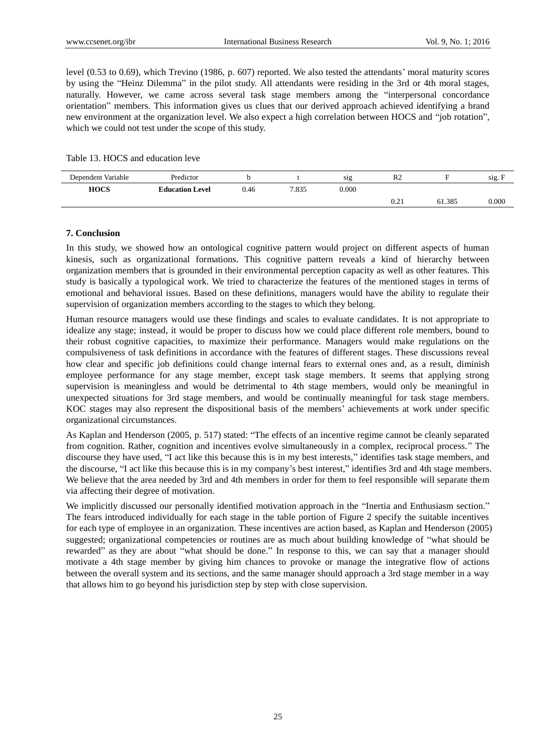level (0.53 to 0.69), which Trevino (1986, p. 607) reported. We also tested the attendants' moral maturity scores by using the "Heinz Dilemma" in the pilot study. All attendants were residing in the 3rd or 4th moral stages, naturally. However, we came across several task stage members among the "interpersonal concordance orientation" members. This information gives us clues that our derived approach achieved identifying a brand new environment at the organization level. We also expect a high correlation between HOCS and "job rotation", which we could not test under the scope of this study.

Table 13. HOCS and education leve

| Dependent Variable | Predictor | b | t | sig | R2 | F | sig. F |
|---|---|---|---|---|---|---|---|
| **HOCS** | **Education Level** | 0.46 | 7.835 | 0.000 | | | |
| | | | | | 0.21 | 61.385 | 0.000 |

## 7. Conclusion

In this study, we showed how an ontological cognitive pattern would project on different aspects of human kinesis, such as organizational formations. This cognitive pattern reveals a kind of hierarchy between organization members that is grounded in their environmental perception capacity as well as other features. This study is basically a typological work. We tried to characterize the features of the mentioned stages in terms of emotional and behavioral issues. Based on these definitions, managers would have the ability to regulate their supervision of organization members according to the stages to which they belong.

Human resource managers would use these findings and scales to evaluate candidates. It is not appropriate to idealize any stage; instead, it would be proper to discuss how we could place different role members, bound to their robust cognitive capacities, to maximize their performance. Managers would make regulations on the compulsiveness of task definitions in accordance with the features of different stages. These discussions reveal how clear and specific job definitions could change internal fears to external ones and, as a result, diminish employee performance for any stage member, except task stage members. It seems that applying strong supervision is meaningless and would be detrimental to 4th stage members, would only be meaningful in unexpected situations for 3rd stage members, and would be continually meaningful for task stage members. KOC stages may also represent the dispositional basis of the members' achievements at work under specific organizational circumstances.

As Kaplan and Henderson (2005, p. 517) stated: "The effects of an incentive regime cannot be cleanly separated from cognition. Rather, cognition and incentives evolve simultaneously in a complex, reciprocal process." The discourse they have used, "I act like this because this is in my best interests," identifies task stage members, and the discourse, "I act like this because this is in my company's best interest," identifies 3rd and 4th stage members. We believe that the area needed by 3rd and 4th members in order for them to feel responsible will separate them via affecting their degree of motivation.

We implicitly discussed our personally identified motivation approach in the "Inertia and Enthusiasm section." The fears introduced individually for each stage in the table portion of Figure 2 specify the suitable incentives for each type of employee in an organization. These incentives are action based, as Kaplan and Henderson (2005) suggested; organizational competencies or routines are as much about building knowledge of "what should be rewarded" as they are about "what should be done." In response to this, we can say that a manager should motivate a 4th stage member by giving him chances to provoke or manage the integrative flow of actions between the overall system and its sections, and the same manager should approach a 3rd stage member in a way that allows him to go beyond his jurisdiction step by step with close supervision.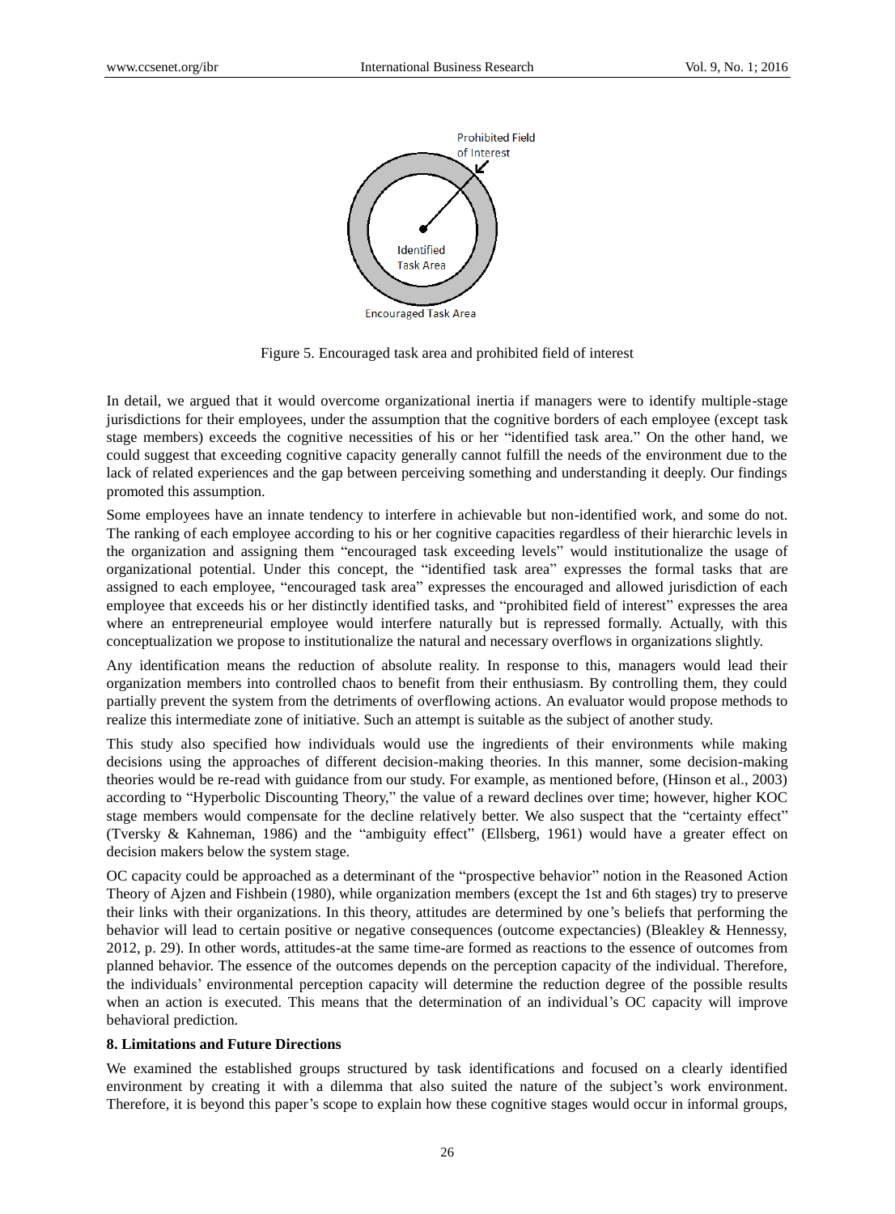Figure 5. Encouraged task area and prohibited field of interest

In detail, we argued that it would overcome organizational inertia if managers were to identify multiple-stage jurisdictions for their employees, under the assumption that the cognitive borders of each employee (except task stage members) exceeds the cognitive necessities of his or her "identified task area." On the other hand, we could suggest that exceeding cognitive capacity generally cannot fulfill the needs of the environment due to the lack of related experiences and the gap between perceiving something and understanding it deeply. Our findings promoted this assumption.

Some employees have an innate tendency to interfere in achievable but non-identified work, and some do not. The ranking of each employee according to his or her cognitive capacities regardless of their hierarchic levels in the organization and assigning them "encouraged task exceeding levels" would institutionalize the usage of organizational potential. Under this concept, the "identified task area" expresses the formal tasks that are assigned to each employee, "encouraged task area" expresses the encouraged and allowed jurisdiction of each employee that exceeds his or her distinctly identified tasks, and "prohibited field of interest" expresses the area where an entrepreneurial employee would interfere naturally but is repressed formally. Actually, with this conceptualization we propose to institutionalize the natural and necessary overflows in organizations slightly.

Any identification means the reduction of absolute reality. In response to this, managers would lead their organization members into controlled chaos to benefit from their enthusiasm. By controlling them, they could partially prevent the system from the detriments of overflowing actions. An evaluator would propose methods to realize this intermediate zone of initiative. Such an attempt is suitable as the subject of another study.

This study also specified how individuals would use the ingredients of their environments while making decisions using the approaches of different decision-making theories. In this manner, some decision-making theories would be re-read with guidance from our study. For example, as mentioned before, (Hinson et al., 2003) according to "Hyperbolic Discounting Theory," the value of a reward declines over time; however, higher KOC stage members would compensate for the decline relatively better. We also suspect that the "certainty effect" (Tversky & Kahneman, 1986) and the "ambiguity effect" (Ellsberg, 1961) would have a greater effect on decision makers below the system stage.

OC capacity could be approached as a determinant of the "prospective behavior" notion in the Reasoned Action Theory of Ajzen and Fishbein (1980), while organization members (except the 1st and 6th stages) try to preserve their links with their organizations. In this theory, attitudes are determined by one's beliefs that performing the behavior will lead to certain positive or negative consequences (outcome expectancies) (Bleakley & Hennessy, 2012, p. 29). In other words, attitudes-at the same time-are formed as reactions to the essence of outcomes from planned behavior. The essence of the outcomes depends on the perception capacity of the individual. Therefore, the individuals' environmental perception capacity will determine the reduction degree of the possible results when an action is executed. This means that the determination of an individual's OC capacity will improve behavioral prediction.

## 8. Limitations and Future Directions

We examined the established groups structured by task identifications and focused on a clearly identified environment by creating it with a dilemma that also suited the nature of the subject's work environment. Therefore, it is beyond this paper's scope to explain how these cognitive stages would occur in informal groups,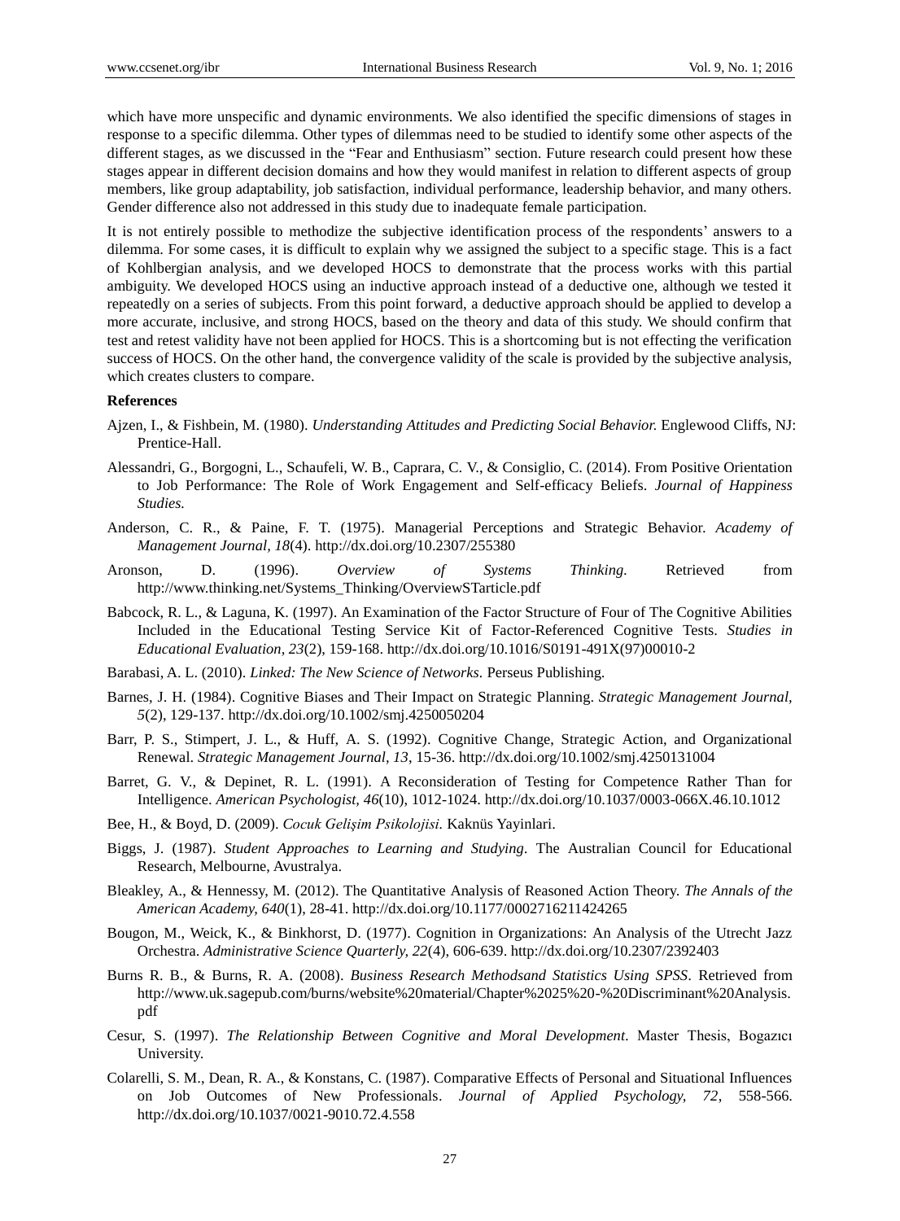which have more unspecific and dynamic environments. We also identified the specific dimensions of stages in response to a specific dilemma. Other types of dilemmas need to be studied to identify some other aspects of the different stages, as we discussed in the "Fear and Enthusiasm" section. Future research could present how these stages appear in different decision domains and how they would manifest in relation to different aspects of group members, like group adaptability, job satisfaction, individual performance, leadership behavior, and many others. Gender difference also not addressed in this study due to inadequate female participation.

It is not entirely possible to methodize the subjective identification process of the respondents' answers to a dilemma. For some cases, it is difficult to explain why we assigned the subject to a specific stage. This is a fact of Kohlbergian analysis, and we developed HOCS to demonstrate that the process works with this partial ambiguity. We developed HOCS using an inductive approach instead of a deductive one, although we tested it repeatedly on a series of subjects. From this point forward, a deductive approach should be applied to develop a more accurate, inclusive, and strong HOCS, based on the theory and data of this study. We should confirm that test and retest validity have not been applied for HOCS. This is a shortcoming but is not effecting the verification success of HOCS. On the other hand, the convergence validity of the scale is provided by the subjective analysis, which creates clusters to compare.

**References**

Ajzen, I., & Fishbein, M. (1980). *Understanding Attitudes and Predicting Social Behavior.* Englewood Cliffs, NJ: Prentice-Hall.

Alessandri, G., Borgogni, L., Schaufeli, W. B., Caprara, C. V., & Consiglio, C. (2014). From Positive Orientation to Job Performance: The Role of Work Engagement and Self-efficacy Beliefs. *Journal of Happiness Studies.*

Anderson, C. R., & Paine, F. T. (1975). Managerial Perceptions and Strategic Behavior. *Academy of Management Journal, 18*(4). http://dx.doi.org/10.2307/255380

Aronson, D. (1996). *Overview of Systems Thinking.* Retrieved from http://www.thinking.net/Systems_Thinking/OverviewSTarticle.pdf

Babcock, R. L., & Laguna, K. (1997). An Examination of the Factor Structure of Four of The Cognitive Abilities Included in the Educational Testing Service Kit of Factor-Referenced Cognitive Tests. *Studies in Educational Evaluation, 23*(2), 159-168. http://dx.doi.org/10.1016/S0191-491X(97)00010-2

Barabasi, A. L. (2010). *Linked: The New Science of Networks.* Perseus Publishing.

Barnes, J. H. (1984). Cognitive Biases and Their Impact on Strategic Planning. *Strategic Management Journal, 5*(2), 129-137. http://dx.doi.org/10.1002/smj.4250050204

Barr, P. S., Stimpert, J. L., & Huff, A. S. (1992). Cognitive Change, Strategic Action, and Organizational Renewal. *Strategic Management Journal, 13*, 15-36. http://dx.doi.org/10.1002/smj.4250131004

Barret, G. V., & Depinet, R. L. (1991). A Reconsideration of Testing for Competence Rather Than for Intelligence. *American Psychologist, 46*(10), 1012-1024. http://dx.doi.org/10.1037/0003-066X.46.10.1012

Bee, H., & Boyd, D. (2009). *Cocuk Gelişim Psikolojisi.* Kaknüs Yayinlari.

Biggs, J. (1987). *Student Approaches to Learning and Studying*. The Australian Council for Educational Research, Melbourne, Avustralya.

Bleakley, A., & Hennessy, M. (2012). The Quantitative Analysis of Reasoned Action Theory. *The Annals of the American Academy, 640*(1), 28-41. http://dx.doi.org/10.1177/0002716211424265

Bougon, M., Weick, K., & Binkhorst, D. (1977). Cognition in Organizations: An Analysis of the Utrecht Jazz Orchestra. *Administrative Science Quarterly, 22*(4), 606-639. http://dx.doi.org/10.2307/2392403

Burns R. B., & Burns, R. A. (2008). *Business Research Methodsand Statistics Using SPSS*. Retrieved from http://www.uk.sagepub.com/burns/website%20material/Chapter%2025%20-%20Discriminant%20Analysis.pdf

Cesur, S. (1997). *The Relationship Between Cognitive and Moral Development*. Master Thesis, Bogazıcı University.

Colarelli, S. M., Dean, R. A., & Konstans, C. (1987). Comparative Effects of Personal and Situational Influences on Job Outcomes of New Professionals. *Journal of Applied Psychology, 72*, 558-566. http://dx.doi.org/10.1037/0021-9010.72.4.558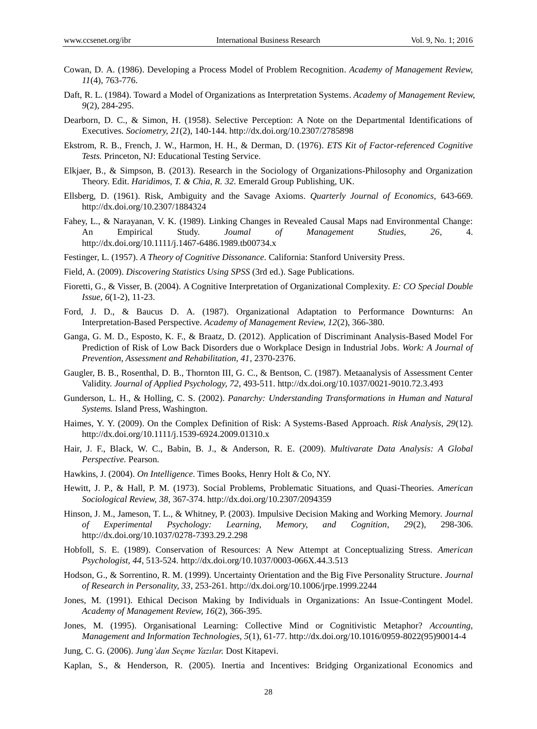Cowan, D. A. (1986). Developing a Process Model of Problem Recognition. *Academy of Management Review, 11*(4), 763-776.

Daft, R. L. (1984). Toward a Model of Organizations as Interpretation Systems. *Academy of Management Review, 9*(2), 284-295.

Dearborn, D. C., & Simon, H. (1958). Selective Perception: A Note on the Departmental Identifications of Executives. *Sociometry, 21*(2), 140-144. http://dx.doi.org/10.2307/2785898

Ekstrom, R. B., French, J. W., Harmon, H. H., & Derman, D. (1976). *ETS Kit of Factor-referenced Cognitive Tests.* Princeton, NJ: Educational Testing Service.

Elkjaer, B., & Simpson, B. (2013). Research in the Sociology of Organizations-Philosophy and Organization Theory. Edit. *Haridimos, T. & Chia, R. 32.* Emerald Group Publishing, UK.

Ellsberg, D. (1961). Risk, Ambiguity and the Savage Axioms. *Quarterly Journal of Economics,* 643-669. http://dx.doi.org/10.2307/1884324

Fahey, L., & Narayanan, V. K. (1989). Linking Changes in Revealed Causal Maps nad Environmental Change: An Empirical Study. *Joumal of Management Studies, 26,* 4. http://dx.doi.org/10.1111/j.1467-6486.1989.tb00734.x

Festinger, L. (1957). *A Theory of Cognitive Dissonance.* California: Stanford University Press.

Field, A. (2009). *Discovering Statistics Using SPSS* (3rd ed.). Sage Publications.

Fioretti, G., & Visser, B. (2004). A Cognitive Interpretation of Organizational Complexity. *E: CO Special Double Issue, 6*(1-2), 11-23.

Ford, J. D., & Baucus D. A. (1987). Organizational Adaptation to Performance Downturns: An Interpretation-Based Perspective. *Academy of Management Review, 12*(2), 366-380.

Ganga, G. M. D., Esposto, K. F., & Braatz, D. (2012). Application of Discriminant Analysis-Based Model For Prediction of Risk of Low Back Disorders due o Workplace Design in Industrial Jobs. *Work: A Journal of Prevention, Assessment and Rehabilitation, 41*, 2370-2376.

Gaugler, B. B., Rosenthal, D. B., Thornton III, G. C., & Bentson, C. (1987). Metaanalysis of Assessment Center Validity. *Journal of Applied Psychology, 72*, 493-511. http://dx.doi.org/10.1037/0021-9010.72.3.493

Gunderson, L. H., & Holling, C. S. (2002). *Panarchy: Understanding Transformations in Human and Natural Systems.* Island Press, Washington.

Haimes, Y. Y. (2009). On the Complex Definition of Risk: A Systems-Based Approach. *Risk Analysis, 29*(12). http://dx.doi.org/10.1111/j.1539-6924.2009.01310.x

Hair, J. F., Black, W. C., Babin, B. J., & Anderson, R. E. (2009). *Multivarate Data Analysis: A Global Perspective.* Pearson.

Hawkins, J. (2004). *On Intelligence.* Times Books, Henry Holt & Co, NY.

Hewitt, J. P., & Hall, P. M. (1973). Social Problems, Problematic Situations, and Quasi-Theories. *American Sociological Review, 38,* 367-374. http://dx.doi.org/10.2307/2094359

Hinson, J. M., Jameson, T. L., & Whitney, P. (2003). Impulsive Decision Making and Working Memory. *Journal of Experimental Psychology: Learning, Memory, and Cognition, 29*(2), 298-306. http://dx.doi.org/10.1037/0278-7393.29.2.298

Hobfoll, S. E. (1989). Conservation of Resources: A New Attempt at Conceptualizing Stress. *American Psychologist, 44*, 513-524. http://dx.doi.org/10.1037/0003-066X.44.3.513

Hodson, G., & Sorrentino, R. M. (1999). Uncertainty Orientation and the Big Five Personality Structure. *Journal of Research in Personality, 33*, 253-261. http://dx.doi.org/10.1006/jrpe.1999.2244

Jones, M. (1991). Ethical Decison Making by Individuals in Organizations: An Issue-Contingent Model. *Academy of Management Review, 16*(2), 366-395.

Jones, M. (1995). Organisational Learning: Collective Mind or Cognitivistic Metaphor? *Accounting, Management and Information Technologies, 5*(1), 61-77. http://dx.doi.org/10.1016/0959-8022(95)90014-4

Jung, C. G. (2006). *Jung'dan Seçme Yazılar.* Dost Kitapevi.

Kaplan, S., & Henderson, R. (2005). Inertia and Incentives: Bridging Organizational Economics and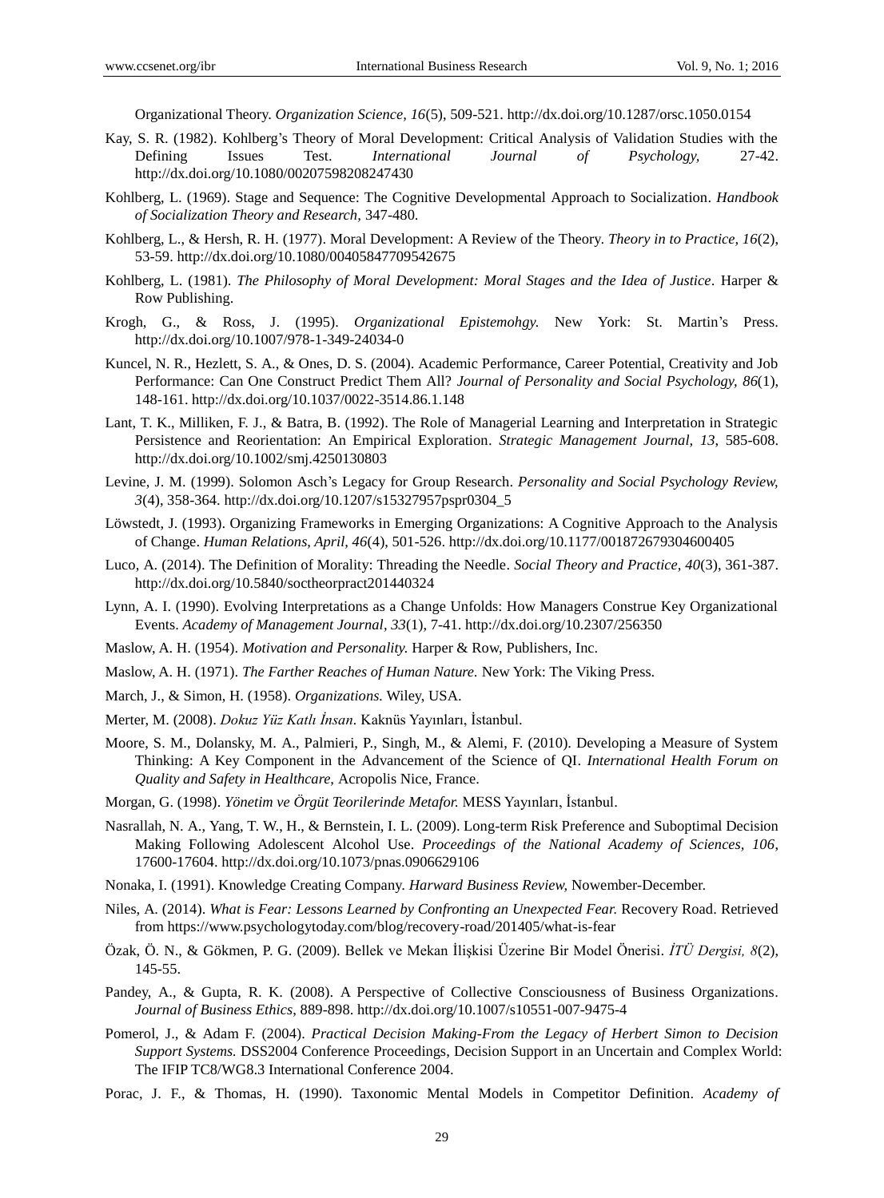Organizational Theory. *Organization Science, 16*(5), 509-521. http://dx.doi.org/10.1287/orsc.1050.0154

Kay, S. R. (1982). Kohlberg's Theory of Moral Development: Critical Analysis of Validation Studies with the Defining Issues Test. *International Journal of Psychology,* 27-42. http://dx.doi.org/10.1080/00207598208247430

Kohlberg, L. (1969). Stage and Sequence: The Cognitive Developmental Approach to Socialization. *Handbook of Socialization Theory and Research,* 347-480.

Kohlberg, L., & Hersh, R. H. (1977). Moral Development: A Review of the Theory. *Theory in to Practice, 16*(2), 53-59. http://dx.doi.org/10.1080/00405847709542675

Kohlberg, L. (1981). *The Philosophy of Moral Development: Moral Stages and the Idea of Justice*. Harper & Row Publishing.

Krogh, G., & Ross, J. (1995). *Organizational Epistemohgy.* New York: St. Martin's Press. http://dx.doi.org/10.1007/978-1-349-24034-0

Kuncel, N. R., Hezlett, S. A., & Ones, D. S. (2004). Academic Performance, Career Potential, Creativity and Job Performance: Can One Construct Predict Them All? *Journal of Personality and Social Psychology, 86*(1), 148-161. http://dx.doi.org/10.1037/0022-3514.86.1.148

Lant, T. K., Milliken, F. J., & Batra, B. (1992). The Role of Managerial Learning and Interpretation in Strategic Persistence and Reorientation: An Empirical Exploration. *Strategic Management Journal, 13,* 585-608. http://dx.doi.org/10.1002/smj.4250130803

Levine, J. M. (1999). Solomon Asch's Legacy for Group Research. *Personality and Social Psychology Review, 3*(4), 358-364. http://dx.doi.org/10.1207/s15327957pspr0304_5

Löwstedt, J. (1993). Organizing Frameworks in Emerging Organizations: A Cognitive Approach to the Analysis of Change. *Human Relations, April, 46*(4), 501-526. http://dx.doi.org/10.1177/001872679304600405

Luco, A. (2014). The Definition of Morality: Threading the Needle. *Social Theory and Practice, 40*(3), 361-387. http://dx.doi.org/10.5840/soctheorpract201440324

Lynn, A. I. (1990). Evolving Interpretations as a Change Unfolds: How Managers Construe Key Organizational Events. *Academy of Management Journal, 33*(1), 7-41. http://dx.doi.org/10.2307/256350

Maslow, A. H. (1954). *Motivation and Personality.* Harper & Row, Publishers, Inc.

Maslow, A. H. (1971). *The Farther Reaches of Human Nature.* New York: The Viking Press.

March, J., & Simon, H. (1958). *Organizations.* Wiley, USA.

Merter, M. (2008). *Dokuz Yüz Katlı İnsan*. Kaknüs Yayınları, İstanbul.

Moore, S. M., Dolansky, M. A., Palmieri, P., Singh, M., & Alemi, F. (2010). Developing a Measure of System Thinking: A Key Component in the Advancement of the Science of QI. *International Health Forum on Quality and Safety in Healthcare,* Acropolis Nice, France.

Morgan, G. (1998). *Yönetim ve Örgüt Teorilerinde Metafor.* MESS Yayınları, İstanbul.

Nasrallah, N. A., Yang, T. W., H., & Bernstein, I. L. (2009). Long-term Risk Preference and Suboptimal Decision Making Following Adolescent Alcohol Use. *Proceedings of the National Academy of Sciences, 106,* 17600-17604. http://dx.doi.org/10.1073/pnas.0906629106

Nonaka, I. (1991). Knowledge Creating Company. *Harward Business Review,* Nowember-December.

Niles, A. (2014). *What is Fear: Lessons Learned by Confronting an Unexpected Fear.* Recovery Road. Retrieved from https://www.psychologytoday.com/blog/recovery-road/201405/what-is-fear

Özak, Ö. N., & Gökmen, P. G. (2009). Bellek ve Mekan İlişkisi Üzerine Bir Model Önerisi. *İTÜ Dergisi, 8*(2), 145-55.

Pandey, A., & Gupta, R. K. (2008). A Perspective of Collective Consciousness of Business Organizations. *Journal of Business Ethics,* 889-898. http://dx.doi.org/10.1007/s10551-007-9475-4

Pomerol, J., & Adam F. (2004). *Practical Decision Making-From the Legacy of Herbert Simon to Decision Support Systems.* DSS2004 Conference Proceedings, Decision Support in an Uncertain and Complex World: The IFIP TC8/WG8.3 International Conference 2004.

Porac, J. F., & Thomas, H. (1990). Taxonomic Mental Models in Competitor Definition. *Academy of*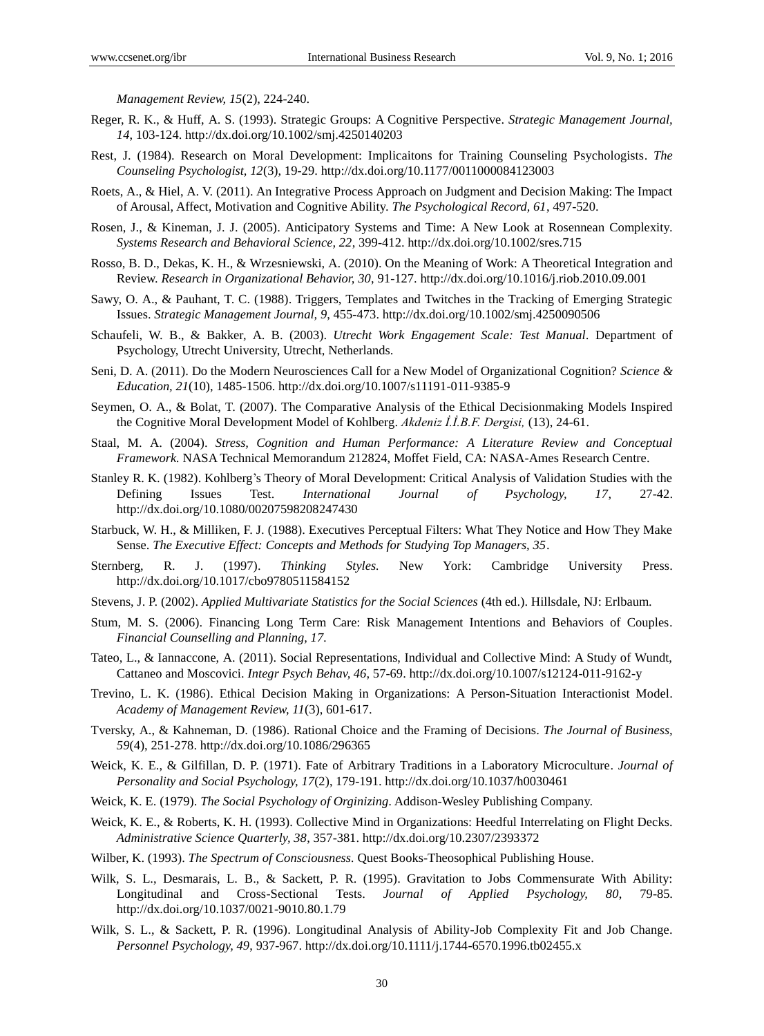*Management Review, 15*(2), 224-240.

Reger, R. K., & Huff, A. S. (1993). Strategic Groups: A Cognitive Perspective. *Strategic Management Journal, 14*, 103-124. http://dx.doi.org/10.1002/smj.4250140203

Rest, J. (1984). Research on Moral Development: Implicaitons for Training Counseling Psychologists. *The Counseling Psychologist, 12*(3), 19-29. http://dx.doi.org/10.1177/0011000084123003

Roets, A., & Hiel, A. V. (2011). An Integrative Process Approach on Judgment and Decision Making: The Impact of Arousal, Affect, Motivation and Cognitive Ability. *The Psychological Record, 61*, 497-520.

Rosen, J., & Kineman, J. J. (2005). Anticipatory Systems and Time: A New Look at Rosennean Complexity. *Systems Research and Behavioral Science, 22*, 399-412. http://dx.doi.org/10.1002/sres.715

Rosso, B. D., Dekas, K. H., & Wrzesniewski, A. (2010). On the Meaning of Work: A Theoretical Integration and Review. *Research in Organizational Behavior, 30*, 91-127. http://dx.doi.org/10.1016/j.riob.2010.09.001

Sawy, O. A., & Pauhant, T. C. (1988). Triggers, Templates and Twitches in the Tracking of Emerging Strategic Issues. *Strategic Management Journal, 9*, 455-473. http://dx.doi.org/10.1002/smj.4250090506

Schaufeli, W. B., & Bakker, A. B. (2003). *Utrecht Work Engagement Scale: Test Manual*. Department of Psychology, Utrecht University, Utrecht, Netherlands.

Seni, D. A. (2011). Do the Modern Neurosciences Call for a New Model of Organizational Cognition? *Science & Education, 21*(10), 1485-1506. http://dx.doi.org/10.1007/s11191-011-9385-9

Seymen, O. A., & Bolat, T. (2007). The Comparative Analysis of the Ethical Decisionmaking Models Inspired the Cognitive Moral Development Model of Kohlberg. *Akdeniz İ.İ.B.F. Dergisi,* (13), 24-61.

Staal, M. A. (2004). *Stress, Cognition and Human Performance: A Literature Review and Conceptual Framework.* NASA Technical Memorandum 212824, Moffet Field, CA: NASA-Ames Research Centre.

Stanley R. K. (1982). Kohlberg's Theory of Moral Development: Critical Analysis of Validation Studies with the Defining Issues Test. *International Journal of Psychology, 17*, 27-42. http://dx.doi.org/10.1080/00207598208247430

Starbuck, W. H., & Milliken, F. J. (1988). Executives Perceptual Filters: What They Notice and How They Make Sense. *The Executive Effect: Concepts and Methods for Studying Top Managers, 35*.

Sternberg, R. J. (1997). *Thinking Styles.* New York: Cambridge University Press. http://dx.doi.org/10.1017/cbo9780511584152

Stevens, J. P. (2002). *Applied Multivariate Statistics for the Social Sciences* (4th ed.). Hillsdale, NJ: Erlbaum.

Stum, M. S. (2006). Financing Long Term Care: Risk Management Intentions and Behaviors of Couples. *Financial Counselling and Planning, 17.*

Tateo, L., & Iannaccone, A. (2011). Social Representations, Individual and Collective Mind: A Study of Wundt, Cattaneo and Moscovici. *Integr Psych Behav, 46*, 57-69. http://dx.doi.org/10.1007/s12124-011-9162-y

Trevino, L. K. (1986). Ethical Decision Making in Organizations: A Person-Situation Interactionist Model. *Academy of Management Review, 11*(3), 601-617.

Tversky, A., & Kahneman, D. (1986). Rational Choice and the Framing of Decisions. *The Journal of Business, 59*(4), 251-278. http://dx.doi.org/10.1086/296365

Weick, K. E., & Gilfillan, D. P. (1971). Fate of Arbitrary Traditions in a Laboratory Microculture. *Journal of Personality and Social Psychology, 17*(2), 179-191. http://dx.doi.org/10.1037/h0030461

Weick, K. E. (1979). *The Social Psychology of Orginizing*. Addison-Wesley Publishing Company.

Weick, K. E., & Roberts, K. H. (1993). Collective Mind in Organizations: Heedful Interrelating on Flight Decks. *Administrative Science Quarterly, 38*, 357-381. http://dx.doi.org/10.2307/2393372

Wilber, K. (1993). *The Spectrum of Consciousness.* Quest Books-Theosophical Publishing House.

Wilk, S. L., Desmarais, L. B., & Sackett, P. R. (1995). Gravitation to Jobs Commensurate With Ability: Longitudinal and Cross-Sectional Tests. *Journal of Applied Psychology, 80*, 79-85. http://dx.doi.org/10.1037/0021-9010.80.1.79

Wilk, S. L., & Sackett, P. R. (1996). Longitudinal Analysis of Ability-Job Complexity Fit and Job Change. *Personnel Psychology, 49*, 937-967. http://dx.doi.org/10.1111/j.1744-6570.1996.tb02455.x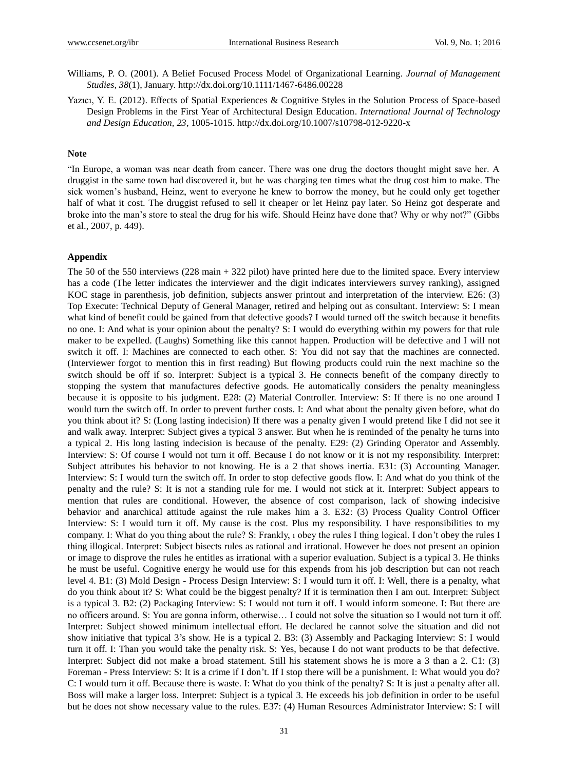Williams, P. O. (2001). A Belief Focused Process Model of Organizational Learning. *Journal of Management Studies, 38*(1), January. http://dx.doi.org/10.1111/1467-6486.00228

Yazıcı, Y. E. (2012). Effects of Spatial Experiences & Cognitive Styles in the Solution Process of Space-based Design Problems in the First Year of Architectural Design Education. *International Journal of Technology and Design Education, 23*, 1005-1015. http://dx.doi.org/10.1007/s10798-012-9220-x

## Note

"In Europe, a woman was near death from cancer. There was one drug the doctors thought might save her. A druggist in the same town had discovered it, but he was charging ten times what the drug cost him to make. The sick women's husband, Heinz, went to everyone he knew to borrow the money, but he could only get together half of what it cost. The druggist refused to sell it cheaper or let Heinz pay later. So Heinz got desperate and broke into the man's store to steal the drug for his wife. Should Heinz have done that? Why or why not?" (Gibbs et al., 2007, p. 449).

## Appendix

The 50 of the 550 interviews (228 main + 322 pilot) have printed here due to the limited space. Every interview has a code (The letter indicates the interviewer and the digit indicates interviewers survey ranking), assigned KOC stage in parenthesis, job definition, subjects answer printout and interpretation of the interview. E26: (3) Top Execute: Technical Deputy of General Manager, retired and helping out as consultant. Interview: S: I mean what kind of benefit could be gained from that defective goods? I would turned off the switch because it benefits no one. I: And what is your opinion about the penalty? S: I would do everything within my powers for that rule maker to be expelled. (Laughs) Something like this cannot happen. Production will be defective and I will not switch it off. I: Machines are connected to each other. S: You did not say that the machines are connected. (Interviewer forgot to mention this in first reading) But flowing products could ruin the next machine so the switch should be off if so. Interpret: Subject is a typical 3. He connects benefit of the company directly to stopping the system that manufactures defective goods. He automatically considers the penalty meaningless because it is opposite to his judgment. E28: (2) Material Controller. Interview: S: If there is no one around I would turn the switch off. In order to prevent further costs. I: And what about the penalty given before, what do you think about it? S: (Long lasting indecision) If there was a penalty given I would pretend like I did not see it and walk away. Interpret: Subject gives a typical 3 answer. But when he is reminded of the penalty he turns into a typical 2. His long lasting indecision is because of the penalty. E29: (2) Grinding Operator and Assembly. Interview: S: Of course I would not turn it off. Because I do not know or it is not my responsibility. Interpret: Subject attributes his behavior to not knowing. He is a 2 that shows inertia. E31: (3) Accounting Manager. Interview: S: I would turn the switch off. In order to stop defective goods flow. I: And what do you think of the penalty and the rule? S: It is not a standing rule for me. I would not stick at it. Interpret: Subject appears to mention that rules are conditional. However, the absence of cost comparison, lack of showing indecisive behavior and anarchical attitude against the rule makes him a 3. E32: (3) Process Quality Control Officer Interview: S: I would turn it off. My cause is the cost. Plus my responsibility. I have responsibilities to my company. I: What do you thing about the rule? S: Frankly, ı obey the rules I thing logical. I don't obey the rules I thing illogical. Interpret: Subject bisects rules as rational and irrational. However he does not present an opinion or image to disprove the rules he entitles as irrational with a superior evaluation. Subject is a typical 3. He thinks he must be useful. Cognitive energy he would use for this expends from his job description but can not reach level 4. B1: (3) Mold Design - Process Design Interview: S: I would turn it off. I: Well, there is a penalty, what do you think about it? S: What could be the biggest penalty? If it is termination then I am out. Interpret: Subject is a typical 3. B2: (2) Packaging Interview: S: I would not turn it off. I would inform someone. I: But there are no officers around. S: You are gonna inform, otherwise… I could not solve the situation so I would not turn it off. Interpret: Subject showed minimum intellectual effort. He declared he cannot solve the situation and did not show initiative that typical 3's show. He is a typical 2. B3: (3) Assembly and Packaging Interview: S: I would turn it off. I: Than you would take the penalty risk. S: Yes, because I do not want products to be that defective. Interpret: Subject did not make a broad statement. Still his statement shows he is more a 3 than a 2. C1: (3) Foreman - Press Interview: S: It is a crime if I don't. If I stop there will be a punishment. I: What would you do? C: I would turn it off. Because there is waste. I: What do you think of the penalty? S: It is just a penalty after all. Boss will make a larger loss. Interpret: Subject is a typical 3. He exceeds his job definition in order to be useful but he does not show necessary value to the rules. E37: (4) Human Resources Administrator Interview: S: I will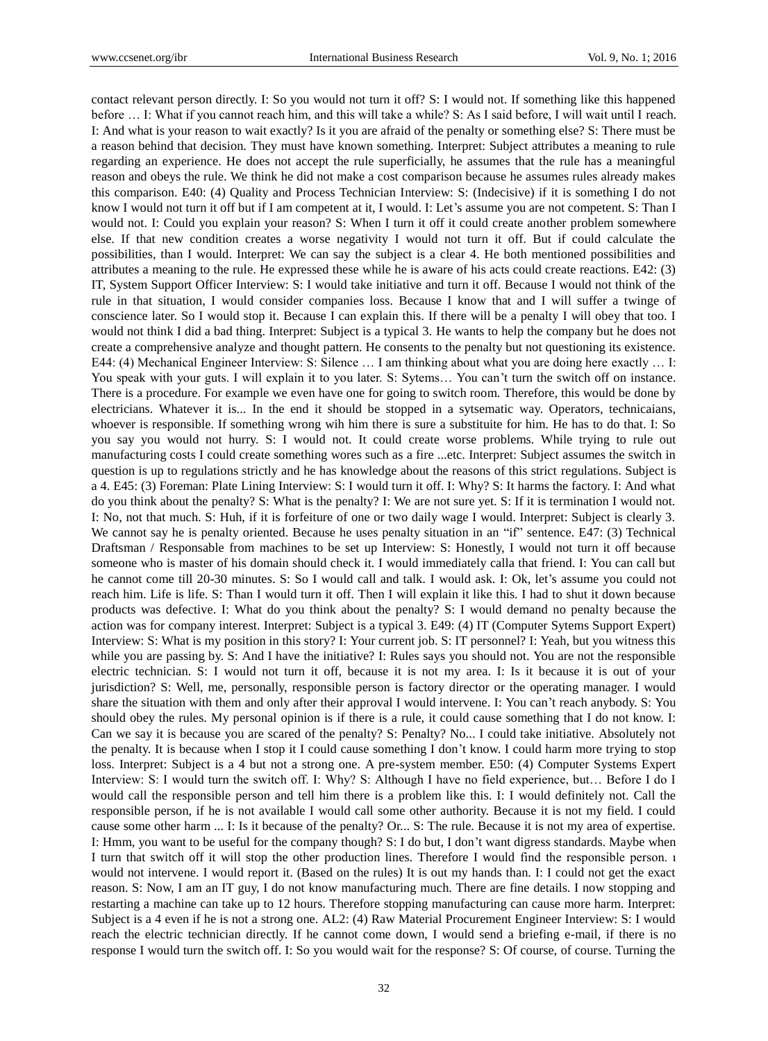contact relevant person directly. I: So you would not turn it off? S: I would not. If something like this happened before … I: What if you cannot reach him, and this will take a while? S: As I said before, I will wait until I reach. I: And what is your reason to wait exactly? Is it you are afraid of the penalty or something else? S: There must be a reason behind that decision. They must have known something. Interpret: Subject attributes a meaning to rule regarding an experience. He does not accept the rule superficially, he assumes that the rule has a meaningful reason and obeys the rule. We think he did not make a cost comparison because he assumes rules already makes this comparison. E40: (4) Quality and Process Technician Interview: S: (Indecisive) if it is something I do not know I would not turn it off but if I am competent at it, I would. I: Let's assume you are not competent. S: Than I would not. I: Could you explain your reason? S: When I turn it off it could create another problem somewhere else. If that new condition creates a worse negativity I would not turn it off. But if could calculate the possibilities, than I would. Interpret: We can say the subject is a clear 4. He both mentioned possibilities and attributes a meaning to the rule. He expressed these while he is aware of his acts could create reactions. E42: (3) IT, System Support Officer Interview: S: I would take initiative and turn it off. Because I would not think of the rule in that situation, I would consider companies loss. Because I know that and I will suffer a twinge of conscience later. So I would stop it. Because I can explain this. If there will be a penalty I will obey that too. I would not think I did a bad thing. Interpret: Subject is a typical 3. He wants to help the company but he does not create a comprehensive analyze and thought pattern. He consents to the penalty but not questioning its existence. E44: (4) Mechanical Engineer Interview: S: Silence … I am thinking about what you are doing here exactly … I: You speak with your guts. I will explain it to you later. S: Sytems… You can't turn the switch off on instance. There is a procedure. For example we even have one for going to switch room. Therefore, this would be done by electricians. Whatever it is... In the end it should be stopped in a sytsematic way. Operators, technicaians, whoever is responsible. If something wrong wih him there is sure a substituite for him. He has to do that. I: So you say you would not hurry. S: I would not. It could create worse problems. While trying to rule out manufacturing costs I could create something wores such as a fire ...etc. Interpret: Subject assumes the switch in question is up to regulations strictly and he has knowledge about the reasons of this strict regulations. Subject is a 4. E45: (3) Foreman: Plate Lining Interview: S: I would turn it off. I: Why? S: It harms the factory. I: And what do you think about the penalty? S: What is the penalty? I: We are not sure yet. S: If it is termination I would not. I: No, not that much. S: Huh, if it is forfeiture of one or two daily wage I would. Interpret: Subject is clearly 3. We cannot say he is penalty oriented. Because he uses penalty situation in an "if" sentence. E47: (3) Technical Draftsman / Responsable from machines to be set up Interview: S: Honestly, I would not turn it off because someone who is master of his domain should check it. I would immediately calla that friend. I: You can call but he cannot come till 20-30 minutes. S: So I would call and talk. I would ask. I: Ok, let's assume you could not reach him. Life is life. S: Than I would turn it off. Then I will explain it like this. I had to shut it down because products was defective. I: What do you think about the penalty? S: I would demand no penalty because the action was for company interest. Interpret: Subject is a typical 3. E49: (4) IT (Computer Sytems Support Expert) Interview: S: What is my position in this story? I: Your current job. S: IT personnel? I: Yeah, but you witness this while you are passing by. S: And I have the initiative? I: Rules says you should not. You are not the responsible electric technician. S: I would not turn it off, because it is not my area. I: Is it because it is out of your jurisdiction? S: Well, me, personally, responsible person is factory director or the operating manager. I would share the situation with them and only after their approval I would intervene. I: You can't reach anybody. S: You should obey the rules. My personal opinion is if there is a rule, it could cause something that I do not know. I: Can we say it is because you are scared of the penalty? S: Penalty? No... I could take initiative. Absolutely not the penalty. It is because when I stop it I could cause something I don't know. I could harm more trying to stop loss. Interpret: Subject is a 4 but not a strong one. A pre-system member. E50: (4) Computer Systems Expert Interview: S: I would turn the switch off. I: Why? S: Although I have no field experience, but… Before I do I would call the responsible person and tell him there is a problem like this. I: I would definitely not. Call the responsible person, if he is not available I would call some other authority. Because it is not my field. I could cause some other harm ... I: Is it because of the penalty? Or... S: The rule. Because it is not my area of expertise. I: Hmm, you want to be useful for the company though? S: I do but, I don't want digress standards. Maybe when I turn that switch off it will stop the other production lines. Therefore I would find the responsible person. ı would not intervene. I would report it. (Based on the rules) It is out my hands than. I: I could not get the exact reason. S: Now, I am an IT guy, I do not know manufacturing much. There are fine details. I now stopping and restarting a machine can take up to 12 hours. Therefore stopping manufacturing can cause more harm. Interpret: Subject is a 4 even if he is not a strong one. AL2: (4) Raw Material Procurement Engineer Interview: S: I would reach the electric technician directly. If he cannot come down, I would send a briefing e-mail, if there is no response I would turn the switch off. I: So you would wait for the response? S: Of course, of course. Turning the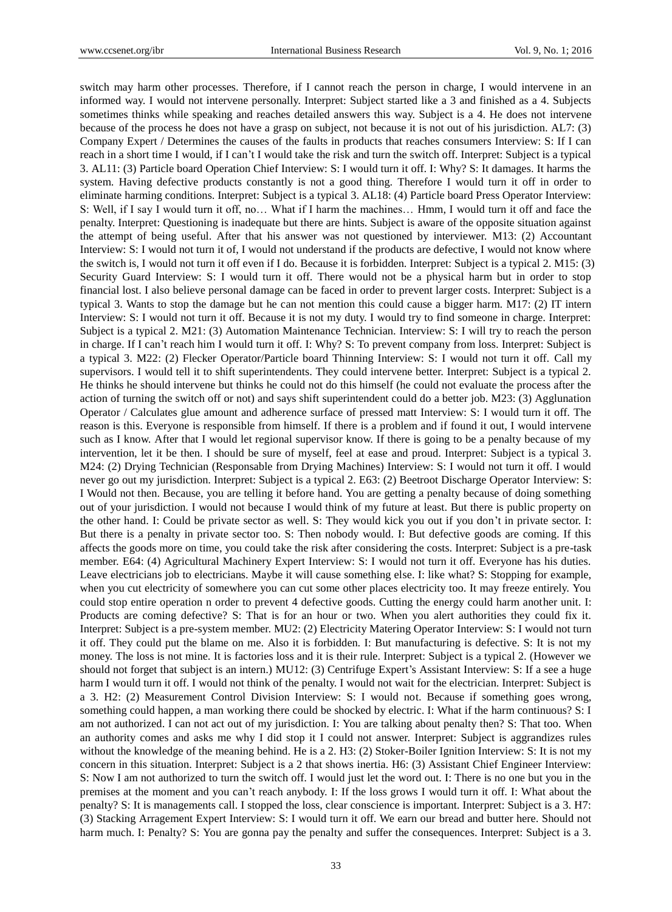switch may harm other processes. Therefore, if I cannot reach the person in charge, I would intervene in an informed way. I would not intervene personally. Interpret: Subject started like a 3 and finished as a 4. Subjects sometimes thinks while speaking and reaches detailed answers this way. Subject is a 4. He does not intervene because of the process he does not have a grasp on subject, not because it is not out of his jurisdiction. AL7: (3) Company Expert / Determines the causes of the faults in products that reaches consumers Interview: S: If I can reach in a short time I would, if I can't I would take the risk and turn the switch off. Interpret: Subject is a typical 3. AL11: (3) Particle board Operation Chief Interview: S: I would turn it off. I: Why? S: It damages. It harms the system. Having defective products constantly is not a good thing. Therefore I would turn it off in order to eliminate harming conditions. Interpret: Subject is a typical 3. AL18: (4) Particle board Press Operator Interview: S: Well, if I say I would turn it off, no… What if I harm the machines… Hmm, I would turn it off and face the penalty. Interpret: Questioning is inadequate but there are hints. Subject is aware of the opposite situation against the attempt of being useful. After that his answer was not questioned by interviewer. M13: (2) Accountant Interview: S: I would not turn it of, I would not understand if the products are defective, I would not know where the switch is, I would not turn it off even if I do. Because it is forbidden. Interpret: Subject is a typical 2. M15: (3) Security Guard Interview: S: I would turn it off. There would not be a physical harm but in order to stop financial lost. I also believe personal damage can be faced in order to prevent larger costs. Interpret: Subject is a typical 3. Wants to stop the damage but he can not mention this could cause a bigger harm. M17: (2) IT intern Interview: S: I would not turn it off. Because it is not my duty. I would try to find someone in charge. Interpret: Subject is a typical 2. M21: (3) Automation Maintenance Technician. Interview: S: I will try to reach the person in charge. If I can't reach him I would turn it off. I: Why? S: To prevent company from loss. Interpret: Subject is a typical 3. M22: (2) Flecker Operator/Particle board Thinning Interview: S: I would not turn it off. Call my supervisors. I would tell it to shift superintendents. They could intervene better. Interpret: Subject is a typical 2. He thinks he should intervene but thinks he could not do this himself (he could not evaluate the process after the action of turning the switch off or not) and says shift superintendent could do a better job. M23: (3) Agglunation Operator / Calculates glue amount and adherence surface of pressed matt Interview: S: I would turn it off. The reason is this. Everyone is responsible from himself. If there is a problem and if found it out, I would intervene such as I know. After that I would let regional supervisor know. If there is going to be a penalty because of my intervention, let it be then. I should be sure of myself, feel at ease and proud. Interpret: Subject is a typical 3. M24: (2) Drying Technician (Responsable from Drying Machines) Interview: S: I would not turn it off. I would never go out my jurisdiction. Interpret: Subject is a typical 2. E63: (2) Beetroot Discharge Operator Interview: S: I Would not then. Because, you are telling it before hand. You are getting a penalty because of doing something out of your jurisdiction. I would not because I would think of my future at least. But there is public property on the other hand. I: Could be private sector as well. S: They would kick you out if you don't in private sector. I: But there is a penalty in private sector too. S: Then nobody would. I: But defective goods are coming. If this affects the goods more on time, you could take the risk after considering the costs. Interpret: Subject is a pre-task member. E64: (4) Agricultural Machinery Expert Interview: S: I would not turn it off. Everyone has his duties. Leave electricians job to electricians. Maybe it will cause something else. I: like what? S: Stopping for example, when you cut electricity of somewhere you can cut some other places electricity too. It may freeze entirely. You could stop entire operation n order to prevent 4 defective goods. Cutting the energy could harm another unit. I: Products are coming defective? S: That is for an hour or two. When you alert authorities they could fix it. Interpret: Subject is a pre-system member. MU2: (2) Electricity Matering Operator Interview: S: I would not turn it off. They could put the blame on me. Also it is forbidden. I: But manufacturing is defective. S: It is not my money. The loss is not mine. It is factories loss and it is their rule. Interpret: Subject is a typical 2. (However we should not forget that subject is an intern.) MU12: (3) Centrifuge Expert's Assistant Interview: S: If a see a huge harm I would turn it off. I would not think of the penalty. I would not wait for the electrician. Interpret: Subject is a 3. H2: (2) Measurement Control Division Interview: S: I would not. Because if something goes wrong, something could happen, a man working there could be shocked by electric. I: What if the harm continuous? S: I am not authorized. I can not act out of my jurisdiction. I: You are talking about penalty then? S: That too. When an authority comes and asks me why I did stop it I could not answer. Interpret: Subject is aggrandizes rules without the knowledge of the meaning behind. He is a 2. H3: (2) Stoker-Boiler Ignition Interview: S: It is not my concern in this situation. Interpret: Subject is a 2 that shows inertia. H6: (3) Assistant Chief Engineer Interview: S: Now I am not authorized to turn the switch off. I would just let the word out. I: There is no one but you in the premises at the moment and you can't reach anybody. I: If the loss grows I would turn it off. I: What about the penalty? S: It is managements call. I stopped the loss, clear conscience is important. Interpret: Subject is a 3. H7: (3) Stacking Arragement Expert Interview: S: I would turn it off. We earn our bread and butter here. Should not harm much. I: Penalty? S: You are gonna pay the penalty and suffer the consequences. Interpret: Subject is a 3.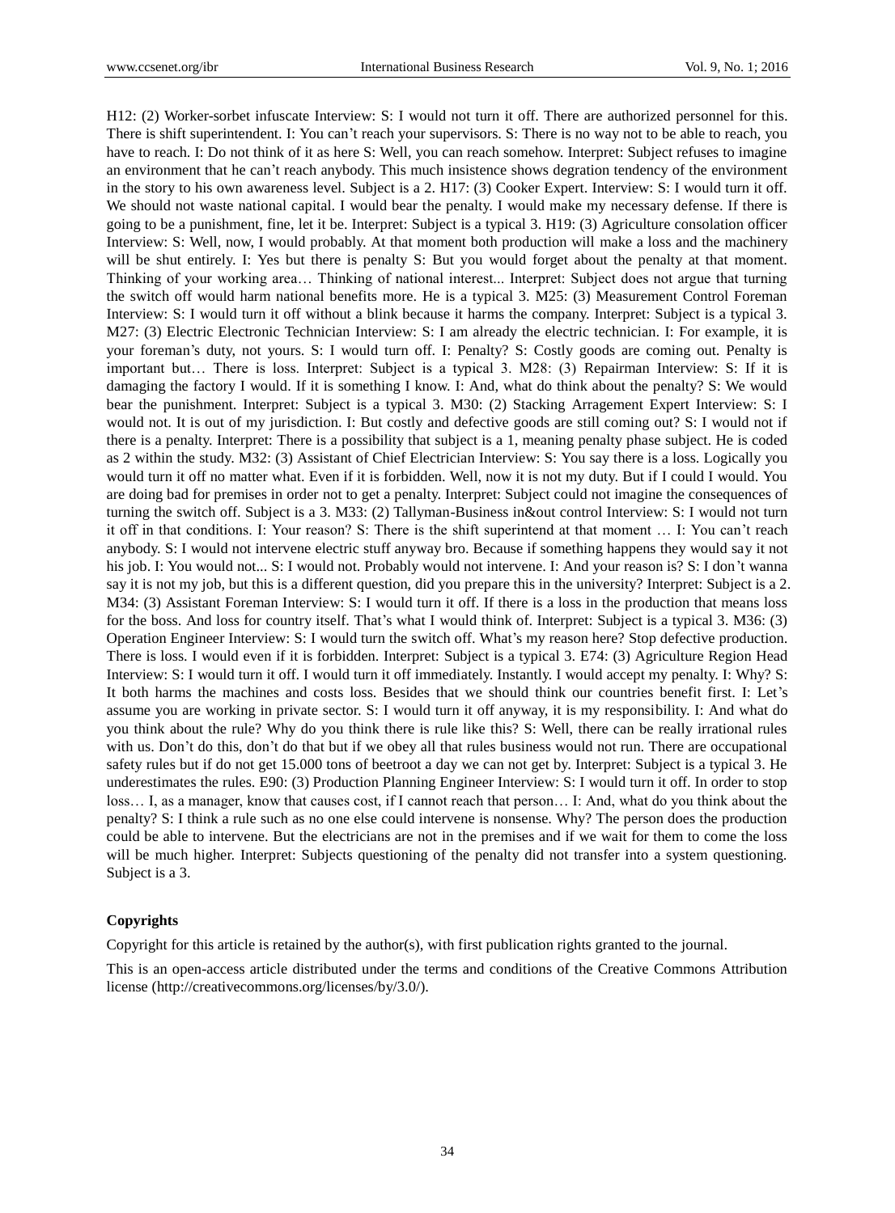H12: (2) Worker-sorbet infuscate Interview: S: I would not turn it off. There are authorized personnel for this. There is shift superintendent. I: You can't reach your supervisors. S: There is no way not to be able to reach, you have to reach. I: Do not think of it as here S: Well, you can reach somehow. Interpret: Subject refuses to imagine an environment that he can't reach anybody. This much insistence shows degration tendency of the environment in the story to his own awareness level. Subject is a 2. H17: (3) Cooker Expert. Interview: S: I would turn it off. We should not waste national capital. I would bear the penalty. I would make my necessary defense. If there is going to be a punishment, fine, let it be. Interpret: Subject is a typical 3. H19: (3) Agriculture consolation officer Interview: S: Well, now, I would probably. At that moment both production will make a loss and the machinery will be shut entirely. I: Yes but there is penalty S: But you would forget about the penalty at that moment. Thinking of your working area… Thinking of national interest... Interpret: Subject does not argue that turning the switch off would harm national benefits more. He is a typical 3. M25: (3) Measurement Control Foreman Interview: S: I would turn it off without a blink because it harms the company. Interpret: Subject is a typical 3. M27: (3) Electric Electronic Technician Interview: S: I am already the electric technician. I: For example, it is your foreman's duty, not yours. S: I would turn off. I: Penalty? S: Costly goods are coming out. Penalty is important but… There is loss. Interpret: Subject is a typical 3. M28: (3) Repairman Interview: S: If it is damaging the factory I would. If it is something I know. I: And, what do think about the penalty? S: We would bear the punishment. Interpret: Subject is a typical 3. M30: (2) Stacking Arragement Expert Interview: S: I would not. It is out of my jurisdiction. I: But costly and defective goods are still coming out? S: I would not if there is a penalty. Interpret: There is a possibility that subject is a 1, meaning penalty phase subject. He is coded as 2 within the study. M32: (3) Assistant of Chief Electrician Interview: S: You say there is a loss. Logically you would turn it off no matter what. Even if it is forbidden. Well, now it is not my duty. But if I could I would. You are doing bad for premises in order not to get a penalty. Interpret: Subject could not imagine the consequences of turning the switch off. Subject is a 3. M33: (2) Tallyman-Business in&out control Interview: S: I would not turn it off in that conditions. I: Your reason? S: There is the shift superintend at that moment … I: You can't reach anybody. S: I would not intervene electric stuff anyway bro. Because if something happens they would say it not his job. I: You would not... S: I would not. Probably would not intervene. I: And your reason is? S: I don't wanna say it is not my job, but this is a different question, did you prepare this in the university? Interpret: Subject is a 2. M34: (3) Assistant Foreman Interview: S: I would turn it off. If there is a loss in the production that means loss for the boss. And loss for country itself. That's what I would think of. Interpret: Subject is a typical 3. M36: (3) Operation Engineer Interview: S: I would turn the switch off. What's my reason here? Stop defective production. There is loss. I would even if it is forbidden. Interpret: Subject is a typical 3. E74: (3) Agriculture Region Head Interview: S: I would turn it off. I would turn it off immediately. Instantly. I would accept my penalty. I: Why? S: It both harms the machines and costs loss. Besides that we should think our countries benefit first. I: Let's assume you are working in private sector. S: I would turn it off anyway, it is my responsibility. I: And what do you think about the rule? Why do you think there is rule like this? S: Well, there can be really irrational rules with us. Don't do this, don't do that but if we obey all that rules business would not run. There are occupational safety rules but if do not get 15.000 tons of beetroot a day we can not get by. Interpret: Subject is a typical 3. He underestimates the rules. E90: (3) Production Planning Engineer Interview: S: I would turn it off. In order to stop loss… I, as a manager, know that causes cost, if I cannot reach that person… I: And, what do you think about the penalty? S: I think a rule such as no one else could intervene is nonsense. Why? The person does the production could be able to intervene. But the electricians are not in the premises and if we wait for them to come the loss will be much higher. Interpret: Subjects questioning of the penalty did not transfer into a system questioning. Subject is a 3.

**Copyrights**

Copyright for this article is retained by the author(s), with first publication rights granted to the journal.

This is an open-access article distributed under the terms and conditions of the Creative Commons Attribution license (http://creativecommons.org/licenses/by/3.0/).